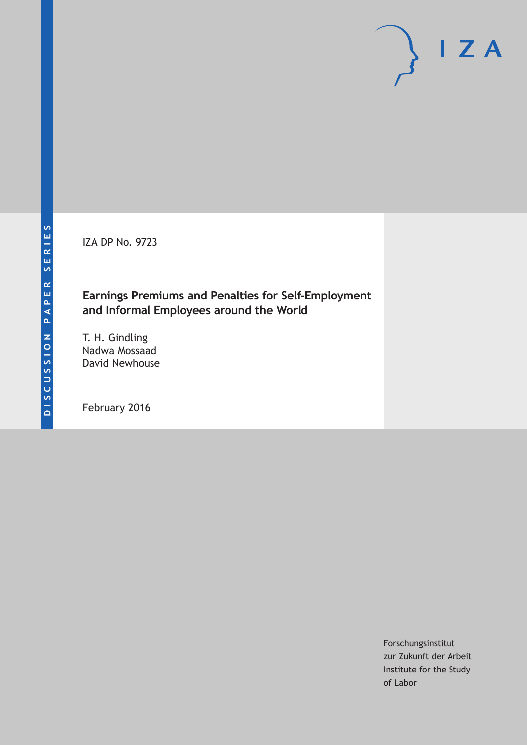DISCUSSION PAPER SERIES

IZA DP No. 9723

# Earnings Premiums and Penalties for Self-Employment and Informal Employees around the World

T. H. Gindling
Nadwa Mossaad
David Newhouse

February 2016

Forschungsinstitut
zur Zukunft der Arbeit
Institute for the Study
of Labor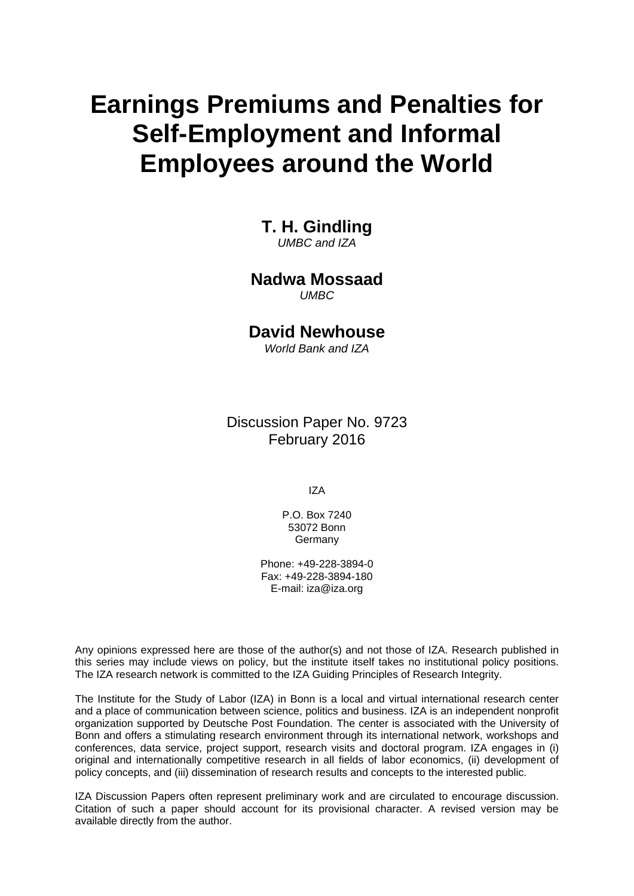# Earnings Premiums and Penalties for Self-Employment and Informal Employees around the World

**T. H. Gindling**
*UMBC and IZA*

**Nadwa Mossaad**
*UMBC*

**David Newhouse**
*World Bank and IZA*

Discussion Paper No. 9723
February 2016

IZA

P.O. Box 7240
53072 Bonn
Germany

Phone: +49-228-3894-0
Fax: +49-228-3894-180
E-mail: iza@iza.org

Any opinions expressed here are those of the author(s) and not those of IZA. Research published in this series may include views on policy, but the institute itself takes no institutional policy positions. The IZA research network is committed to the IZA Guiding Principles of Research Integrity.

The Institute for the Study of Labor (IZA) in Bonn is a local and virtual international research center and a place of communication between science, politics and business. IZA is an independent nonprofit organization supported by Deutsche Post Foundation. The center is associated with the University of Bonn and offers a stimulating research environment through its international network, workshops and conferences, data service, project support, research visits and doctoral program. IZA engages in (i) original and internationally competitive research in all fields of labor economics, (ii) development of policy concepts, and (iii) dissemination of research results and concepts to the interested public.

IZA Discussion Papers often represent preliminary work and are circulated to encourage discussion. Citation of such a paper should account for its provisional character. A revised version may be available directly from the author.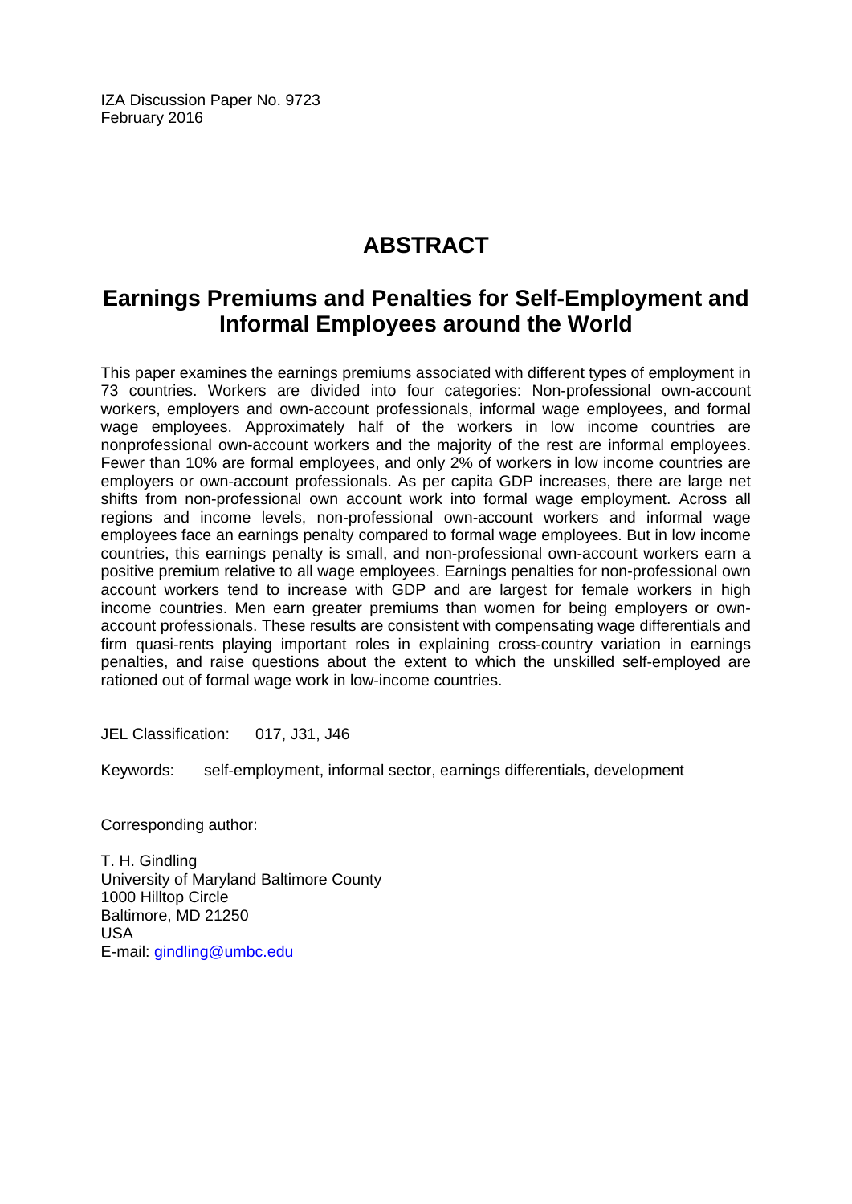IZA Discussion Paper No. 9723
February 2016

# ABSTRACT

## Earnings Premiums and Penalties for Self-Employment and Informal Employees around the World

This paper examines the earnings premiums associated with different types of employment in 73 countries. Workers are divided into four categories: Non-professional own-account workers, employers and own-account professionals, informal wage employees, and formal wage employees. Approximately half of the workers in low income countries are nonprofessional own-account workers and the majority of the rest are informal employees. Fewer than 10% are formal employees, and only 2% of workers in low income countries are employers or own-account professionals. As per capita GDP increases, there are large net shifts from non-professional own account work into formal wage employment. Across all regions and income levels, non-professional own-account workers and informal wage employees face an earnings penalty compared to formal wage employees. But in low income countries, this earnings penalty is small, and non-professional own-account workers earn a positive premium relative to all wage employees. Earnings penalties for non-professional own account workers tend to increase with GDP and are largest for female workers in high income countries. Men earn greater premiums than women for being employers or own-account professionals. These results are consistent with compensating wage differentials and firm quasi-rents playing important roles in explaining cross-country variation in earnings penalties, and raise questions about the extent to which the unskilled self-employed are rationed out of formal wage work in low-income countries.

JEL Classification: 017, J31, J46

Keywords: self-employment, informal sector, earnings differentials, development

Corresponding author:

T. H. Gindling
University of Maryland Baltimore County
1000 Hilltop Circle
Baltimore, MD 21250
USA
E-mail: gindling@umbc.edu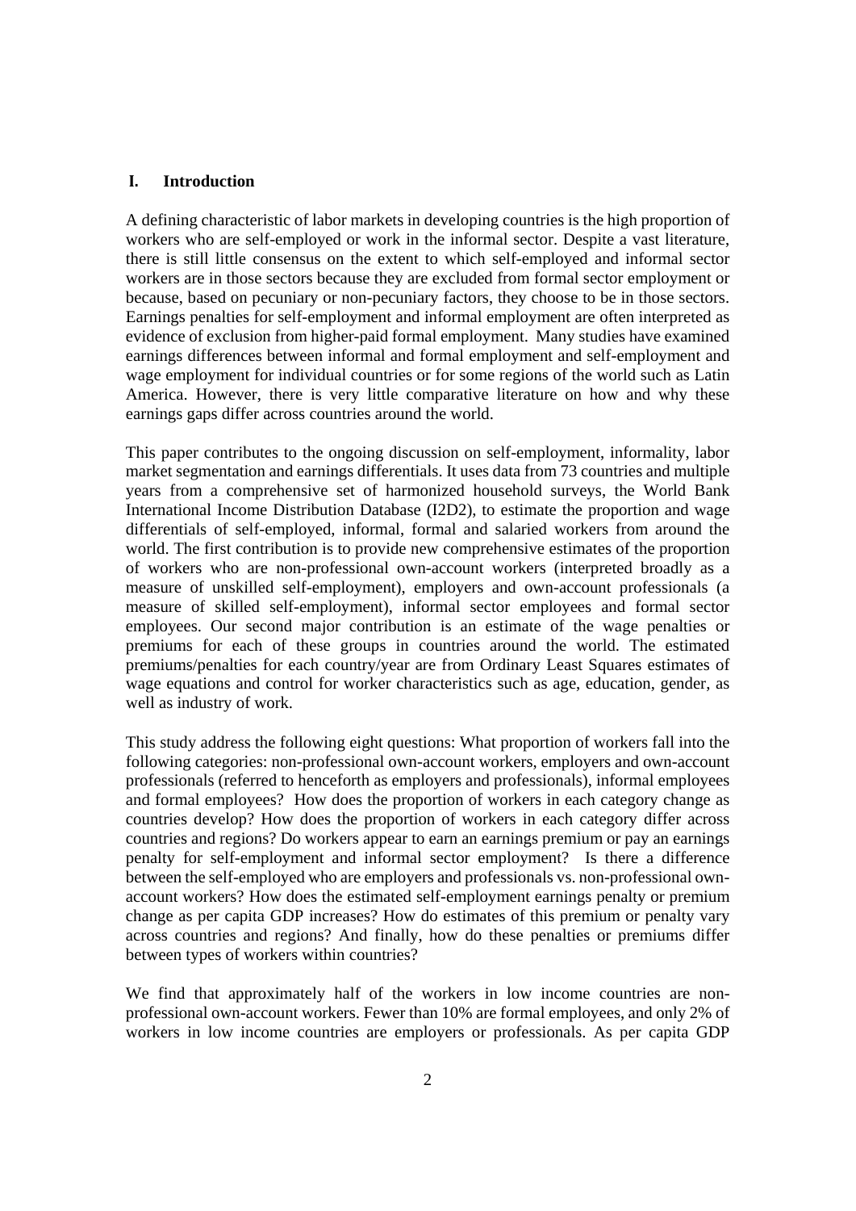## I. Introduction

A defining characteristic of labor markets in developing countries is the high proportion of workers who are self-employed or work in the informal sector. Despite a vast literature, there is still little consensus on the extent to which self-employed and informal sector workers are in those sectors because they are excluded from formal sector employment or because, based on pecuniary or non-pecuniary factors, they choose to be in those sectors. Earnings penalties for self-employment and informal employment are often interpreted as evidence of exclusion from higher-paid formal employment. Many studies have examined earnings differences between informal and formal employment and self-employment and wage employment for individual countries or for some regions of the world such as Latin America. However, there is very little comparative literature on how and why these earnings gaps differ across countries around the world.

This paper contributes to the ongoing discussion on self-employment, informality, labor market segmentation and earnings differentials. It uses data from 73 countries and multiple years from a comprehensive set of harmonized household surveys, the World Bank International Income Distribution Database (I2D2), to estimate the proportion and wage differentials of self-employed, informal, formal and salaried workers from around the world. The first contribution is to provide new comprehensive estimates of the proportion of workers who are non-professional own-account workers (interpreted broadly as a measure of unskilled self-employment), employers and own-account professionals (a measure of skilled self-employment), informal sector employees and formal sector employees. Our second major contribution is an estimate of the wage penalties or premiums for each of these groups in countries around the world. The estimated premiums/penalties for each country/year are from Ordinary Least Squares estimates of wage equations and control for worker characteristics such as age, education, gender, as well as industry of work.

This study address the following eight questions: What proportion of workers fall into the following categories: non-professional own-account workers, employers and own-account professionals (referred to henceforth as employers and professionals), informal employees and formal employees? How does the proportion of workers in each category change as countries develop? How does the proportion of workers in each category differ across countries and regions? Do workers appear to earn an earnings premium or pay an earnings penalty for self-employment and informal sector employment? Is there a difference between the self-employed who are employers and professionals vs. non-professional own-account workers? How does the estimated self-employment earnings penalty or premium change as per capita GDP increases? How do estimates of this premium or penalty vary across countries and regions? And finally, how do these penalties or premiums differ between types of workers within countries?

We find that approximately half of the workers in low income countries are non-professional own-account workers. Fewer than 10% are formal employees, and only 2% of workers in low income countries are employers or professionals. As per capita GDP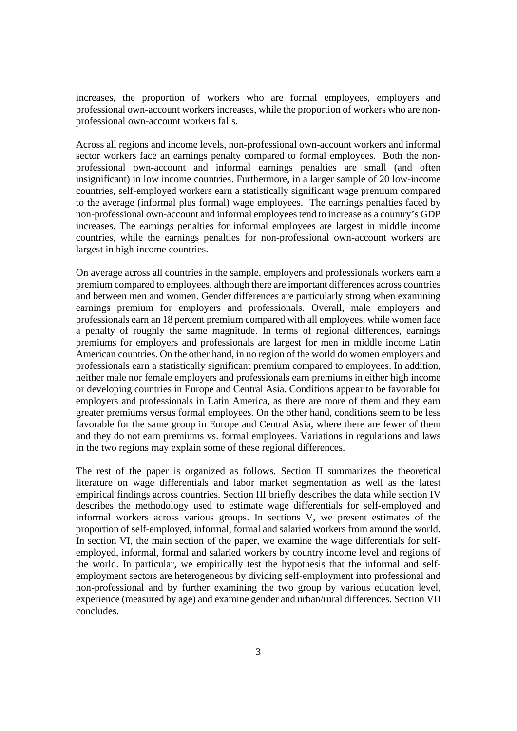increases, the proportion of workers who are formal employees, employers and professional own-account workers increases, while the proportion of workers who are non-professional own-account workers falls.

Across all regions and income levels, non-professional own-account workers and informal sector workers face an earnings penalty compared to formal employees. Both the non-professional own-account and informal earnings penalties are small (and often insignificant) in low income countries. Furthermore, in a larger sample of 20 low-income countries, self-employed workers earn a statistically significant wage premium compared to the average (informal plus formal) wage employees. The earnings penalties faced by non-professional own-account and informal employees tend to increase as a country's GDP increases. The earnings penalties for informal employees are largest in middle income countries, while the earnings penalties for non-professional own-account workers are largest in high income countries.

On average across all countries in the sample, employers and professionals workers earn a premium compared to employees, although there are important differences across countries and between men and women. Gender differences are particularly strong when examining earnings premium for employers and professionals. Overall, male employers and professionals earn an 18 percent premium compared with all employees, while women face a penalty of roughly the same magnitude. In terms of regional differences, earnings premiums for employers and professionals are largest for men in middle income Latin American countries. On the other hand, in no region of the world do women employers and professionals earn a statistically significant premium compared to employees. In addition, neither male nor female employers and professionals earn premiums in either high income or developing countries in Europe and Central Asia. Conditions appear to be favorable for employers and professionals in Latin America, as there are more of them and they earn greater premiums versus formal employees. On the other hand, conditions seem to be less favorable for the same group in Europe and Central Asia, where there are fewer of them and they do not earn premiums vs. formal employees. Variations in regulations and laws in the two regions may explain some of these regional differences.

The rest of the paper is organized as follows. Section II summarizes the theoretical literature on wage differentials and labor market segmentation as well as the latest empirical findings across countries. Section III briefly describes the data while section IV describes the methodology used to estimate wage differentials for self-employed and informal workers across various groups. In sections V, we present estimates of the proportion of self-employed, informal, formal and salaried workers from around the world. In section VI, the main section of the paper, we examine the wage differentials for self-employed, informal, formal and salaried workers by country income level and regions of the world. In particular, we empirically test the hypothesis that the informal and self-employment sectors are heterogeneous by dividing self-employment into professional and non-professional and by further examining the two group by various education level, experience (measured by age) and examine gender and urban/rural differences. Section VII concludes.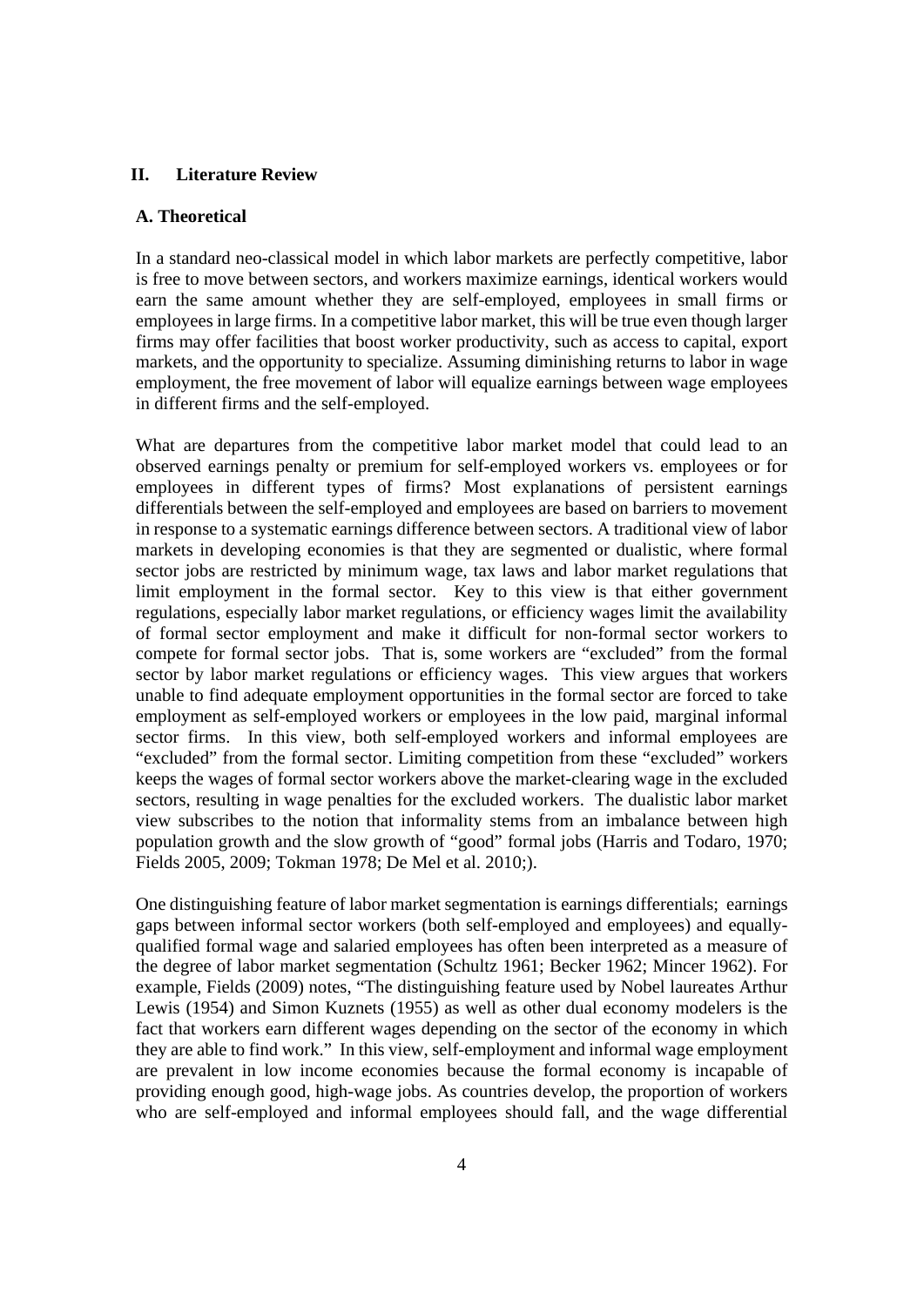## II. Literature Review

### A. Theoretical

In a standard neo-classical model in which labor markets are perfectly competitive, labor is free to move between sectors, and workers maximize earnings, identical workers would earn the same amount whether they are self-employed, employees in small firms or employees in large firms. In a competitive labor market, this will be true even though larger firms may offer facilities that boost worker productivity, such as access to capital, export markets, and the opportunity to specialize. Assuming diminishing returns to labor in wage employment, the free movement of labor will equalize earnings between wage employees in different firms and the self-employed.

What are departures from the competitive labor market model that could lead to an observed earnings penalty or premium for self-employed workers vs. employees or for employees in different types of firms? Most explanations of persistent earnings differentials between the self-employed and employees are based on barriers to movement in response to a systematic earnings difference between sectors. A traditional view of labor markets in developing economies is that they are segmented or dualistic, where formal sector jobs are restricted by minimum wage, tax laws and labor market regulations that limit employment in the formal sector. Key to this view is that either government regulations, especially labor market regulations, or efficiency wages limit the availability of formal sector employment and make it difficult for non-formal sector workers to compete for formal sector jobs. That is, some workers are "excluded" from the formal sector by labor market regulations or efficiency wages. This view argues that workers unable to find adequate employment opportunities in the formal sector are forced to take employment as self-employed workers or employees in the low paid, marginal informal sector firms. In this view, both self-employed workers and informal employees are "excluded" from the formal sector. Limiting competition from these "excluded" workers keeps the wages of formal sector workers above the market-clearing wage in the excluded sectors, resulting in wage penalties for the excluded workers. The dualistic labor market view subscribes to the notion that informality stems from an imbalance between high population growth and the slow growth of "good" formal jobs (Harris and Todaro, 1970; Fields 2005, 2009; Tokman 1978; De Mel et al. 2010;).

One distinguishing feature of labor market segmentation is earnings differentials; earnings gaps between informal sector workers (both self-employed and employees) and equally-qualified formal wage and salaried employees has often been interpreted as a measure of the degree of labor market segmentation (Schultz 1961; Becker 1962; Mincer 1962). For example, Fields (2009) notes, "The distinguishing feature used by Nobel laureates Arthur Lewis (1954) and Simon Kuznets (1955) as well as other dual economy modelers is the fact that workers earn different wages depending on the sector of the economy in which they are able to find work." In this view, self-employment and informal wage employment are prevalent in low income economies because the formal economy is incapable of providing enough good, high-wage jobs. As countries develop, the proportion of workers who are self-employed and informal employees should fall, and the wage differential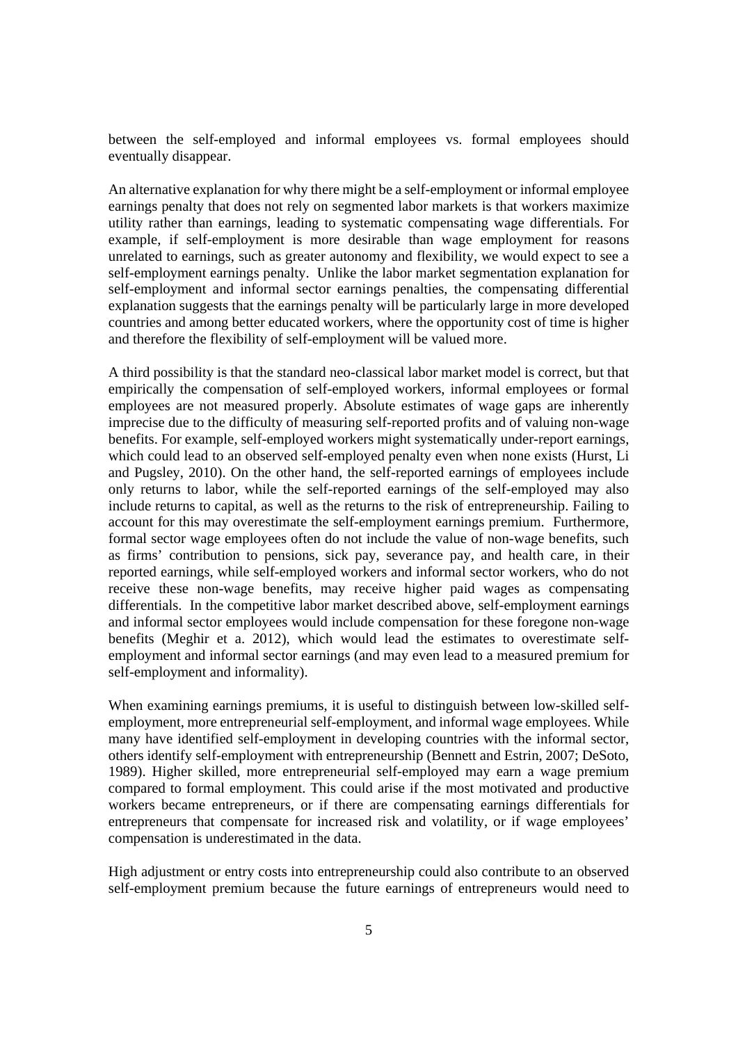between the self-employed and informal employees vs. formal employees should eventually disappear.

An alternative explanation for why there might be a self-employment or informal employee earnings penalty that does not rely on segmented labor markets is that workers maximize utility rather than earnings, leading to systematic compensating wage differentials. For example, if self-employment is more desirable than wage employment for reasons unrelated to earnings, such as greater autonomy and flexibility, we would expect to see a self-employment earnings penalty. Unlike the labor market segmentation explanation for self-employment and informal sector earnings penalties, the compensating differential explanation suggests that the earnings penalty will be particularly large in more developed countries and among better educated workers, where the opportunity cost of time is higher and therefore the flexibility of self-employment will be valued more.

A third possibility is that the standard neo-classical labor market model is correct, but that empirically the compensation of self-employed workers, informal employees or formal employees are not measured properly. Absolute estimates of wage gaps are inherently imprecise due to the difficulty of measuring self-reported profits and of valuing non-wage benefits. For example, self-employed workers might systematically under-report earnings, which could lead to an observed self-employed penalty even when none exists (Hurst, Li and Pugsley, 2010). On the other hand, the self-reported earnings of employees include only returns to labor, while the self-reported earnings of the self-employed may also include returns to capital, as well as the returns to the risk of entrepreneurship. Failing to account for this may overestimate the self-employment earnings premium. Furthermore, formal sector wage employees often do not include the value of non-wage benefits, such as firms' contribution to pensions, sick pay, severance pay, and health care, in their reported earnings, while self-employed workers and informal sector workers, who do not receive these non-wage benefits, may receive higher paid wages as compensating differentials. In the competitive labor market described above, self-employment earnings and informal sector employees would include compensation for these foregone non-wage benefits (Meghir et a. 2012), which would lead the estimates to overestimate self-employment and informal sector earnings (and may even lead to a measured premium for self-employment and informality).

When examining earnings premiums, it is useful to distinguish between low-skilled self-employment, more entrepreneurial self-employment, and informal wage employees. While many have identified self-employment in developing countries with the informal sector, others identify self-employment with entrepreneurship (Bennett and Estrin, 2007; DeSoto, 1989). Higher skilled, more entrepreneurial self-employed may earn a wage premium compared to formal employment. This could arise if the most motivated and productive workers became entrepreneurs, or if there are compensating earnings differentials for entrepreneurs that compensate for increased risk and volatility, or if wage employees' compensation is underestimated in the data.

High adjustment or entry costs into entrepreneurship could also contribute to an observed self-employment premium because the future earnings of entrepreneurs would need to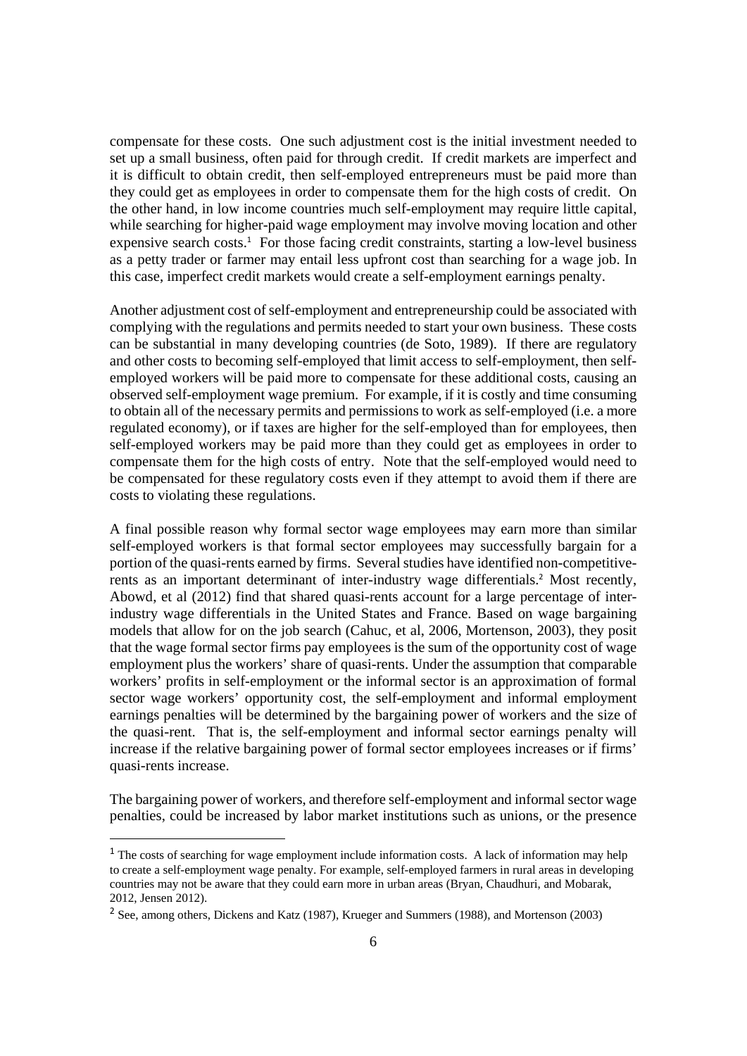compensate for these costs. One such adjustment cost is the initial investment needed to set up a small business, often paid for through credit. If credit markets are imperfect and it is difficult to obtain credit, then self-employed entrepreneurs must be paid more than they could get as employees in order to compensate them for the high costs of credit. On the other hand, in low income countries much self-employment may require little capital, while searching for higher-paid wage employment may involve moving location and other expensive search costs.[1] For those facing credit constraints, starting a low-level business as a petty trader or farmer may entail less upfront cost than searching for a wage job. In this case, imperfect credit markets would create a self-employment earnings penalty.

Another adjustment cost of self-employment and entrepreneurship could be associated with complying with the regulations and permits needed to start your own business. These costs can be substantial in many developing countries (de Soto, 1989). If there are regulatory and other costs to becoming self-employed that limit access to self-employment, then self-employed workers will be paid more to compensate for these additional costs, causing an observed self-employment wage premium. For example, if it is costly and time consuming to obtain all of the necessary permits and permissions to work as self-employed (i.e. a more regulated economy), or if taxes are higher for the self-employed than for employees, then self-employed workers may be paid more than they could get as employees in order to compensate them for the high costs of entry. Note that the self-employed would need to be compensated for these regulatory costs even if they attempt to avoid them if there are costs to violating these regulations.

A final possible reason why formal sector wage employees may earn more than similar self-employed workers is that formal sector employees may successfully bargain for a portion of the quasi-rents earned by firms. Several studies have identified non-competitive-rents as an important determinant of inter-industry wage differentials.[2] Most recently, Abowd, et al (2012) find that shared quasi-rents account for a large percentage of inter-industry wage differentials in the United States and France. Based on wage bargaining models that allow for on the job search (Cahuc, et al, 2006, Mortenson, 2003), they posit that the wage formal sector firms pay employees is the sum of the opportunity cost of wage employment plus the workers' share of quasi-rents. Under the assumption that comparable workers' profits in self-employment or the informal sector is an approximation of formal sector wage workers' opportunity cost, the self-employment and informal employment earnings penalties will be determined by the bargaining power of workers and the size of the quasi-rent. That is, the self-employment and informal sector earnings penalty will increase if the relative bargaining power of formal sector employees increases or if firms' quasi-rents increase.

The bargaining power of workers, and therefore self-employment and informal sector wage penalties, could be increased by labor market institutions such as unions, or the presence

[1] The costs of searching for wage employment include information costs. A lack of information may help to create a self-employment wage penalty. For example, self-employed farmers in rural areas in developing countries may not be aware that they could earn more in urban areas (Bryan, Chaudhuri, and Mobarak, 2012, Jensen 2012).

[2] See, among others, Dickens and Katz (1987), Krueger and Summers (1988), and Mortenson (2003)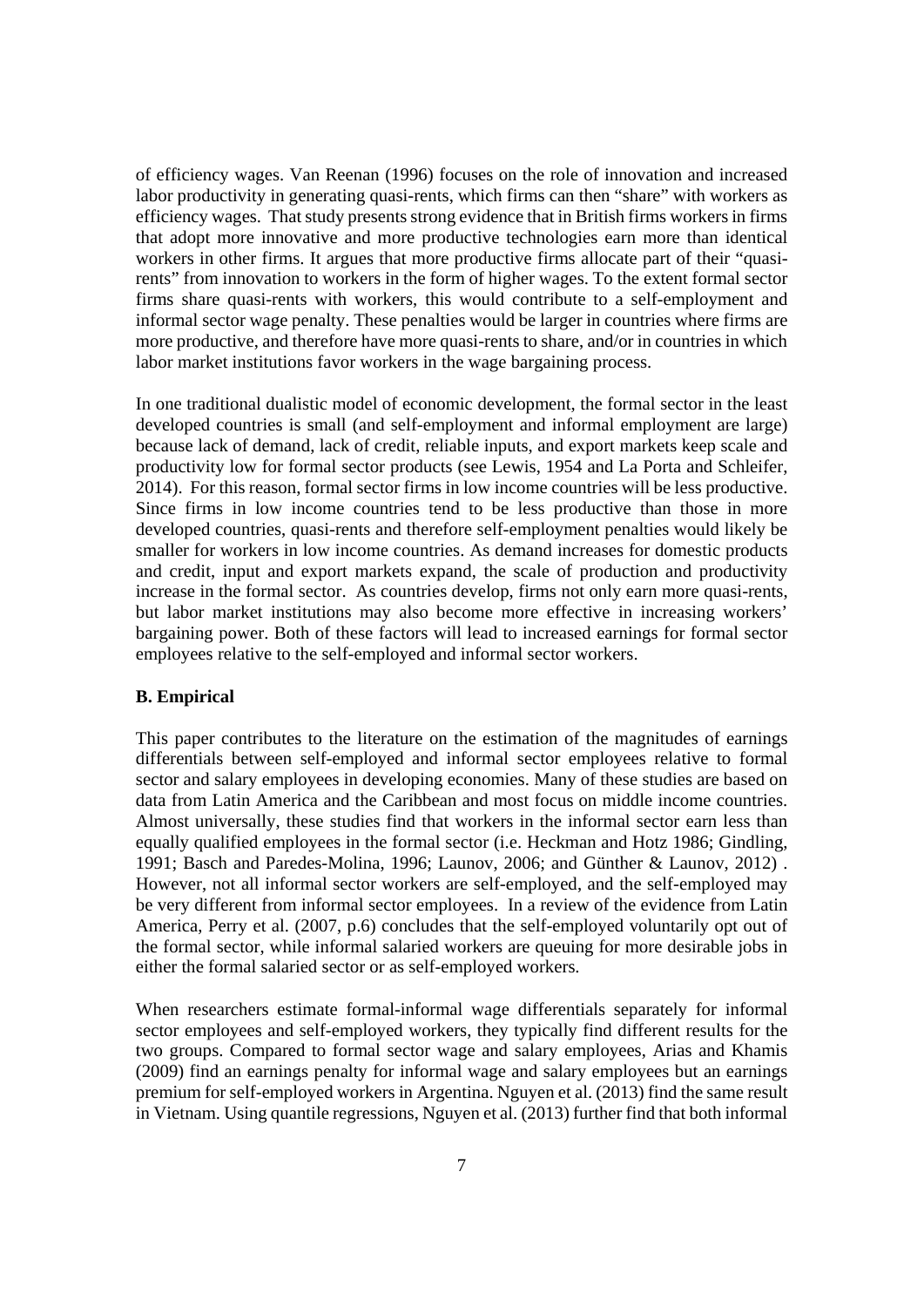of efficiency wages. Van Reenan (1996) focuses on the role of innovation and increased labor productivity in generating quasi-rents, which firms can then "share" with workers as efficiency wages. That study presents strong evidence that in British firms workers in firms that adopt more innovative and more productive technologies earn more than identical workers in other firms. It argues that more productive firms allocate part of their "quasi-rents" from innovation to workers in the form of higher wages. To the extent formal sector firms share quasi-rents with workers, this would contribute to a self-employment and informal sector wage penalty. These penalties would be larger in countries where firms are more productive, and therefore have more quasi-rents to share, and/or in countries in which labor market institutions favor workers in the wage bargaining process.

In one traditional dualistic model of economic development, the formal sector in the least developed countries is small (and self-employment and informal employment are large) because lack of demand, lack of credit, reliable inputs, and export markets keep scale and productivity low for formal sector products (see Lewis, 1954 and La Porta and Schleifer, 2014). For this reason, formal sector firms in low income countries will be less productive. Since firms in low income countries tend to be less productive than those in more developed countries, quasi-rents and therefore self-employment penalties would likely be smaller for workers in low income countries. As demand increases for domestic products and credit, input and export markets expand, the scale of production and productivity increase in the formal sector. As countries develop, firms not only earn more quasi-rents, but labor market institutions may also become more effective in increasing workers' bargaining power. Both of these factors will lead to increased earnings for formal sector employees relative to the self-employed and informal sector workers.

**B. Empirical**

This paper contributes to the literature on the estimation of the magnitudes of earnings differentials between self-employed and informal sector employees relative to formal sector and salary employees in developing economies. Many of these studies are based on data from Latin America and the Caribbean and most focus on middle income countries. Almost universally, these studies find that workers in the informal sector earn less than equally qualified employees in the formal sector (i.e. Heckman and Hotz 1986; Gindling, 1991; Basch and Paredes-Molina, 1996; Launov, 2006; and Günther & Launov, 2012) . However, not all informal sector workers are self-employed, and the self-employed may be very different from informal sector employees. In a review of the evidence from Latin America, Perry et al. (2007, p.6) concludes that the self-employed voluntarily opt out of the formal sector, while informal salaried workers are queuing for more desirable jobs in either the formal salaried sector or as self-employed workers.

When researchers estimate formal-informal wage differentials separately for informal sector employees and self-employed workers, they typically find different results for the two groups. Compared to formal sector wage and salary employees, Arias and Khamis (2009) find an earnings penalty for informal wage and salary employees but an earnings premium for self-employed workers in Argentina. Nguyen et al. (2013) find the same result in Vietnam. Using quantile regressions, Nguyen et al. (2013) further find that both informal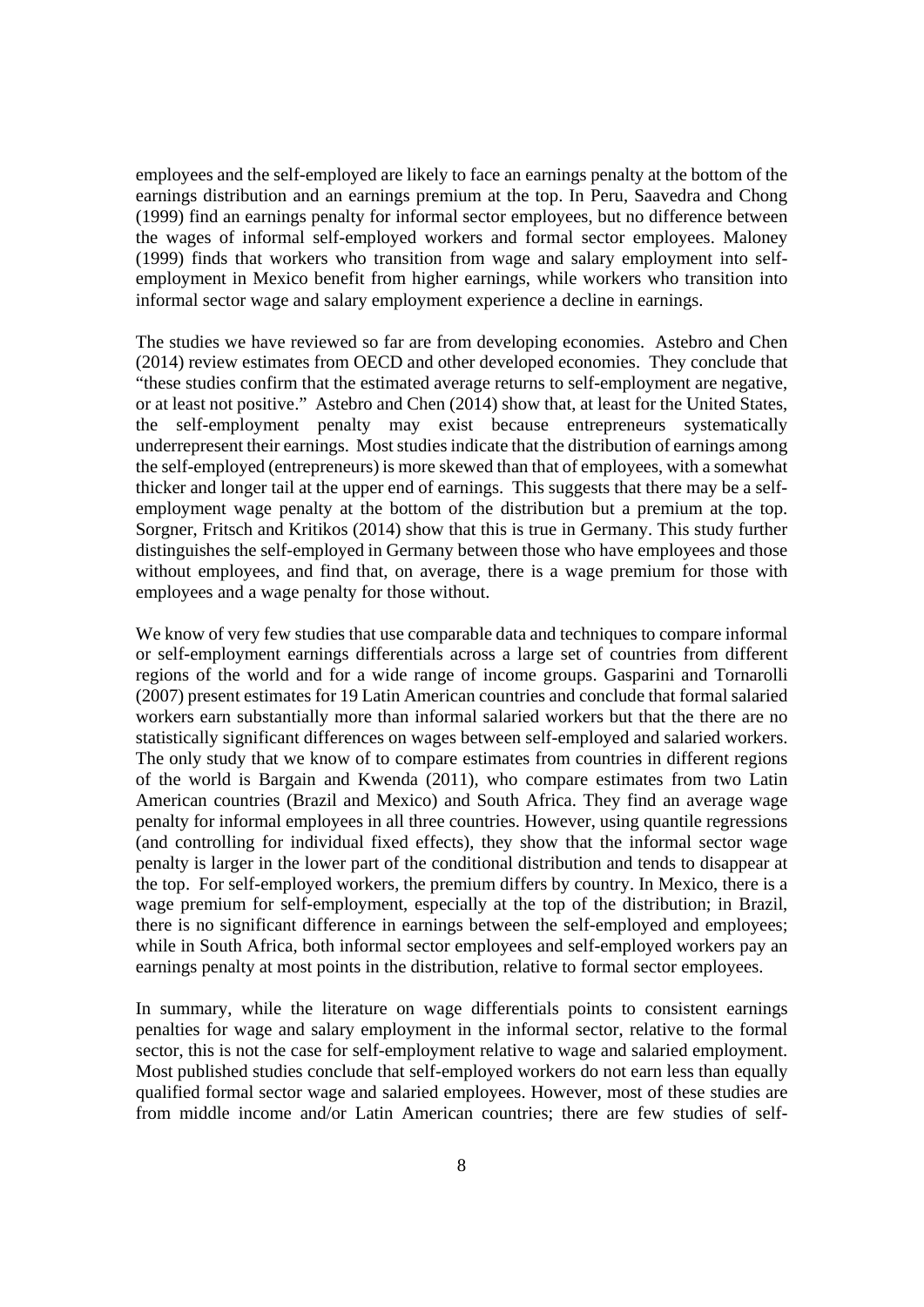employees and the self-employed are likely to face an earnings penalty at the bottom of the earnings distribution and an earnings premium at the top. In Peru, Saavedra and Chong (1999) find an earnings penalty for informal sector employees, but no difference between the wages of informal self-employed workers and formal sector employees. Maloney (1999) finds that workers who transition from wage and salary employment into self-employment in Mexico benefit from higher earnings, while workers who transition into informal sector wage and salary employment experience a decline in earnings.

The studies we have reviewed so far are from developing economies. Astebro and Chen (2014) review estimates from OECD and other developed economies. They conclude that "these studies confirm that the estimated average returns to self-employment are negative, or at least not positive." Astebro and Chen (2014) show that, at least for the United States, the self-employment penalty may exist because entrepreneurs systematically underrepresent their earnings. Most studies indicate that the distribution of earnings among the self-employed (entrepreneurs) is more skewed than that of employees, with a somewhat thicker and longer tail at the upper end of earnings. This suggests that there may be a self-employment wage penalty at the bottom of the distribution but a premium at the top. Sorgner, Fritsch and Kritikos (2014) show that this is true in Germany. This study further distinguishes the self-employed in Germany between those who have employees and those without employees, and find that, on average, there is a wage premium for those with employees and a wage penalty for those without.

We know of very few studies that use comparable data and techniques to compare informal or self-employment earnings differentials across a large set of countries from different regions of the world and for a wide range of income groups. Gasparini and Tornarolli (2007) present estimates for 19 Latin American countries and conclude that formal salaried workers earn substantially more than informal salaried workers but that the there are no statistically significant differences on wages between self-employed and salaried workers. The only study that we know of to compare estimates from countries in different regions of the world is Bargain and Kwenda (2011), who compare estimates from two Latin American countries (Brazil and Mexico) and South Africa. They find an average wage penalty for informal employees in all three countries. However, using quantile regressions (and controlling for individual fixed effects), they show that the informal sector wage penalty is larger in the lower part of the conditional distribution and tends to disappear at the top. For self-employed workers, the premium differs by country. In Mexico, there is a wage premium for self-employment, especially at the top of the distribution; in Brazil, there is no significant difference in earnings between the self-employed and employees; while in South Africa, both informal sector employees and self-employed workers pay an earnings penalty at most points in the distribution, relative to formal sector employees.

In summary, while the literature on wage differentials points to consistent earnings penalties for wage and salary employment in the informal sector, relative to the formal sector, this is not the case for self-employment relative to wage and salaried employment. Most published studies conclude that self-employed workers do not earn less than equally qualified formal sector wage and salaried employees. However, most of these studies are from middle income and/or Latin American countries; there are few studies of self-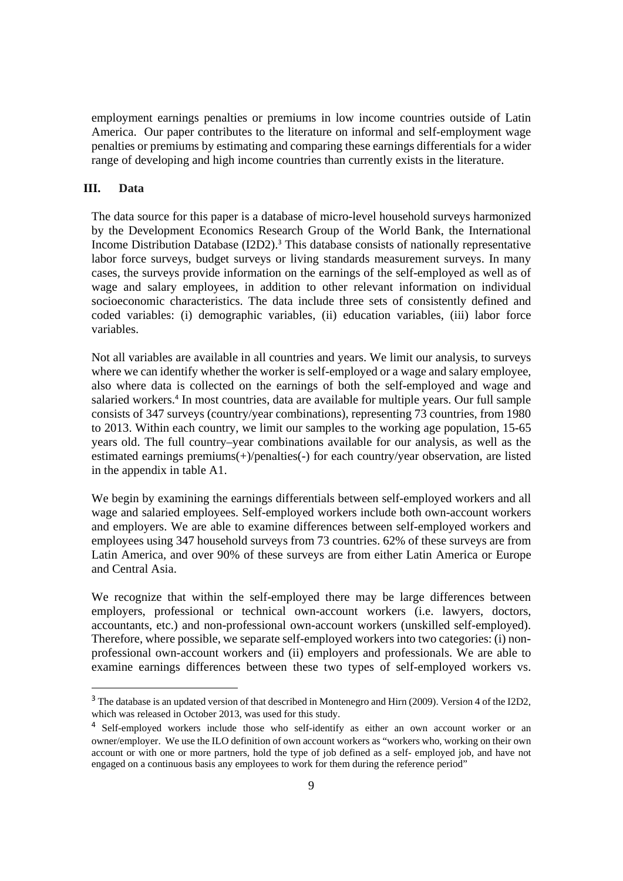employment earnings penalties or premiums in low income countries outside of Latin America. Our paper contributes to the literature on informal and self-employment wage penalties or premiums by estimating and comparing these earnings differentials for a wider range of developing and high income countries than currently exists in the literature.

## III. Data

The data source for this paper is a database of micro-level household surveys harmonized by the Development Economics Research Group of the World Bank, the International Income Distribution Database (I2D2).[3] This database consists of nationally representative labor force surveys, budget surveys or living standards measurement surveys. In many cases, the surveys provide information on the earnings of the self-employed as well as of wage and salary employees, in addition to other relevant information on individual socioeconomic characteristics. The data include three sets of consistently defined and coded variables: (i) demographic variables, (ii) education variables, (iii) labor force variables.

Not all variables are available in all countries and years. We limit our analysis, to surveys where we can identify whether the worker is self-employed or a wage and salary employee, also where data is collected on the earnings of both the self-employed and wage and salaried workers.[4] In most countries, data are available for multiple years. Our full sample consists of 347 surveys (country/year combinations), representing 73 countries, from 1980 to 2013. Within each country, we limit our samples to the working age population, 15-65 years old. The full country–year combinations available for our analysis, as well as the estimated earnings premiums(+)/penalties(-) for each country/year observation, are listed in the appendix in table A1.

We begin by examining the earnings differentials between self-employed workers and all wage and salaried employees. Self-employed workers include both own-account workers and employers. We are able to examine differences between self-employed workers and employees using 347 household surveys from 73 countries. 62% of these surveys are from Latin America, and over 90% of these surveys are from either Latin America or Europe and Central Asia.

We recognize that within the self-employed there may be large differences between employers, professional or technical own-account workers (i.e. lawyers, doctors, accountants, etc.) and non-professional own-account workers (unskilled self-employed). Therefore, where possible, we separate self-employed workers into two categories: (i) non-professional own-account workers and (ii) employers and professionals. We are able to examine earnings differences between these two types of self-employed workers vs.

[3] The database is an updated version of that described in Montenegro and Hirn (2009). Version 4 of the I2D2, which was released in October 2013, was used for this study.

[4] Self-employed workers include those who self-identify as either an own account worker or an owner/employer. We use the ILO definition of own account workers as "workers who, working on their own account or with one or more partners, hold the type of job defined as a self- employed job, and have not engaged on a continuous basis any employees to work for them during the reference period"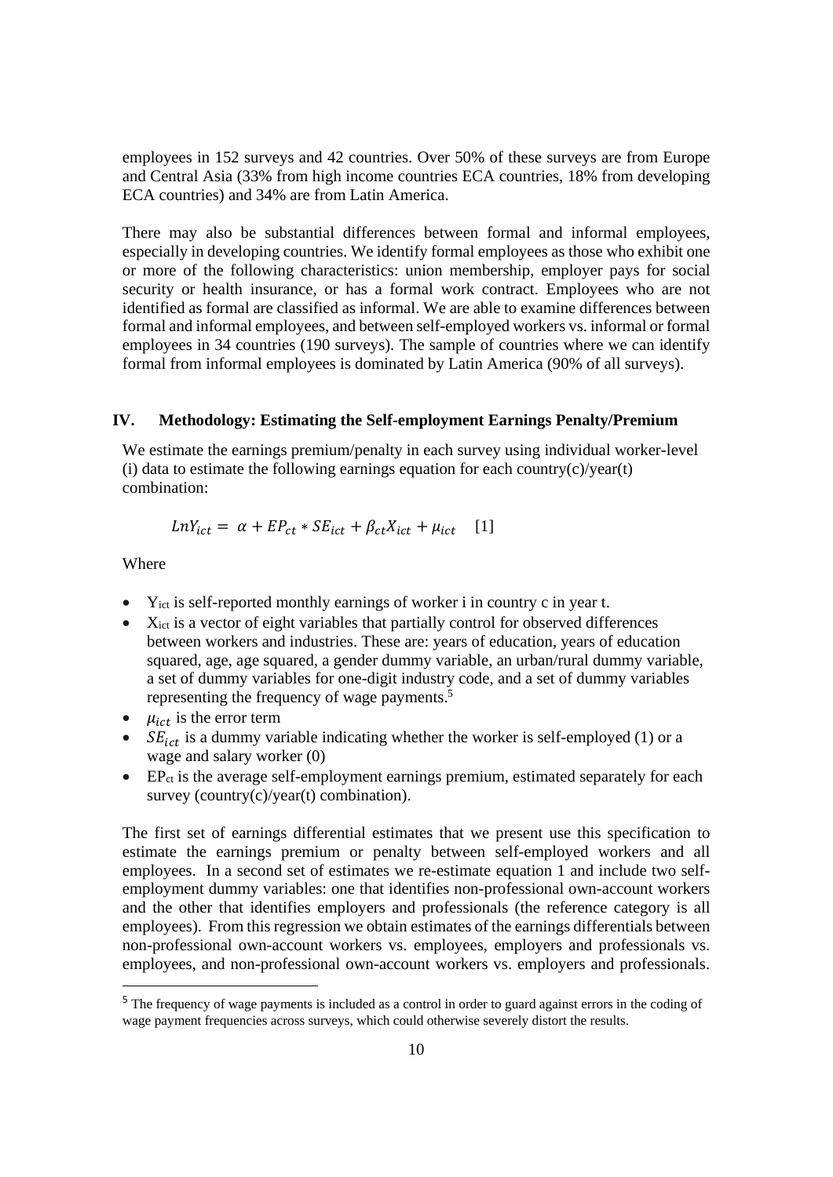employees in 152 surveys and 42 countries. Over 50% of these surveys are from Europe and Central Asia (33% from high income countries ECA countries, 18% from developing ECA countries) and 34% are from Latin America.

There may also be substantial differences between formal and informal employees, especially in developing countries. We identify formal employees as those who exhibit one or more of the following characteristics: union membership, employer pays for social security or health insurance, or has a formal work contract. Employees who are not identified as formal are classified as informal. We are able to examine differences between formal and informal employees, and between self-employed workers vs. informal or formal employees in 34 countries (190 surveys). The sample of countries where we can identify formal from informal employees is dominated by Latin America (90% of all surveys).

## IV. Methodology: Estimating the Self-employment Earnings Penalty/Premium

We estimate the earnings premium/penalty in each survey using individual worker-level (i) data to estimate the following earnings equation for each country(c)/year(t) combination:

$$LnY_{ict} = \alpha + EP_{ct} * SE_{ict} + \beta_{ct}X_{ict} + \mu_{ict} \quad [1]$$

Where

- $Y_{ict}$ is self-reported monthly earnings of worker i in country c in year t.
- $X_{ict}$ is a vector of eight variables that partially control for observed differences between workers and industries. These are: years of education, years of education squared, age, age squared, a gender dummy variable, an urban/rural dummy variable, a set of dummy variables for one-digit industry code, and a set of dummy variables representing the frequency of wage payments.[5]
- $\mu_{ict}$ is the error term
- $SE_{ict}$ is a dummy variable indicating whether the worker is self-employed (1) or a wage and salary worker (0)
- $EP_{ct}$ is the average self-employment earnings premium, estimated separately for each survey (country(c)/year(t) combination).

The first set of earnings differential estimates that we present use this specification to estimate the earnings premium or penalty between self-employed workers and all employees. In a second set of estimates we re-estimate equation 1 and include two self-employment dummy variables: one that identifies non-professional own-account workers and the other that identifies employers and professionals (the reference category is all employees). From this regression we obtain estimates of the earnings differentials between non-professional own-account workers vs. employees, employers and professionals vs. employees, and non-professional own-account workers vs. employers and professionals.

[5] The frequency of wage payments is included as a control in order to guard against errors in the coding of wage payment frequencies across surveys, which could otherwise severely distort the results.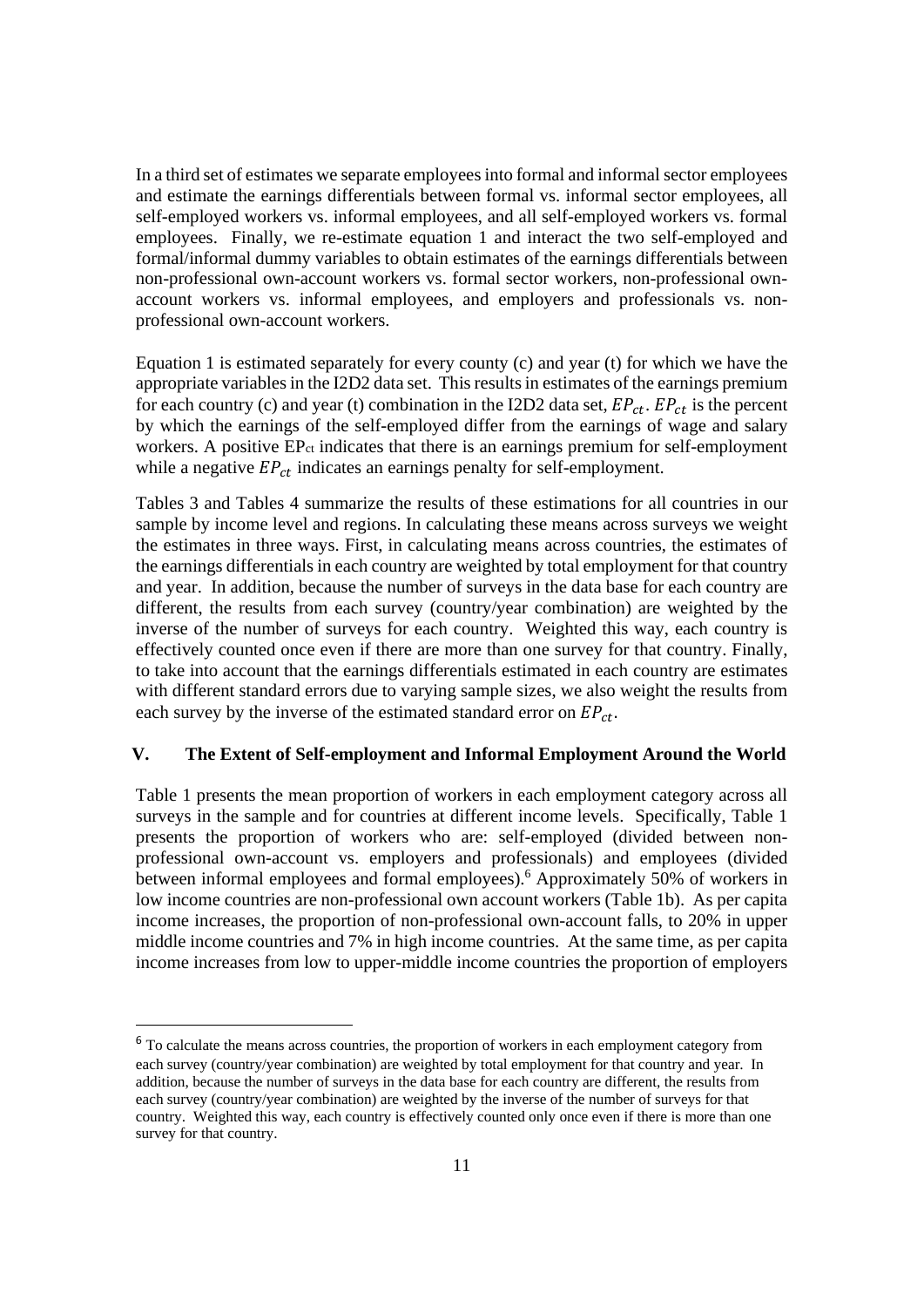In a third set of estimates we separate employees into formal and informal sector employees and estimate the earnings differentials between formal vs. informal sector employees, all self-employed workers vs. informal employees, and all self-employed workers vs. formal employees. Finally, we re-estimate equation 1 and interact the two self-employed and formal/informal dummy variables to obtain estimates of the earnings differentials between non-professional own-account workers vs. formal sector workers, non-professional own-account workers vs. informal employees, and employers and professionals vs. non-professional own-account workers.

Equation 1 is estimated separately for every county (c) and year (t) for which we have the appropriate variables in the I2D2 data set. This results in estimates of the earnings premium for each country (c) and year (t) combination in the I2D2 data set, $EP_{ct}$. $EP_{ct}$ is the percent by which the earnings of the self-employed differ from the earnings of wage and salary workers. A positive $EP_{ct}$ indicates that there is an earnings premium for self-employment while a negative $EP_{ct}$ indicates an earnings penalty for self-employment.

Tables 3 and Tables 4 summarize the results of these estimations for all countries in our sample by income level and regions. In calculating these means across surveys we weight the estimates in three ways. First, in calculating means across countries, the estimates of the earnings differentials in each country are weighted by total employment for that country and year. In addition, because the number of surveys in the data base for each country are different, the results from each survey (country/year combination) are weighted by the inverse of the number of surveys for each country. Weighted this way, each country is effectively counted once even if there are more than one survey for that country. Finally, to take into account that the earnings differentials estimated in each country are estimates with different standard errors due to varying sample sizes, we also weight the results from each survey by the inverse of the estimated standard error on $EP_{ct}$.

## V. The Extent of Self-employment and Informal Employment Around the World

Table 1 presents the mean proportion of workers in each employment category across all surveys in the sample and for countries at different income levels. Specifically, Table 1 presents the proportion of workers who are: self-employed (divided between non-professional own-account vs. employers and professionals) and employees (divided between informal employees and formal employees).[6] Approximately 50% of workers in low income countries are non-professional own account workers (Table 1b). As per capita income increases, the proportion of non-professional own-account falls, to 20% in upper middle income countries and 7% in high income countries. At the same time, as per capita income increases from low to upper-middle income countries the proportion of employers

[6] To calculate the means across countries, the proportion of workers in each employment category from each survey (country/year combination) are weighted by total employment for that country and year. In addition, because the number of surveys in the data base for each country are different, the results from each survey (country/year combination) are weighted by the inverse of the number of surveys for that country. Weighted this way, each country is effectively counted only once even if there is more than one survey for that country.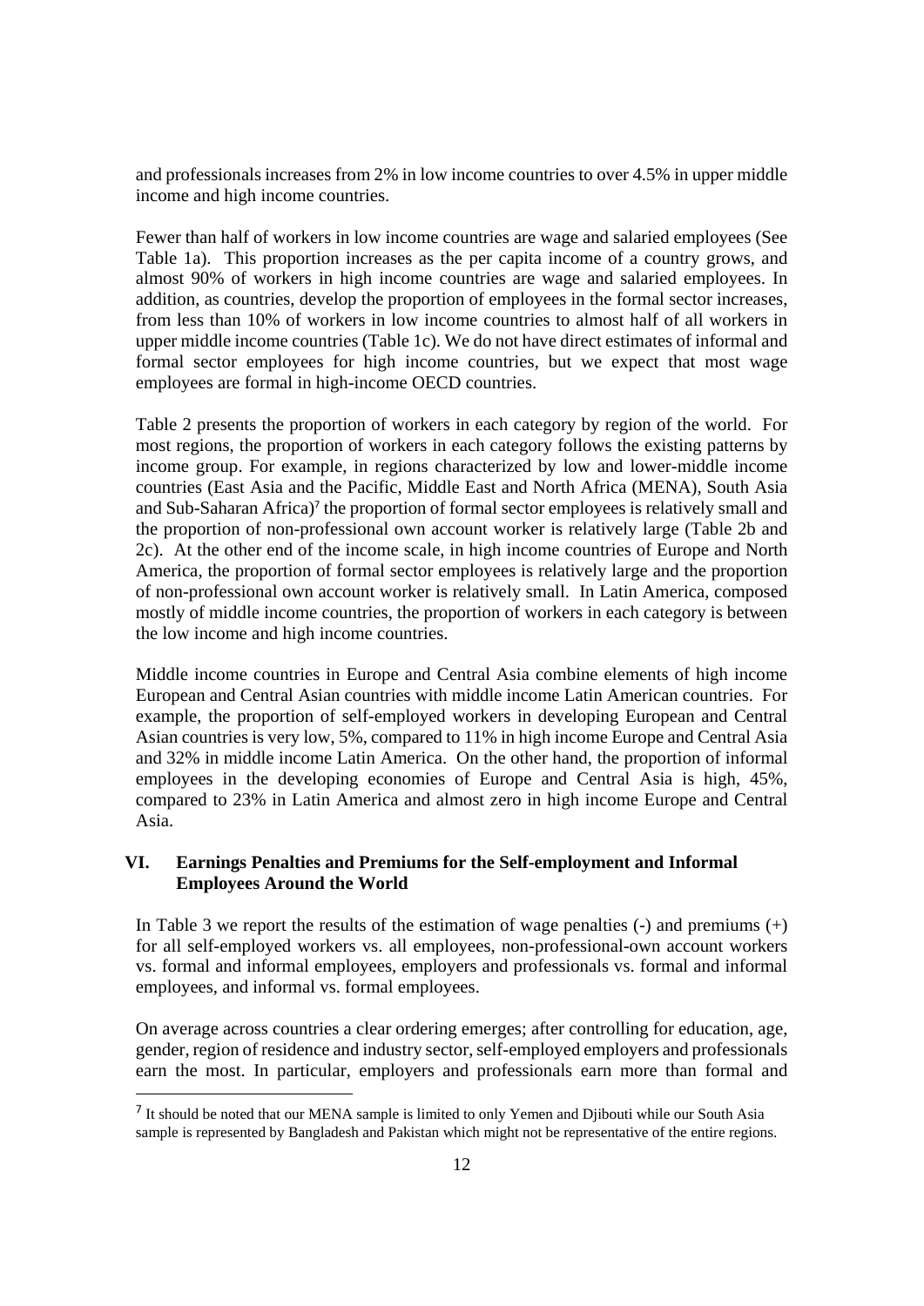and professionals increases from 2% in low income countries to over 4.5% in upper middle income and high income countries.

Fewer than half of workers in low income countries are wage and salaried employees (See Table 1a). This proportion increases as the per capita income of a country grows, and almost 90% of workers in high income countries are wage and salaried employees. In addition, as countries, develop the proportion of employees in the formal sector increases, from less than 10% of workers in low income countries to almost half of all workers in upper middle income countries (Table 1c). We do not have direct estimates of informal and formal sector employees for high income countries, but we expect that most wage employees are formal in high-income OECD countries.

Table 2 presents the proportion of workers in each category by region of the world. For most regions, the proportion of workers in each category follows the existing patterns by income group. For example, in regions characterized by low and lower-middle income countries (East Asia and the Pacific, Middle East and North Africa (MENA), South Asia and Sub-Saharan Africa)[7] the proportion of formal sector employees is relatively small and the proportion of non-professional own account worker is relatively large (Table 2b and 2c). At the other end of the income scale, in high income countries of Europe and North America, the proportion of formal sector employees is relatively large and the proportion of non-professional own account worker is relatively small. In Latin America, composed mostly of middle income countries, the proportion of workers in each category is between the low income and high income countries.

Middle income countries in Europe and Central Asia combine elements of high income European and Central Asian countries with middle income Latin American countries. For example, the proportion of self-employed workers in developing European and Central Asian countries is very low, 5%, compared to 11% in high income Europe and Central Asia and 32% in middle income Latin America. On the other hand, the proportion of informal employees in the developing economies of Europe and Central Asia is high, 45%, compared to 23% in Latin America and almost zero in high income Europe and Central Asia.

## VI. Earnings Penalties and Premiums for the Self-employment and Informal Employees Around the World

In Table 3 we report the results of the estimation of wage penalties (-) and premiums (+) for all self-employed workers vs. all employees, non-professional-own account workers vs. formal and informal employees, employers and professionals vs. formal and informal employees, and informal vs. formal employees.

On average across countries a clear ordering emerges; after controlling for education, age, gender, region of residence and industry sector, self-employed employers and professionals earn the most. In particular, employers and professionals earn more than formal and

[7] It should be noted that our MENA sample is limited to only Yemen and Djibouti while our South Asia sample is represented by Bangladesh and Pakistan which might not be representative of the entire regions.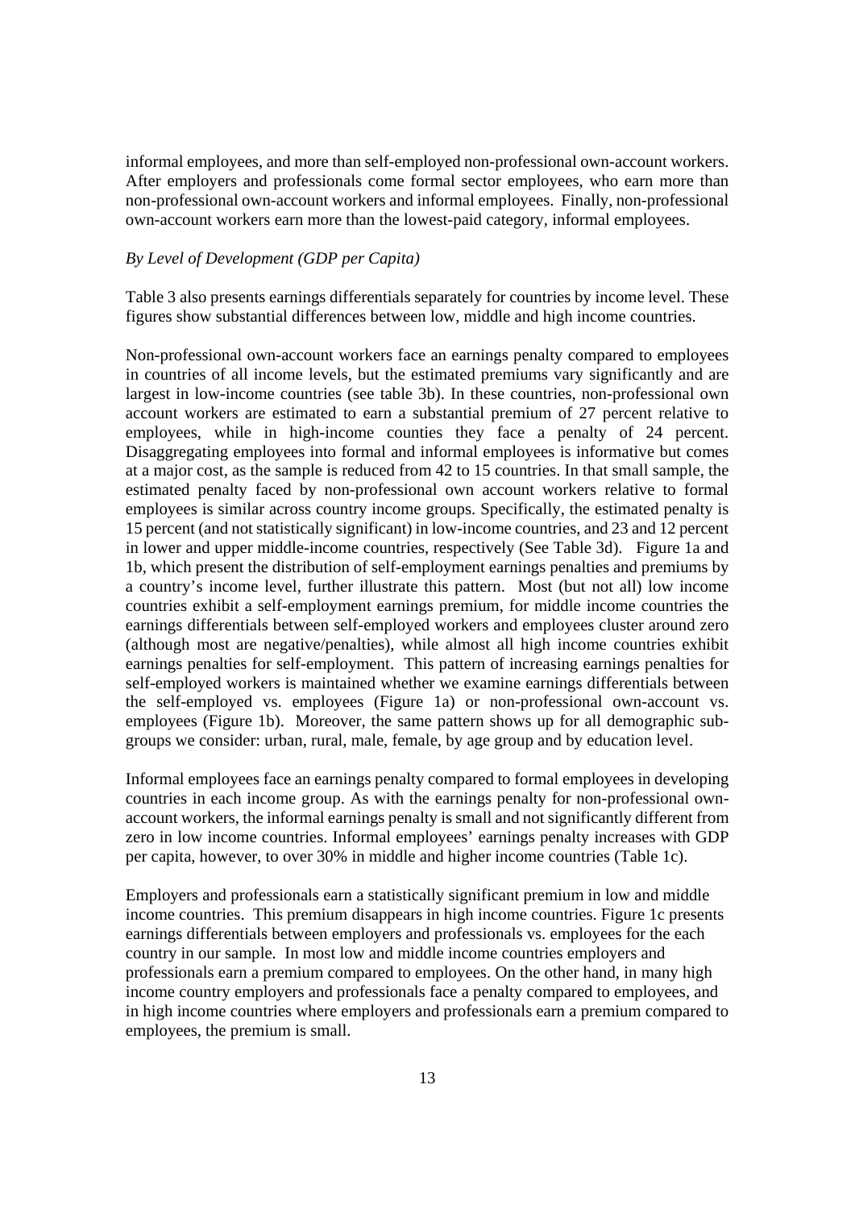informal employees, and more than self-employed non-professional own-account workers. After employers and professionals come formal sector employees, who earn more than non-professional own-account workers and informal employees. Finally, non-professional own-account workers earn more than the lowest-paid category, informal employees.

*By Level of Development (GDP per Capita)*

Table 3 also presents earnings differentials separately for countries by income level. These figures show substantial differences between low, middle and high income countries.

Non-professional own-account workers face an earnings penalty compared to employees in countries of all income levels, but the estimated premiums vary significantly and are largest in low-income countries (see table 3b). In these countries, non-professional own account workers are estimated to earn a substantial premium of 27 percent relative to employees, while in high-income counties they face a penalty of 24 percent. Disaggregating employees into formal and informal employees is informative but comes at a major cost, as the sample is reduced from 42 to 15 countries. In that small sample, the estimated penalty faced by non-professional own account workers relative to formal employees is similar across country income groups. Specifically, the estimated penalty is 15 percent (and not statistically significant) in low-income countries, and 23 and 12 percent in lower and upper middle-income countries, respectively (See Table 3d). Figure 1a and 1b, which present the distribution of self-employment earnings penalties and premiums by a country's income level, further illustrate this pattern. Most (but not all) low income countries exhibit a self-employment earnings premium, for middle income countries the earnings differentials between self-employed workers and employees cluster around zero (although most are negative/penalties), while almost all high income countries exhibit earnings penalties for self-employment. This pattern of increasing earnings penalties for self-employed workers is maintained whether we examine earnings differentials between the self-employed vs. employees (Figure 1a) or non-professional own-account vs. employees (Figure 1b). Moreover, the same pattern shows up for all demographic sub-groups we consider: urban, rural, male, female, by age group and by education level.

Informal employees face an earnings penalty compared to formal employees in developing countries in each income group. As with the earnings penalty for non-professional own-account workers, the informal earnings penalty is small and not significantly different from zero in low income countries. Informal employees' earnings penalty increases with GDP per capita, however, to over 30% in middle and higher income countries (Table 1c).

Employers and professionals earn a statistically significant premium in low and middle income countries. This premium disappears in high income countries. Figure 1c presents earnings differentials between employers and professionals vs. employees for the each country in our sample. In most low and middle income countries employers and professionals earn a premium compared to employees. On the other hand, in many high income country employers and professionals face a penalty compared to employees, and in high income countries where employers and professionals earn a premium compared to employees, the premium is small.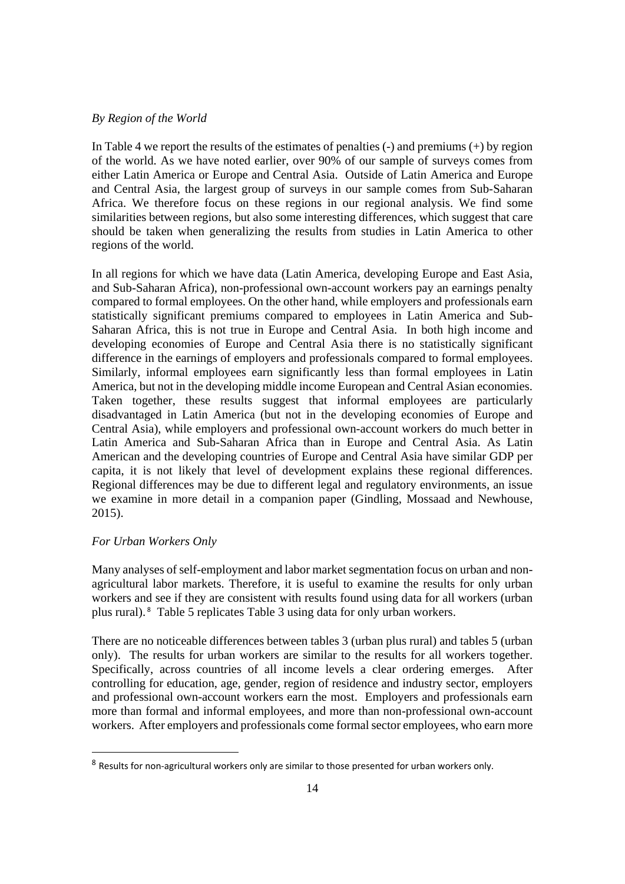*By Region of the World*

In Table 4 we report the results of the estimates of penalties (-) and premiums (+) by region of the world. As we have noted earlier, over 90% of our sample of surveys comes from either Latin America or Europe and Central Asia. Outside of Latin America and Europe and Central Asia, the largest group of surveys in our sample comes from Sub-Saharan Africa. We therefore focus on these regions in our regional analysis. We find some similarities between regions, but also some interesting differences, which suggest that care should be taken when generalizing the results from studies in Latin America to other regions of the world.

In all regions for which we have data (Latin America, developing Europe and East Asia, and Sub-Saharan Africa), non-professional own-account workers pay an earnings penalty compared to formal employees. On the other hand, while employers and professionals earn statistically significant premiums compared to employees in Latin America and Sub-Saharan Africa, this is not true in Europe and Central Asia. In both high income and developing economies of Europe and Central Asia there is no statistically significant difference in the earnings of employers and professionals compared to formal employees. Similarly, informal employees earn significantly less than formal employees in Latin America, but not in the developing middle income European and Central Asian economies. Taken together, these results suggest that informal employees are particularly disadvantaged in Latin America (but not in the developing economies of Europe and Central Asia), while employers and professional own-account workers do much better in Latin America and Sub-Saharan Africa than in Europe and Central Asia. As Latin American and the developing countries of Europe and Central Asia have similar GDP per capita, it is not likely that level of development explains these regional differences. Regional differences may be due to different legal and regulatory environments, an issue we examine in more detail in a companion paper (Gindling, Mossaad and Newhouse, 2015).

*For Urban Workers Only*

Many analyses of self-employment and labor market segmentation focus on urban and non-agricultural labor markets. Therefore, it is useful to examine the results for only urban workers and see if they are consistent with results found using data for all workers (urban plus rural).[8] Table 5 replicates Table 3 using data for only urban workers.

There are no noticeable differences between tables 3 (urban plus rural) and tables 5 (urban only). The results for urban workers are similar to the results for all workers together. Specifically, across countries of all income levels a clear ordering emerges. After controlling for education, age, gender, region of residence and industry sector, employers and professional own-account workers earn the most. Employers and professionals earn more than formal and informal employees, and more than non-professional own-account workers. After employers and professionals come formal sector employees, who earn more

[8] Results for non-agricultural workers only are similar to those presented for urban workers only.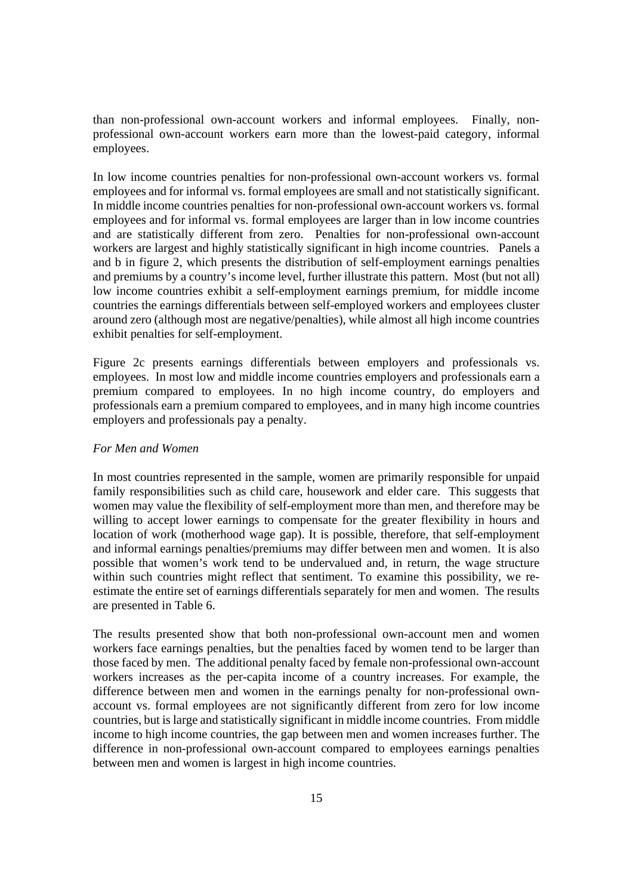than non-professional own-account workers and informal employees. Finally, non-professional own-account workers earn more than the lowest-paid category, informal employees.

In low income countries penalties for non-professional own-account workers vs. formal employees and for informal vs. formal employees are small and not statistically significant. In middle income countries penalties for non-professional own-account workers vs. formal employees and for informal vs. formal employees are larger than in low income countries and are statistically different from zero. Penalties for non-professional own-account workers are largest and highly statistically significant in high income countries. Panels a and b in figure 2, which presents the distribution of self-employment earnings penalties and premiums by a country's income level, further illustrate this pattern. Most (but not all) low income countries exhibit a self-employment earnings premium, for middle income countries the earnings differentials between self-employed workers and employees cluster around zero (although most are negative/penalties), while almost all high income countries exhibit penalties for self-employment.

Figure 2c presents earnings differentials between employers and professionals vs. employees. In most low and middle income countries employers and professionals earn a premium compared to employees. In no high income country, do employers and professionals earn a premium compared to employees, and in many high income countries employers and professionals pay a penalty.

*For Men and Women*

In most countries represented in the sample, women are primarily responsible for unpaid family responsibilities such as child care, housework and elder care. This suggests that women may value the flexibility of self-employment more than men, and therefore may be willing to accept lower earnings to compensate for the greater flexibility in hours and location of work (motherhood wage gap). It is possible, therefore, that self-employment and informal earnings penalties/premiums may differ between men and women. It is also possible that women's work tend to be undervalued and, in return, the wage structure within such countries might reflect that sentiment. To examine this possibility, we re-estimate the entire set of earnings differentials separately for men and women. The results are presented in Table 6.

The results presented show that both non-professional own-account men and women workers face earnings penalties, but the penalties faced by women tend to be larger than those faced by men. The additional penalty faced by female non-professional own-account workers increases as the per-capita income of a country increases. For example, the difference between men and women in the earnings penalty for non-professional own-account vs. formal employees are not significantly different from zero for low income countries, but is large and statistically significant in middle income countries. From middle income to high income countries, the gap between men and women increases further. The difference in non-professional own-account compared to employees earnings penalties between men and women is largest in high income countries.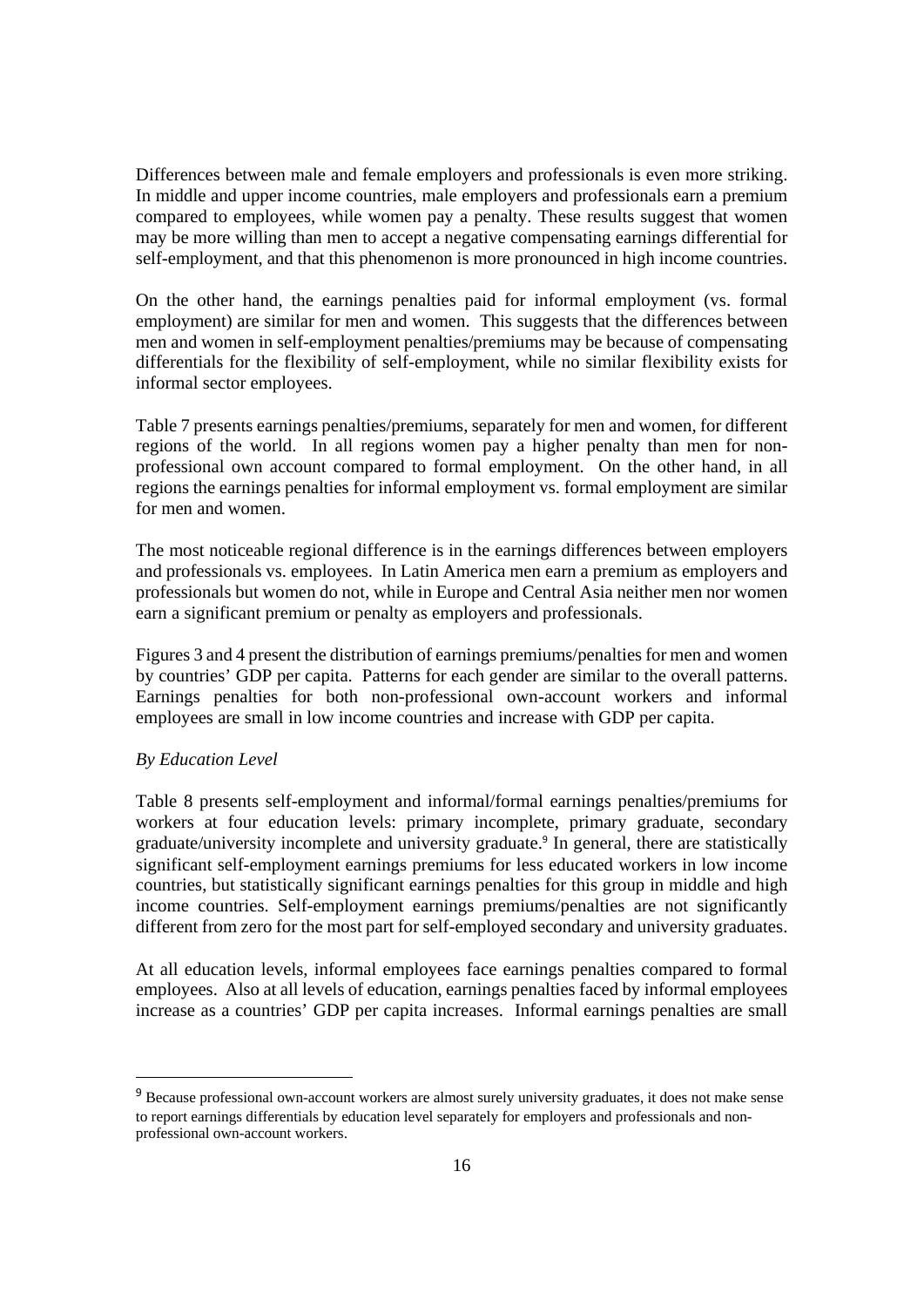Differences between male and female employers and professionals is even more striking. In middle and upper income countries, male employers and professionals earn a premium compared to employees, while women pay a penalty. These results suggest that women may be more willing than men to accept a negative compensating earnings differential for self-employment, and that this phenomenon is more pronounced in high income countries.

On the other hand, the earnings penalties paid for informal employment (vs. formal employment) are similar for men and women. This suggests that the differences between men and women in self-employment penalties/premiums may be because of compensating differentials for the flexibility of self-employment, while no similar flexibility exists for informal sector employees.

Table 7 presents earnings penalties/premiums, separately for men and women, for different regions of the world. In all regions women pay a higher penalty than men for non-professional own account compared to formal employment. On the other hand, in all regions the earnings penalties for informal employment vs. formal employment are similar for men and women.

The most noticeable regional difference is in the earnings differences between employers and professionals vs. employees. In Latin America men earn a premium as employers and professionals but women do not, while in Europe and Central Asia neither men nor women earn a significant premium or penalty as employers and professionals.

Figures 3 and 4 present the distribution of earnings premiums/penalties for men and women by countries' GDP per capita. Patterns for each gender are similar to the overall patterns. Earnings penalties for both non-professional own-account workers and informal employees are small in low income countries and increase with GDP per capita.

*By Education Level*

Table 8 presents self-employment and informal/formal earnings penalties/premiums for workers at four education levels: primary incomplete, primary graduate, secondary graduate/university incomplete and university graduate.[9] In general, there are statistically significant self-employment earnings premiums for less educated workers in low income countries, but statistically significant earnings penalties for this group in middle and high income countries. Self-employment earnings premiums/penalties are not significantly different from zero for the most part for self-employed secondary and university graduates.

At all education levels, informal employees face earnings penalties compared to formal employees. Also at all levels of education, earnings penalties faced by informal employees increase as a countries' GDP per capita increases. Informal earnings penalties are small

[9] Because professional own-account workers are almost surely university graduates, it does not make sense to report earnings differentials by education level separately for employers and professionals and non-professional own-account workers.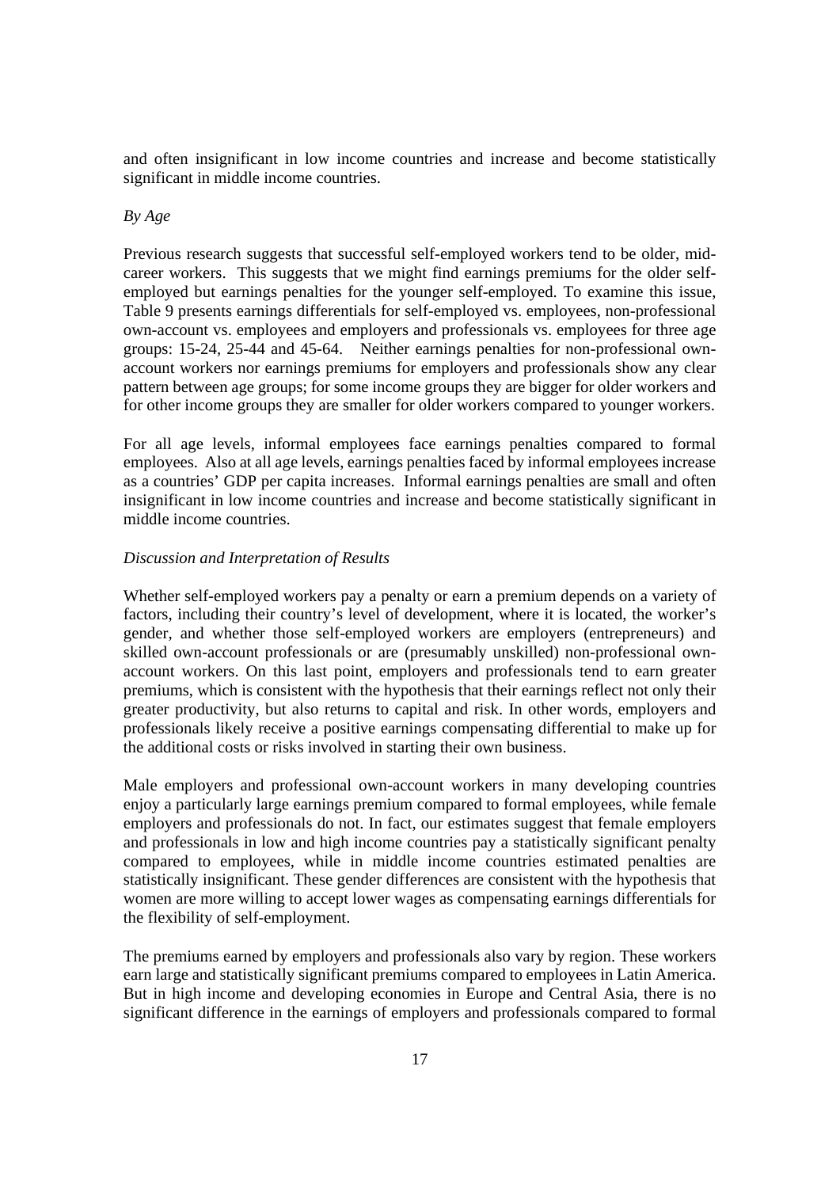and often insignificant in low income countries and increase and become statistically significant in middle income countries.

*By Age*

Previous research suggests that successful self-employed workers tend to be older, mid-career workers. This suggests that we might find earnings premiums for the older self-employed but earnings penalties for the younger self-employed. To examine this issue, Table 9 presents earnings differentials for self-employed vs. employees, non-professional own-account vs. employees and employers and professionals vs. employees for three age groups: 15-24, 25-44 and 45-64. Neither earnings penalties for non-professional own-account workers nor earnings premiums for employers and professionals show any clear pattern between age groups; for some income groups they are bigger for older workers and for other income groups they are smaller for older workers compared to younger workers.

For all age levels, informal employees face earnings penalties compared to formal employees. Also at all age levels, earnings penalties faced by informal employees increase as a countries' GDP per capita increases. Informal earnings penalties are small and often insignificant in low income countries and increase and become statistically significant in middle income countries.

*Discussion and Interpretation of Results*

Whether self-employed workers pay a penalty or earn a premium depends on a variety of factors, including their country's level of development, where it is located, the worker's gender, and whether those self-employed workers are employers (entrepreneurs) and skilled own-account professionals or are (presumably unskilled) non-professional own-account workers. On this last point, employers and professionals tend to earn greater premiums, which is consistent with the hypothesis that their earnings reflect not only their greater productivity, but also returns to capital and risk. In other words, employers and professionals likely receive a positive earnings compensating differential to make up for the additional costs or risks involved in starting their own business.

Male employers and professional own-account workers in many developing countries enjoy a particularly large earnings premium compared to formal employees, while female employers and professionals do not. In fact, our estimates suggest that female employers and professionals in low and high income countries pay a statistically significant penalty compared to employees, while in middle income countries estimated penalties are statistically insignificant. These gender differences are consistent with the hypothesis that women are more willing to accept lower wages as compensating earnings differentials for the flexibility of self-employment.

The premiums earned by employers and professionals also vary by region. These workers earn large and statistically significant premiums compared to employees in Latin America. But in high income and developing economies in Europe and Central Asia, there is no significant difference in the earnings of employers and professionals compared to formal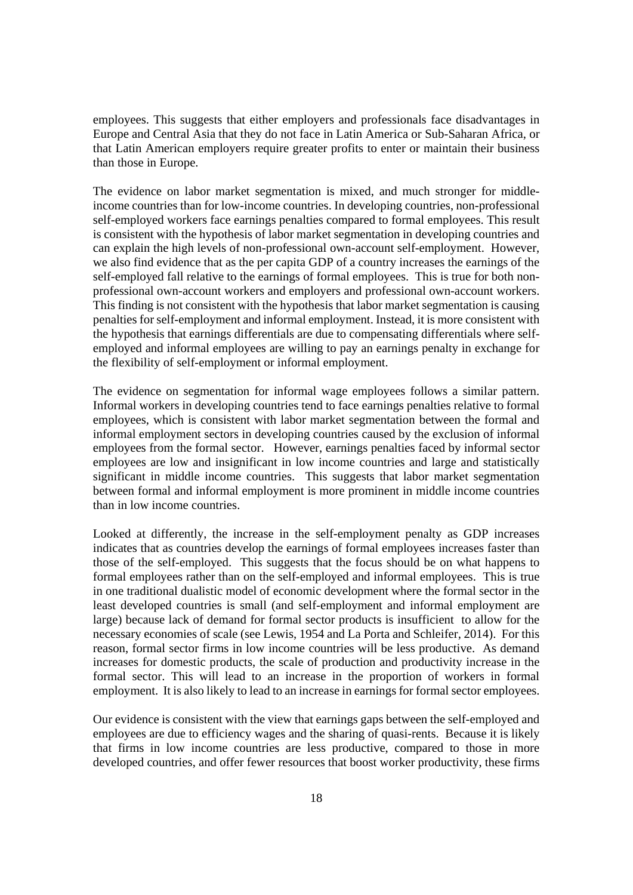employees. This suggests that either employers and professionals face disadvantages in Europe and Central Asia that they do not face in Latin America or Sub-Saharan Africa, or that Latin American employers require greater profits to enter or maintain their business than those in Europe.

The evidence on labor market segmentation is mixed, and much stronger for middle-income countries than for low-income countries. In developing countries, non-professional self-employed workers face earnings penalties compared to formal employees. This result is consistent with the hypothesis of labor market segmentation in developing countries and can explain the high levels of non-professional own-account self-employment. However, we also find evidence that as the per capita GDP of a country increases the earnings of the self-employed fall relative to the earnings of formal employees. This is true for both non-professional own-account workers and employers and professional own-account workers. This finding is not consistent with the hypothesis that labor market segmentation is causing penalties for self-employment and informal employment. Instead, it is more consistent with the hypothesis that earnings differentials are due to compensating differentials where self-employed and informal employees are willing to pay an earnings penalty in exchange for the flexibility of self-employment or informal employment.

The evidence on segmentation for informal wage employees follows a similar pattern. Informal workers in developing countries tend to face earnings penalties relative to formal employees, which is consistent with labor market segmentation between the formal and informal employment sectors in developing countries caused by the exclusion of informal employees from the formal sector. However, earnings penalties faced by informal sector employees are low and insignificant in low income countries and large and statistically significant in middle income countries. This suggests that labor market segmentation between formal and informal employment is more prominent in middle income countries than in low income countries.

Looked at differently, the increase in the self-employment penalty as GDP increases indicates that as countries develop the earnings of formal employees increases faster than those of the self-employed. This suggests that the focus should be on what happens to formal employees rather than on the self-employed and informal employees. This is true in one traditional dualistic model of economic development where the formal sector in the least developed countries is small (and self-employment and informal employment are large) because lack of demand for formal sector products is insufficient to allow for the necessary economies of scale (see Lewis, 1954 and La Porta and Schleifer, 2014). For this reason, formal sector firms in low income countries will be less productive. As demand increases for domestic products, the scale of production and productivity increase in the formal sector. This will lead to an increase in the proportion of workers in formal employment. It is also likely to lead to an increase in earnings for formal sector employees.

Our evidence is consistent with the view that earnings gaps between the self-employed and employees are due to efficiency wages and the sharing of quasi-rents. Because it is likely that firms in low income countries are less productive, compared to those in more developed countries, and offer fewer resources that boost worker productivity, these firms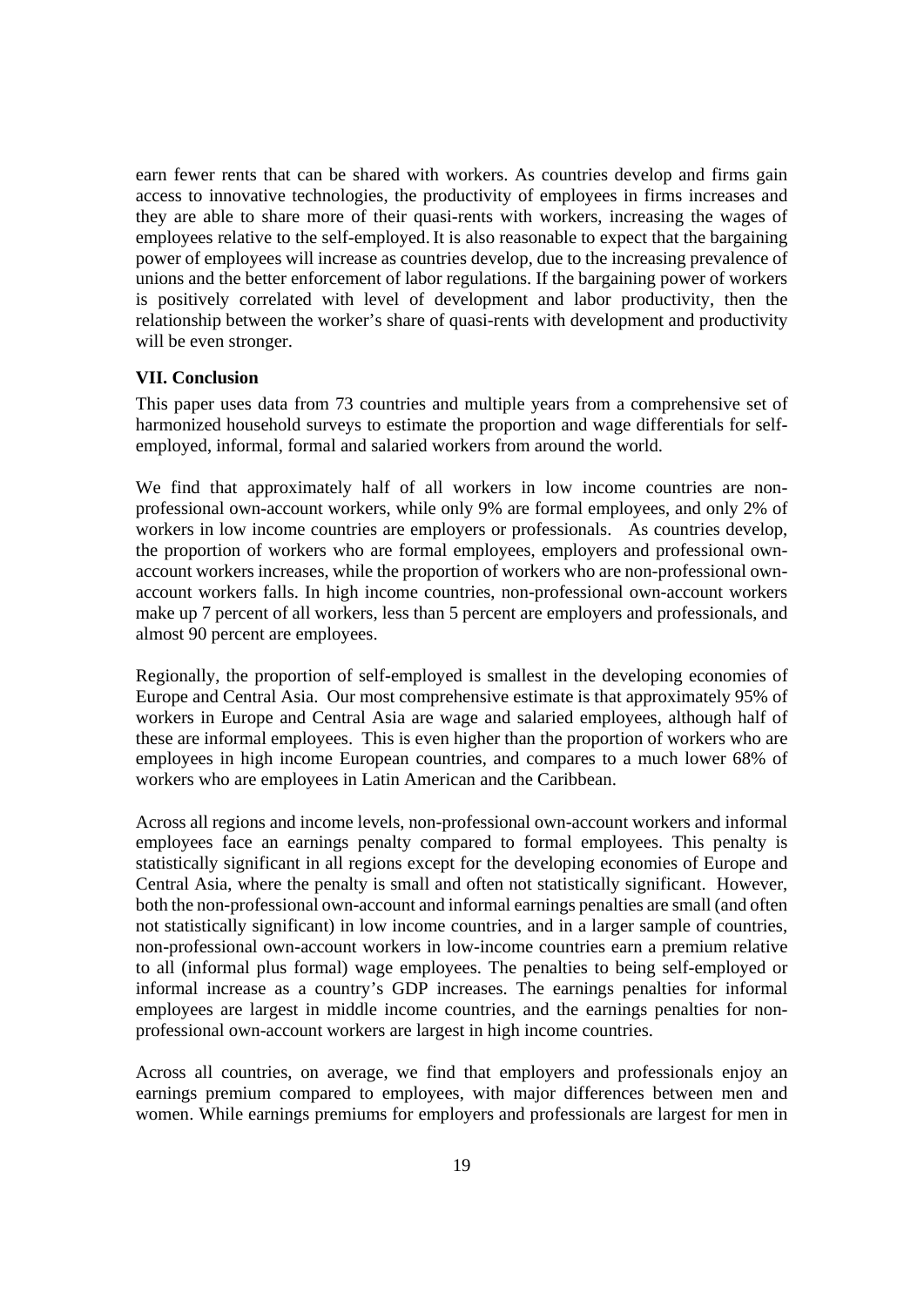earn fewer rents that can be shared with workers. As countries develop and firms gain access to innovative technologies, the productivity of employees in firms increases and they are able to share more of their quasi-rents with workers, increasing the wages of employees relative to the self-employed. It is also reasonable to expect that the bargaining power of employees will increase as countries develop, due to the increasing prevalence of unions and the better enforcement of labor regulations. If the bargaining power of workers is positively correlated with level of development and labor productivity, then the relationship between the worker's share of quasi-rents with development and productivity will be even stronger.

**VII. Conclusion**

This paper uses data from 73 countries and multiple years from a comprehensive set of harmonized household surveys to estimate the proportion and wage differentials for self-employed, informal, formal and salaried workers from around the world.

We find that approximately half of all workers in low income countries are non-professional own-account workers, while only 9% are formal employees, and only 2% of workers in low income countries are employers or professionals. As countries develop, the proportion of workers who are formal employees, employers and professional own-account workers increases, while the proportion of workers who are non-professional own-account workers falls. In high income countries, non-professional own-account workers make up 7 percent of all workers, less than 5 percent are employers and professionals, and almost 90 percent are employees.

Regionally, the proportion of self-employed is smallest in the developing economies of Europe and Central Asia. Our most comprehensive estimate is that approximately 95% of workers in Europe and Central Asia are wage and salaried employees, although half of these are informal employees. This is even higher than the proportion of workers who are employees in high income European countries, and compares to a much lower 68% of workers who are employees in Latin American and the Caribbean.

Across all regions and income levels, non-professional own-account workers and informal employees face an earnings penalty compared to formal employees. This penalty is statistically significant in all regions except for the developing economies of Europe and Central Asia, where the penalty is small and often not statistically significant. However, both the non-professional own-account and informal earnings penalties are small (and often not statistically significant) in low income countries, and in a larger sample of countries, non-professional own-account workers in low-income countries earn a premium relative to all (informal plus formal) wage employees. The penalties to being self-employed or informal increase as a country's GDP increases. The earnings penalties for informal employees are largest in middle income countries, and the earnings penalties for non-professional own-account workers are largest in high income countries.

Across all countries, on average, we find that employers and professionals enjoy an earnings premium compared to employees, with major differences between men and women. While earnings premiums for employers and professionals are largest for men in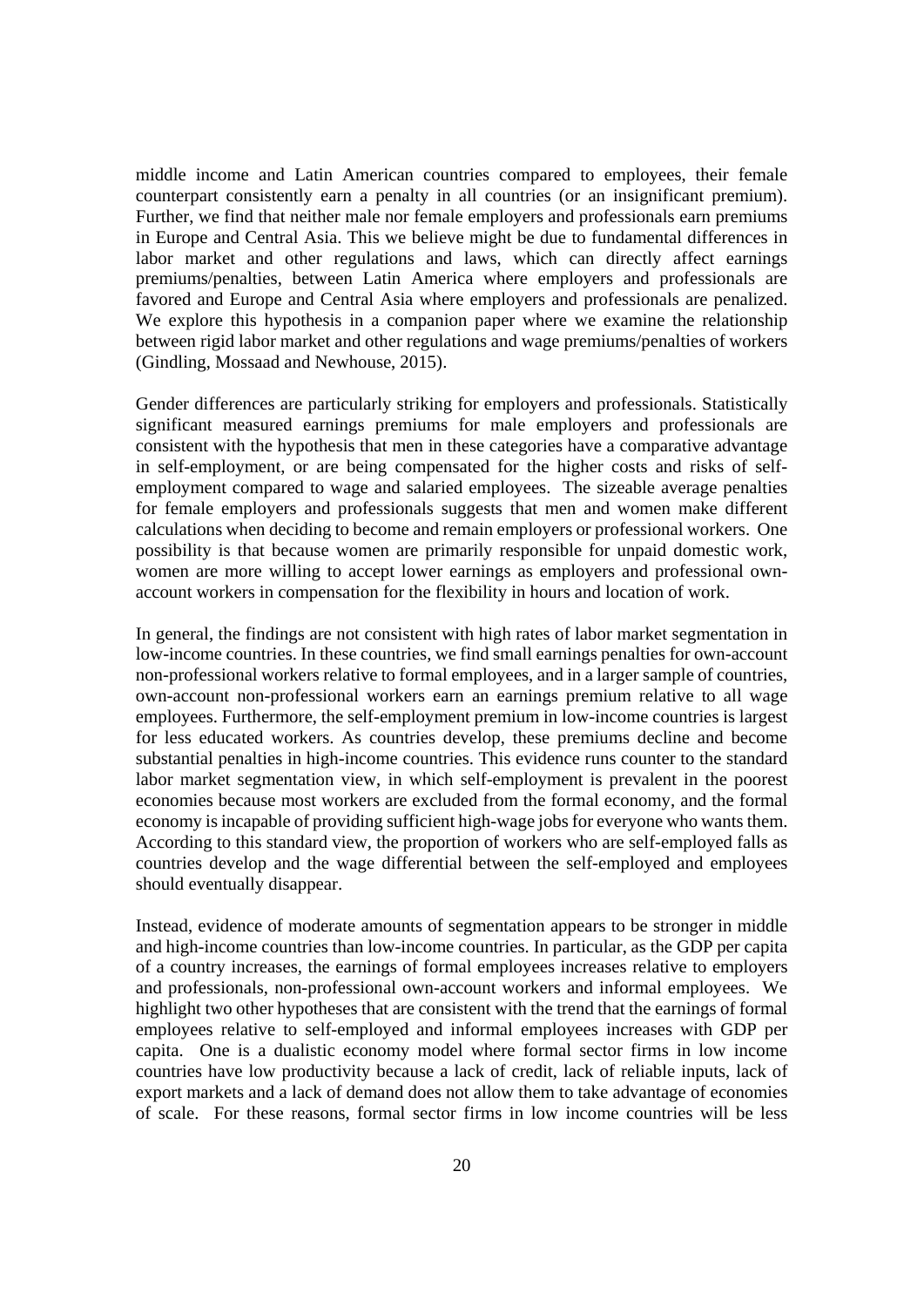middle income and Latin American countries compared to employees, their female counterpart consistently earn a penalty in all countries (or an insignificant premium). Further, we find that neither male nor female employers and professionals earn premiums in Europe and Central Asia. This we believe might be due to fundamental differences in labor market and other regulations and laws, which can directly affect earnings premiums/penalties, between Latin America where employers and professionals are favored and Europe and Central Asia where employers and professionals are penalized. We explore this hypothesis in a companion paper where we examine the relationship between rigid labor market and other regulations and wage premiums/penalties of workers (Gindling, Mossaad and Newhouse, 2015).

Gender differences are particularly striking for employers and professionals. Statistically significant measured earnings premiums for male employers and professionals are consistent with the hypothesis that men in these categories have a comparative advantage in self-employment, or are being compensated for the higher costs and risks of self-employment compared to wage and salaried employees. The sizeable average penalties for female employers and professionals suggests that men and women make different calculations when deciding to become and remain employers or professional workers. One possibility is that because women are primarily responsible for unpaid domestic work, women are more willing to accept lower earnings as employers and professional own-account workers in compensation for the flexibility in hours and location of work.

In general, the findings are not consistent with high rates of labor market segmentation in low-income countries. In these countries, we find small earnings penalties for own-account non-professional workers relative to formal employees, and in a larger sample of countries, own-account non-professional workers earn an earnings premium relative to all wage employees. Furthermore, the self-employment premium in low-income countries is largest for less educated workers. As countries develop, these premiums decline and become substantial penalties in high-income countries. This evidence runs counter to the standard labor market segmentation view, in which self-employment is prevalent in the poorest economies because most workers are excluded from the formal economy, and the formal economy is incapable of providing sufficient high-wage jobs for everyone who wants them. According to this standard view, the proportion of workers who are self-employed falls as countries develop and the wage differential between the self-employed and employees should eventually disappear.

Instead, evidence of moderate amounts of segmentation appears to be stronger in middle and high-income countries than low-income countries. In particular, as the GDP per capita of a country increases, the earnings of formal employees increases relative to employers and professionals, non-professional own-account workers and informal employees. We highlight two other hypotheses that are consistent with the trend that the earnings of formal employees relative to self-employed and informal employees increases with GDP per capita. One is a dualistic economy model where formal sector firms in low income countries have low productivity because a lack of credit, lack of reliable inputs, lack of export markets and a lack of demand does not allow them to take advantage of economies of scale. For these reasons, formal sector firms in low income countries will be less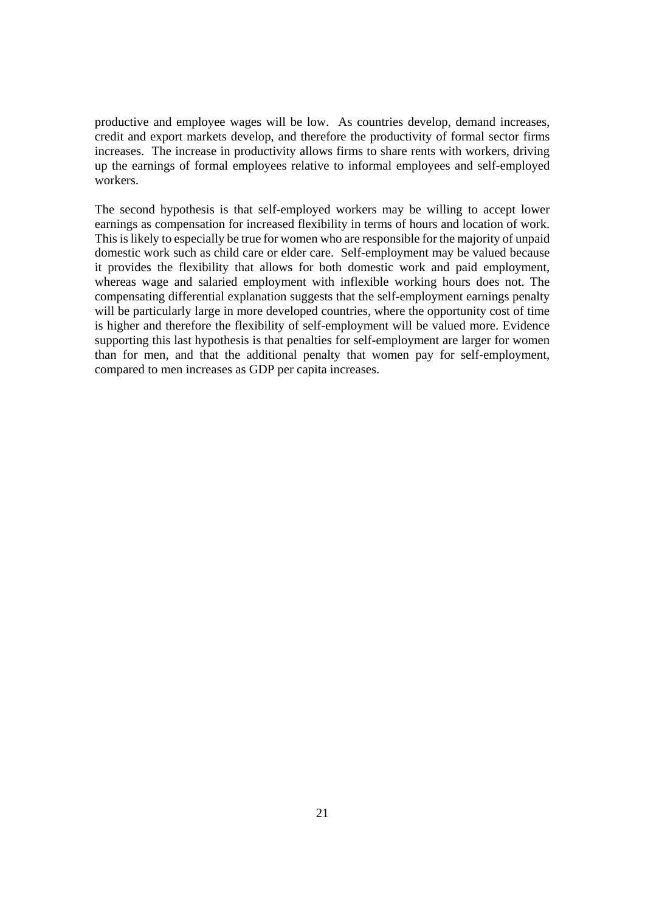productive and employee wages will be low. As countries develop, demand increases, credit and export markets develop, and therefore the productivity of formal sector firms increases. The increase in productivity allows firms to share rents with workers, driving up the earnings of formal employees relative to informal employees and self-employed workers.

The second hypothesis is that self-employed workers may be willing to accept lower earnings as compensation for increased flexibility in terms of hours and location of work. This is likely to especially be true for women who are responsible for the majority of unpaid domestic work such as child care or elder care. Self-employment may be valued because it provides the flexibility that allows for both domestic work and paid employment, whereas wage and salaried employment with inflexible working hours does not. The compensating differential explanation suggests that the self-employment earnings penalty will be particularly large in more developed countries, where the opportunity cost of time is higher and therefore the flexibility of self-employment will be valued more. Evidence supporting this last hypothesis is that penalties for self-employment are larger for women than for men, and that the additional penalty that women pay for self-employment, compared to men increases as GDP per capita increases.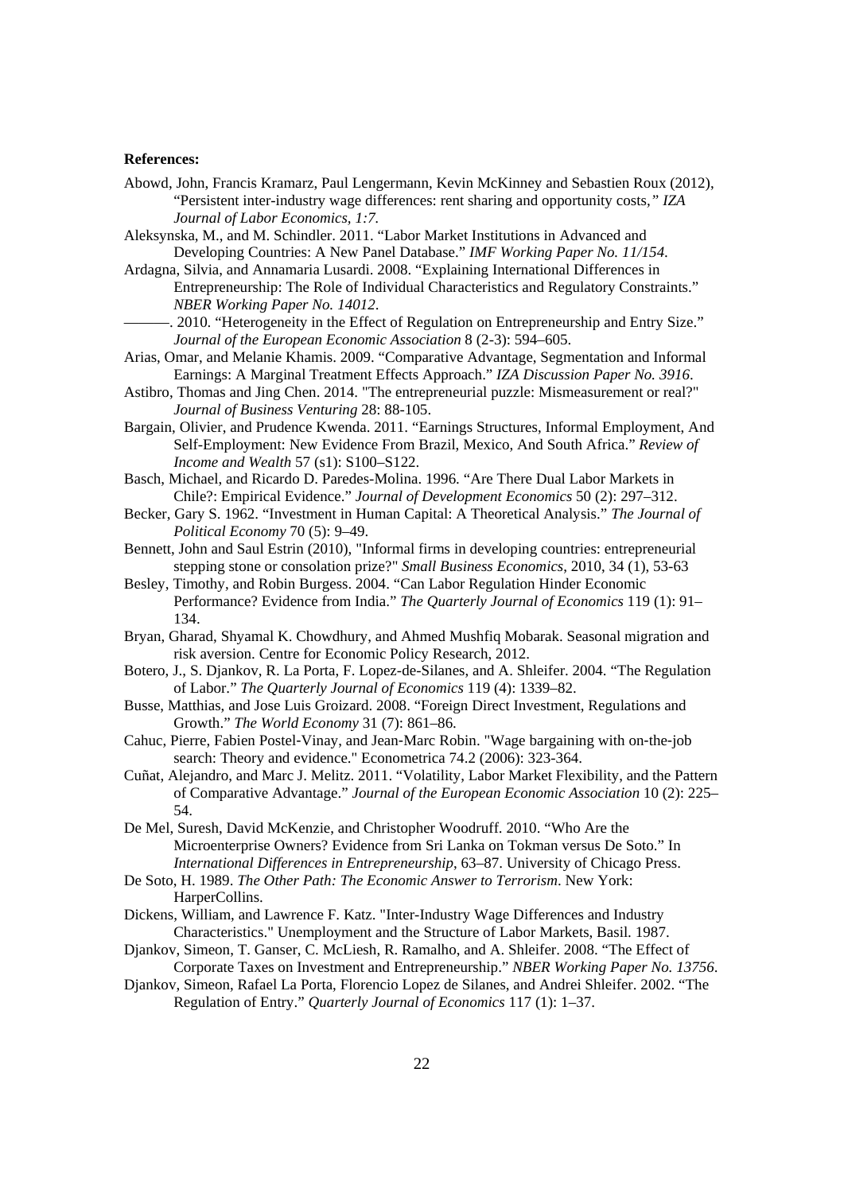**References:**

Abowd, John, Francis Kramarz, Paul Lengermann, Kevin McKinney and Sebastien Roux (2012), "Persistent inter-industry wage differences: rent sharing and opportunity costs," *IZA Journal of Labor Economics, 1:7.*

Aleksynska, M., and M. Schindler. 2011. "Labor Market Institutions in Advanced and Developing Countries: A New Panel Database." *IMF Working Paper No. 11/154.*

Ardagna, Silvia, and Annamaria Lusardi. 2008. "Explaining International Differences in Entrepreneurship: The Role of Individual Characteristics and Regulatory Constraints." *NBER Working Paper No. 14012.*

———. 2010. "Heterogeneity in the Effect of Regulation on Entrepreneurship and Entry Size." *Journal of the European Economic Association* 8 (2-3): 594–605.

Arias, Omar, and Melanie Khamis. 2009. "Comparative Advantage, Segmentation and Informal Earnings: A Marginal Treatment Effects Approach." *IZA Discussion Paper No. 3916.*

Astibro, Thomas and Jing Chen. 2014. "The entrepreneurial puzzle: Mismeasurement or real?" *Journal of Business Venturing* 28: 88-105.

Bargain, Olivier, and Prudence Kwenda. 2011. "Earnings Structures, Informal Employment, And Self-Employment: New Evidence From Brazil, Mexico, And South Africa." *Review of Income and Wealth* 57 (s1): S100–S122.

Basch, Michael, and Ricardo D. Paredes-Molina. 1996. "Are There Dual Labor Markets in Chile?: Empirical Evidence." *Journal of Development Economics* 50 (2): 297–312.

Becker, Gary S. 1962. "Investment in Human Capital: A Theoretical Analysis." *The Journal of Political Economy* 70 (5): 9–49.

Bennett, John and Saul Estrin (2010), "Informal firms in developing countries: entrepreneurial stepping stone or consolation prize?" *Small Business Economics*, 2010, 34 (1), 53-63

Besley, Timothy, and Robin Burgess. 2004. "Can Labor Regulation Hinder Economic Performance? Evidence from India." *The Quarterly Journal of Economics* 119 (1): 91–134.

Bryan, Gharad, Shyamal K. Chowdhury, and Ahmed Mushfiq Mobarak. Seasonal migration and risk aversion. Centre for Economic Policy Research, 2012.

Botero, J., S. Djankov, R. La Porta, F. Lopez-de-Silanes, and A. Shleifer. 2004. "The Regulation of Labor." *The Quarterly Journal of Economics* 119 (4): 1339–82.

Busse, Matthias, and Jose Luis Groizard. 2008. "Foreign Direct Investment, Regulations and Growth." *The World Economy* 31 (7): 861–86.

Cahuc, Pierre, Fabien Postel-Vinay, and Jean-Marc Robin. "Wage bargaining with on-the-job search: Theory and evidence." Econometrica 74.2 (2006): 323-364.

Cuñat, Alejandro, and Marc J. Melitz. 2011. "Volatility, Labor Market Flexibility, and the Pattern of Comparative Advantage." *Journal of the European Economic Association* 10 (2): 225–54.

De Mel, Suresh, David McKenzie, and Christopher Woodruff. 2010. "Who Are the Microenterprise Owners? Evidence from Sri Lanka on Tokman versus De Soto." In *International Differences in Entrepreneurship*, 63–87. University of Chicago Press.

De Soto, H. 1989. *The Other Path: The Economic Answer to Terrorism*. New York: HarperCollins.

Dickens, William, and Lawrence F. Katz. "Inter-Industry Wage Differences and Industry Characteristics." Unemployment and the Structure of Labor Markets, Basil. 1987.

Djankov, Simeon, T. Ganser, C. McLiesh, R. Ramalho, and A. Shleifer. 2008. "The Effect of Corporate Taxes on Investment and Entrepreneurship." *NBER Working Paper No. 13756.*

Djankov, Simeon, Rafael La Porta, Florencio Lopez de Silanes, and Andrei Shleifer. 2002. "The Regulation of Entry." *Quarterly Journal of Economics* 117 (1): 1–37.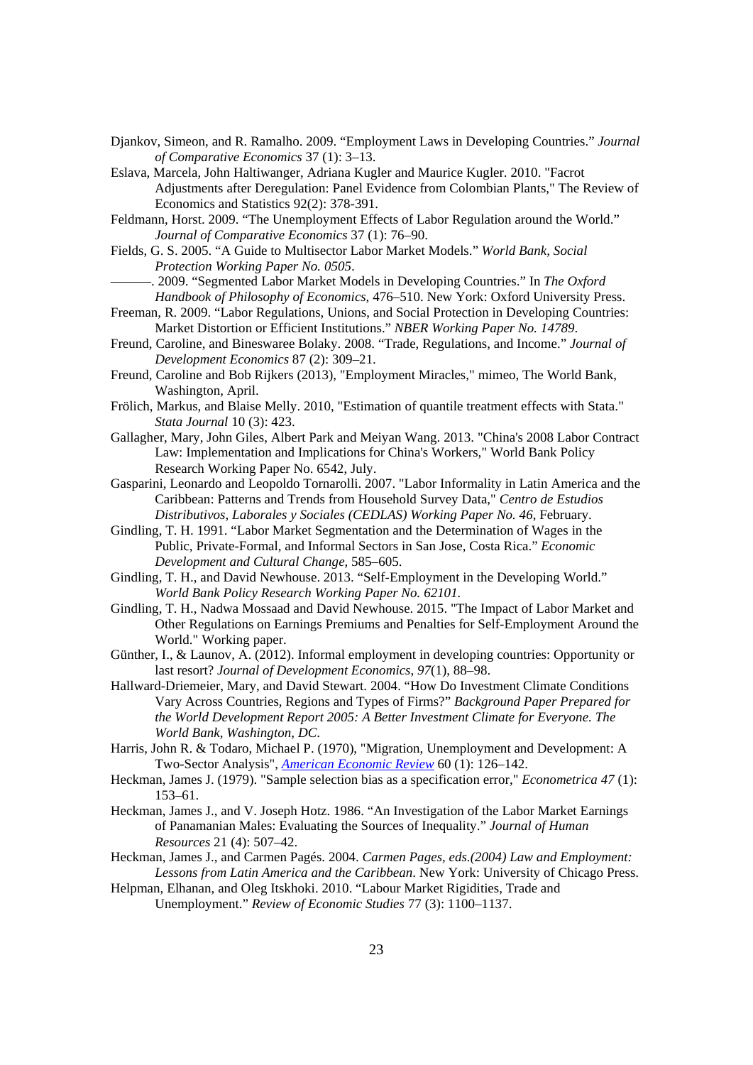Djankov, Simeon, and R. Ramalho. 2009. "Employment Laws in Developing Countries." *Journal of Comparative Economics* 37 (1): 3–13.

Eslava, Marcela, John Haltiwanger, Adriana Kugler and Maurice Kugler. 2010. "Facrot Adjustments after Deregulation: Panel Evidence from Colombian Plants," The Review of Economics and Statistics 92(2): 378-391.

Feldmann, Horst. 2009. "The Unemployment Effects of Labor Regulation around the World." *Journal of Comparative Economics* 37 (1): 76–90.

Fields, G. S. 2005. "A Guide to Multisector Labor Market Models." *World Bank, Social Protection Working Paper No. 0505*.

———. 2009. "Segmented Labor Market Models in Developing Countries." In *The Oxford Handbook of Philosophy of Economics*, 476–510. New York: Oxford University Press.

Freeman, R. 2009. "Labor Regulations, Unions, and Social Protection in Developing Countries: Market Distortion or Efficient Institutions." *NBER Working Paper No. 14789*.

Freund, Caroline, and Bineswaree Bolaky. 2008. "Trade, Regulations, and Income." *Journal of Development Economics* 87 (2): 309–21.

Freund, Caroline and Bob Rijkers (2013), "Employment Miracles," mimeo, The World Bank, Washington, April.

Frölich, Markus, and Blaise Melly. 2010, "Estimation of quantile treatment effects with Stata." *Stata Journal* 10 (3): 423.

Gallagher, Mary, John Giles, Albert Park and Meiyan Wang. 2013. "China's 2008 Labor Contract Law: Implementation and Implications for China's Workers," World Bank Policy Research Working Paper No. 6542, July.

Gasparini, Leonardo and Leopoldo Tornarolli. 2007. "Labor Informality in Latin America and the Caribbean: Patterns and Trends from Household Survey Data," *Centro de Estudios Distributivos, Laborales y Sociales (CEDLAS) Working Paper No. 46*, February.

Gindling, T. H. 1991. "Labor Market Segmentation and the Determination of Wages in the Public, Private-Formal, and Informal Sectors in San Jose, Costa Rica." *Economic Development and Cultural Change*, 585–605.

Gindling, T. H., and David Newhouse. 2013. "Self-Employment in the Developing World." *World Bank Policy Research Working Paper No. 62101.*

Gindling, T. H., Nadwa Mossaad and David Newhouse. 2015. "The Impact of Labor Market and Other Regulations on Earnings Premiums and Penalties for Self-Employment Around the World." Working paper.

Günther, I., & Launov, A. (2012). Informal employment in developing countries: Opportunity or last resort? *Journal of Development Economics*, *97*(1), 88–98.

Hallward-Driemeier, Mary, and David Stewart. 2004. "How Do Investment Climate Conditions Vary Across Countries, Regions and Types of Firms?" *Background Paper Prepared for the World Development Report 2005: A Better Investment Climate for Everyone. The World Bank, Washington, DC.*

Harris, John R. & Todaro, Michael P. (1970), "Migration, Unemployment and Development: A Two-Sector Analysis", *American Economic Review* 60 (1): 126–142.

Heckman, James J. (1979). "Sample selection bias as a specification error," *Econometrica 47* (1): 153–61.

Heckman, James J., and V. Joseph Hotz. 1986. "An Investigation of the Labor Market Earnings of Panamanian Males: Evaluating the Sources of Inequality." *Journal of Human Resources* 21 (4): 507–42.

Heckman, James J., and Carmen Pagés. 2004. *Carmen Pages, eds.(2004) Law and Employment: Lessons from Latin America and the Caribbean*. New York: University of Chicago Press.

Helpman, Elhanan, and Oleg Itskhoki. 2010. "Labour Market Rigidities, Trade and Unemployment." *Review of Economic Studies* 77 (3): 1100–1137.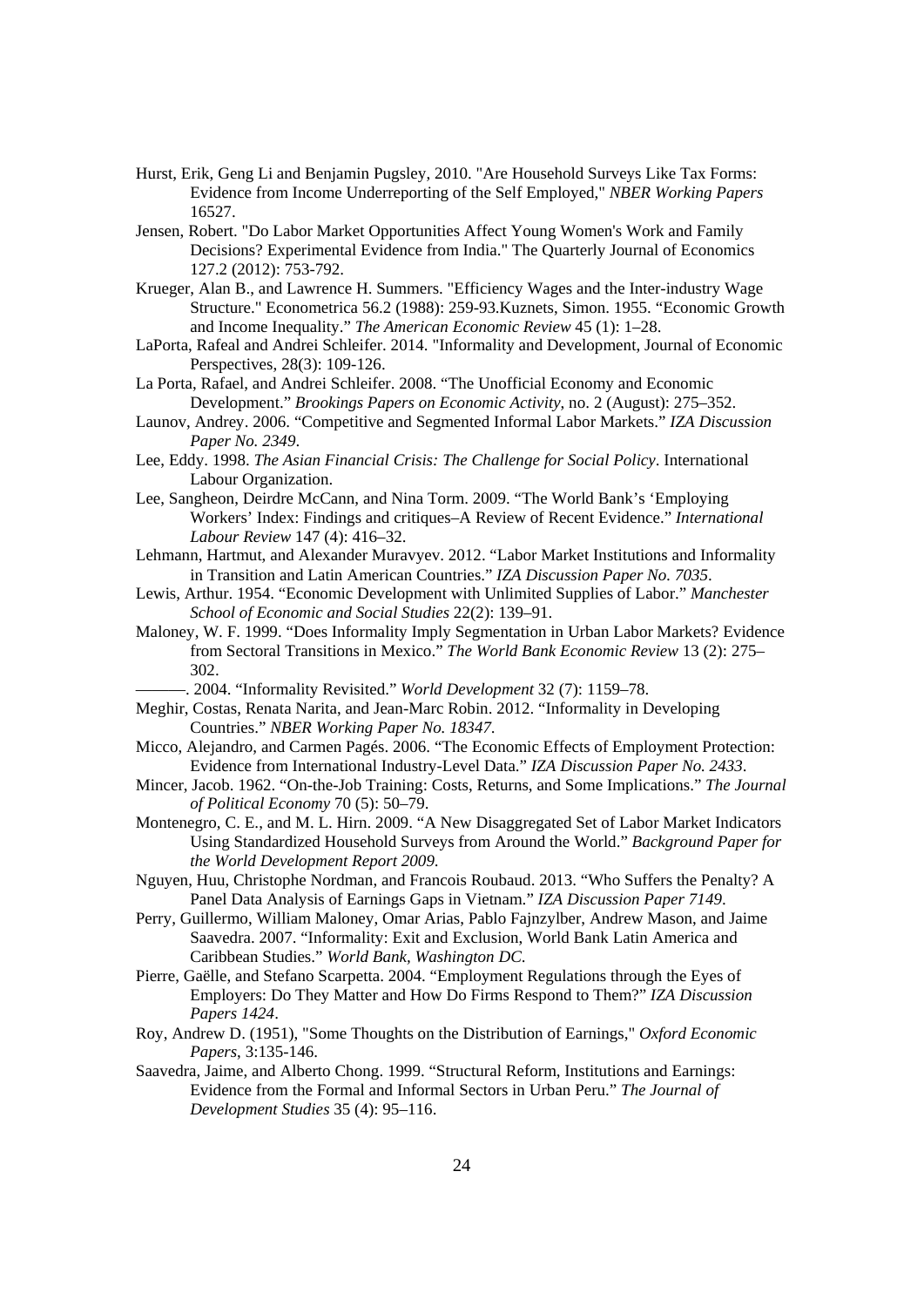Hurst, Erik, Geng Li and Benjamin Pugsley, 2010. "Are Household Surveys Like Tax Forms: Evidence from Income Underreporting of the Self Employed," *NBER Working Papers* 16527.

Jensen, Robert. "Do Labor Market Opportunities Affect Young Women's Work and Family Decisions? Experimental Evidence from India." The Quarterly Journal of Economics 127.2 (2012): 753-792.

Krueger, Alan B., and Lawrence H. Summers. "Efficiency Wages and the Inter-industry Wage Structure." Econometrica 56.2 (1988): 259-93.Kuznets, Simon. 1955. "Economic Growth and Income Inequality." *The American Economic Review* 45 (1): 1–28.

LaPorta, Rafeal and Andrei Schleifer. 2014. "Informality and Development, Journal of Economic Perspectives, 28(3): 109-126.

La Porta, Rafael, and Andrei Schleifer. 2008. "The Unofficial Economy and Economic Development." *Brookings Papers on Economic Activity*, no. 2 (August): 275–352.

Launov, Andrey. 2006. "Competitive and Segmented Informal Labor Markets." *IZA Discussion Paper No. 2349*.

Lee, Eddy. 1998. *The Asian Financial Crisis: The Challenge for Social Policy*. International Labour Organization.

Lee, Sangheon, Deirdre McCann, and Nina Torm. 2009. "The World Bank's 'Employing Workers' Index: Findings and critiques–A Review of Recent Evidence." *International Labour Review* 147 (4): 416–32.

Lehmann, Hartmut, and Alexander Muravyev. 2012. "Labor Market Institutions and Informality in Transition and Latin American Countries." *IZA Discussion Paper No. 7035*.

Lewis, Arthur. 1954. "Economic Development with Unlimited Supplies of Labor." *Manchester School of Economic and Social Studies* 22(2): 139–91.

Maloney, W. F. 1999. "Does Informality Imply Segmentation in Urban Labor Markets? Evidence from Sectoral Transitions in Mexico." *The World Bank Economic Review* 13 (2): 275–302.

———. 2004. "Informality Revisited." *World Development* 32 (7): 1159–78.

Meghir, Costas, Renata Narita, and Jean-Marc Robin. 2012. "Informality in Developing Countries." *NBER Working Paper No. 18347*.

Micco, Alejandro, and Carmen Pagés. 2006. "The Economic Effects of Employment Protection: Evidence from International Industry-Level Data." *IZA Discussion Paper No. 2433*.

Mincer, Jacob. 1962. "On-the-Job Training: Costs, Returns, and Some Implications." *The Journal of Political Economy* 70 (5): 50–79.

Montenegro, C. E., and M. L. Hirn. 2009. "A New Disaggregated Set of Labor Market Indicators Using Standardized Household Surveys from Around the World." *Background Paper for the World Development Report 2009*.

Nguyen, Huu, Christophe Nordman, and Francois Roubaud. 2013. "Who Suffers the Penalty? A Panel Data Analysis of Earnings Gaps in Vietnam." *IZA Discussion Paper 7149*.

Perry, Guillermo, William Maloney, Omar Arias, Pablo Fajnzylber, Andrew Mason, and Jaime Saavedra. 2007. "Informality: Exit and Exclusion, World Bank Latin America and Caribbean Studies." *World Bank, Washington DC.*

Pierre, Gaëlle, and Stefano Scarpetta. 2004. "Employment Regulations through the Eyes of Employers: Do They Matter and How Do Firms Respond to Them?" *IZA Discussion Papers 1424*.

Roy, Andrew D. (1951), "Some Thoughts on the Distribution of Earnings," *Oxford Economic Papers*, 3:135-146.

Saavedra, Jaime, and Alberto Chong. 1999. "Structural Reform, Institutions and Earnings: Evidence from the Formal and Informal Sectors in Urban Peru." *The Journal of Development Studies* 35 (4): 95–116.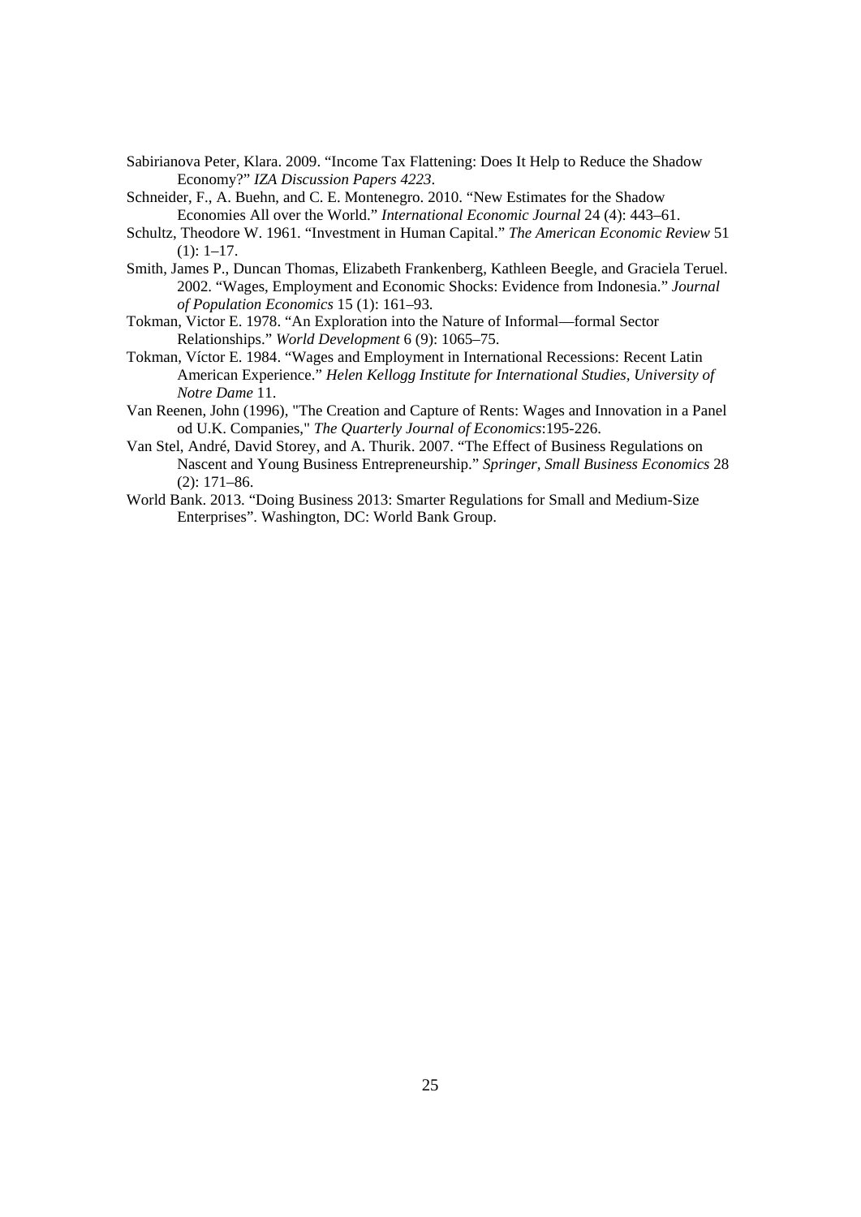Sabirianova Peter, Klara. 2009. "Income Tax Flattening: Does It Help to Reduce the Shadow Economy?" *IZA Discussion Papers 4223*.

Schneider, F., A. Buehn, and C. E. Montenegro. 2010. "New Estimates for the Shadow Economies All over the World." *International Economic Journal* 24 (4): 443–61.

Schultz, Theodore W. 1961. "Investment in Human Capital." *The American Economic Review* 51 (1): 1–17.

Smith, James P., Duncan Thomas, Elizabeth Frankenberg, Kathleen Beegle, and Graciela Teruel. 2002. "Wages, Employment and Economic Shocks: Evidence from Indonesia." *Journal of Population Economics* 15 (1): 161–93.

Tokman, Victor E. 1978. "An Exploration into the Nature of Informal—formal Sector Relationships." *World Development* 6 (9): 1065–75.

Tokman, Víctor E. 1984. "Wages and Employment in International Recessions: Recent Latin American Experience." *Helen Kellogg Institute for International Studies, University of Notre Dame* 11.

Van Reenen, John (1996), "The Creation and Capture of Rents: Wages and Innovation in a Panel od U.K. Companies," *The Quarterly Journal of Economics*:195-226.

Van Stel, André, David Storey, and A. Thurik. 2007. "The Effect of Business Regulations on Nascent and Young Business Entrepreneurship." *Springer, Small Business Economics* 28 (2): 171–86.

World Bank. 2013. "Doing Business 2013: Smarter Regulations for Small and Medium-Size Enterprises". Washington, DC: World Bank Group.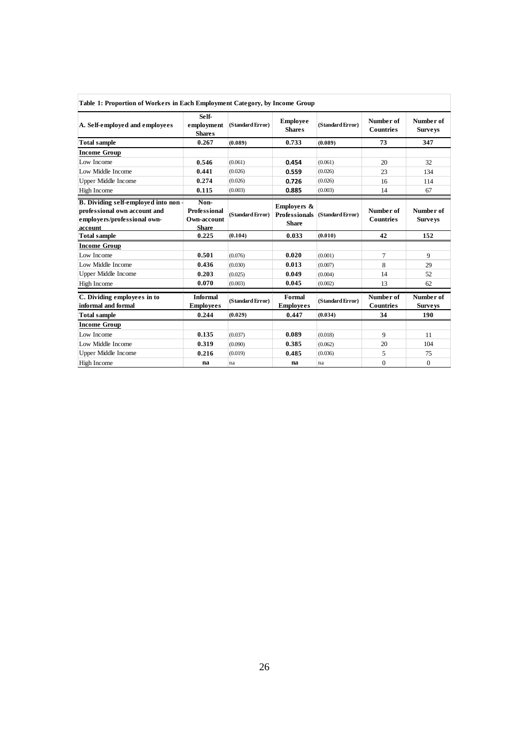**Table 1: Proportion of Workers in Each Employment Category, by Income Group**

| A. Self-employed and employees | Self-employment Shares | (Standard Error) | Employee Shares | (Standard Error) | Number of Countries | Number of Surveys |
|---|---|---|---|---|---|---|
| **Total sample** | **0.267** | **(0.089)** | **0.733** | **(0.089)** | **73** | **347** |
| **Income Group** | | | | | | |
| Low Income | **0.546** | (0.061) | **0.454** | (0.061) | 20 | 32 |
| Low Middle Income | **0.441** | (0.026) | **0.559** | (0.026) | 23 | 134 |
| Upper Middle Income | **0.274** | (0.026) | **0.726** | (0.026) | 16 | 114 |
| High Income | **0.115** | (0.003) | **0.885** | (0.003) | 14 | 67 |
| **B. Dividing self-employed into non-professional own account and employers/professional own-account** | **Non-Professional Own-account Share** | **(Standard Error)** | **Employers & Professionals Share** | **(Standard Error)** | **Number of Countries** | **Number of Surveys** |
| **Total sample** | **0.225** | **(0.104)** | **0.033** | **(0.010)** | **42** | **152** |
| **Income Group** | | | | | | |
| Low Income | **0.501** | (0.076) | **0.020** | (0.001) | 7 | 9 |
| Low Middle Income | **0.436** | (0.030) | **0.013** | (0.007) | 8 | 29 |
| Upper Middle Income | **0.203** | (0.025) | **0.049** | (0.004) | 14 | 52 |
| High Income | **0.070** | (0.003) | **0.045** | (0.002) | 13 | 62 |
| **C. Dividing employees in to informal and formal** | **Informal Employees** | **(Standard Error)** | **Formal Employees** | **(Standard Error)** | **Number of Countries** | **Number of Surveys** |
| **Total sample** | **0.244** | **(0.029)** | **0.447** | **(0.034)** | **34** | **190** |
| **Income Group** | | | | | | |
| Low Income | **0.135** | (0.037) | **0.089** | (0.018) | 9 | 11 |
| Low Middle Income | **0.319** | (0.090) | **0.385** | (0.062) | 20 | 104 |
| Upper Middle Income | **0.216** | (0.019) | **0.485** | (0.036) | 5 | 75 |
| High Income | **na** | na | **na** | na | 0 | 0 |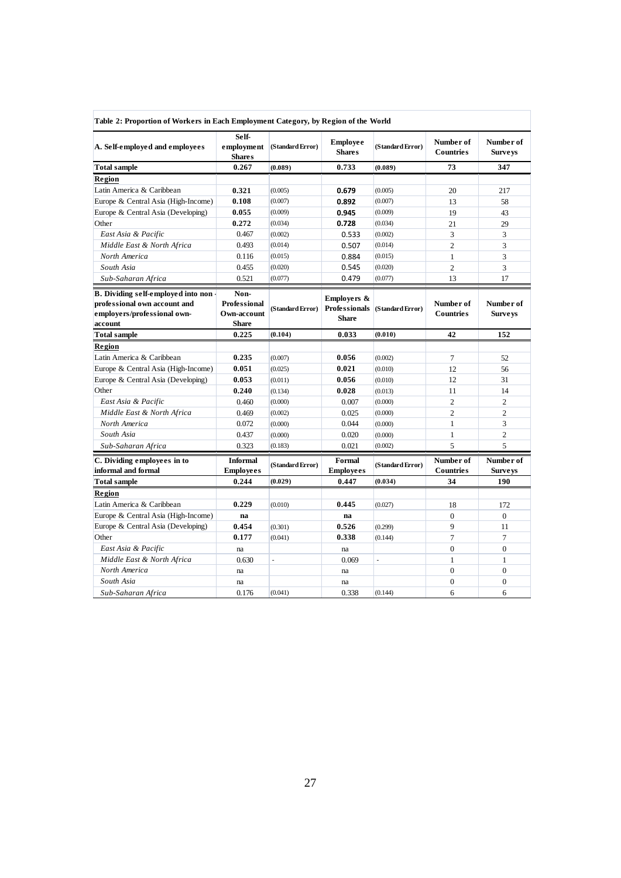**Table 2: Proportion of Workers in Each Employment Category, by Region of the World**

| A. Self-employed and employees | Self-employment Shares | (Standard Error) | Employee Shares | (Standard Error) | Number of Countries | Number of Surveys |
|---|---|---|---|---|---|---|
| **Total sample** | **0.267** | **(0.089)** | **0.733** | **(0.089)** | **73** | **347** |
| **Region** | | | | | | |
| Latin America & Caribbean | **0.321** | (0.005) | **0.679** | (0.005) | 20 | 217 |
| Europe & Central Asia (High-Income) | **0.108** | (0.007) | **0.892** | (0.007) | 13 | 58 |
| Europe & Central Asia (Developing) | **0.055** | (0.009) | **0.945** | (0.009) | 19 | 43 |
| Other | **0.272** | (0.034) | **0.728** | (0.034) | 21 | 29 |
| *East Asia & Pacific* | 0.467 | (0.002) | 0.533 | (0.002) | 3 | 3 |
| *Middle East & North Africa* | 0.493 | (0.014) | 0.507 | (0.014) | 2 | 3 |
| *North America* | 0.116 | (0.015) | 0.884 | (0.015) | 1 | 3 |
| *South Asia* | 0.455 | (0.020) | 0.545 | (0.020) | 2 | 3 |
| *Sub-Saharan Africa* | 0.521 | (0.077) | 0.479 | (0.077) | 13 | 17 |
| **B. Dividing self-employed into non-professional own account and employers/professional own-account** | **Non-Professional Own-account Share** | **(Standard Error)** | **Employers & Professionals Share** | **(Standard Error)** | **Number of Countries** | **Number of Surveys** |
| **Total sample** | **0.225** | **(0.104)** | **0.033** | **(0.010)** | **42** | **152** |
| **Region** | | | | | | |
| Latin America & Caribbean | **0.235** | (0.007) | **0.056** | (0.002) | 7 | 52 |
| Europe & Central Asia (High-Income) | **0.051** | (0.025) | **0.021** | (0.010) | 12 | 56 |
| Europe & Central Asia (Developing) | **0.053** | (0.011) | **0.056** | (0.010) | 12 | 31 |
| Other | **0.240** | (0.134) | **0.028** | (0.013) | 11 | 14 |
| *East Asia & Pacific* | 0.460 | (0.000) | 0.007 | (0.000) | 2 | 2 |
| *Middle East & North Africa* | 0.469 | (0.002) | 0.025 | (0.000) | 2 | 2 |
| *North America* | 0.072 | (0.000) | 0.044 | (0.000) | 1 | 3 |
| *South Asia* | 0.437 | (0.000) | 0.020 | (0.000) | 1 | 2 |
| *Sub-Saharan Africa* | 0.323 | (0.183) | 0.021 | (0.002) | 5 | 5 |
| **C. Dividing employees in to informal and formal** | **Informal Employees** | **(Standard Error)** | **Formal Employees** | **(Standard Error)** | **Number of Countries** | **Number of Surveys** |
| **Total sample** | **0.244** | **(0.029)** | **0.447** | **(0.034)** | **34** | **190** |
| **Region** | | | | | | |
| Latin America & Caribbean | **0.229** | (0.010) | **0.445** | (0.027) | 18 | 172 |
| Europe & Central Asia (High-Income) | **na** | | **na** | | 0 | 0 |
| Europe & Central Asia (Developing) | **0.454** | (0.301) | **0.526** | (0.299) | 9 | 11 |
| Other | **0.177** | (0.041) | **0.338** | (0.144) | 7 | 7 |
| *East Asia & Pacific* | na | | na | | 0 | 0 |
| *Middle East & North Africa* | 0.630 | - | 0.069 | - | 1 | 1 |
| *North America* | na | | na | | 0 | 0 |
| *South Asia* | na | | na | | 0 | 0 |
| *Sub-Saharan Africa* | 0.176 | (0.041) | 0.338 | (0.144) | 6 | 6 |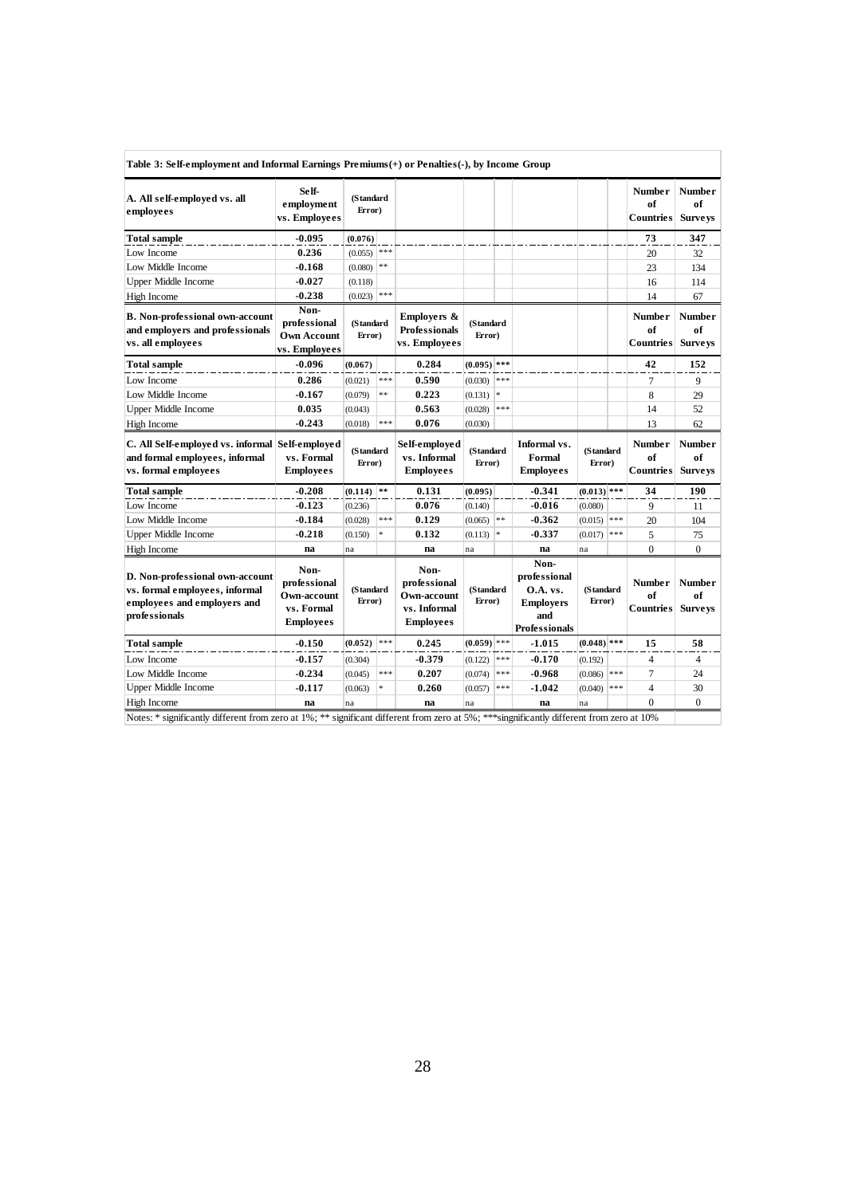**Table 3: Self-employment and Informal Earnings Premiums(+) or Penalties(-), by Income Group**

| A. All self-employed vs. all employees | Self-employment vs. Employees | (Standard Error) | | | | | | | | Number of Countries | Number of Surveys |
|---|---|---|---|---|---|---|---|---|---|---|---|
| **Total sample** | **-0.095** | **(0.076)** | | | | | | | | **73** | **347** |
| Low Income | **0.236** | (0.055) | *** | | | | | | | 20 | 32 |
| Low Middle Income | **-0.168** | (0.080) | ** | | | | | | | 23 | 134 |
| Upper Middle Income | **-0.027** | (0.118) | | | | | | | | 16 | 114 |
| High Income | **-0.238** | (0.023) | *** | | | | | | | 14 | 67 |
| **B. Non-professional own-account and employers and professionals vs. all employees** | **Non-professional Own Account vs. Employees** | **(Standard Error)** | | **Employers & Professionals vs. Employees** | **(Standard Error)** | | | | | **Number of Countries** | **Number of Surveys** |
| **Total sample** | **-0.096** | **(0.067)** | | **0.284** | **(0.095)** | *** | | | | **42** | **152** |
| Low Income | **0.286** | (0.021) | *** | **0.590** | (0.030) | *** | | | | 7 | 9 |
| Low Middle Income | **-0.167** | (0.079) | ** | **0.223** | (0.131) | * | | | | 8 | 29 |
| Upper Middle Income | **0.035** | (0.043) | | **0.563** | (0.028) | *** | | | | 14 | 52 |
| High Income | **-0.243** | (0.018) | *** | **0.076** | (0.030) | | | | | 13 | 62 |
| **C. All Self-employed vs. informal and formal employees, informal vs. formal employees** | **Self-employed vs. Formal Employees** | **(Standard Error)** | | **Self-employed vs. Informal Employees** | **(Standard Error)** | | **Informal vs. Formal Employees** | **(Standard Error)** | | **Number of Countries** | **Number of Surveys** |
| **Total sample** | **-0.208** | **(0.114)** | ** | **0.131** | **(0.095)** | | **-0.341** | **(0.013)** | *** | **34** | **190** |
| Low Income | **-0.123** | (0.236) | | **0.076** | (0.140) | | **-0.016** | (0.080) | | 9 | 11 |
| Low Middle Income | **-0.184** | (0.028) | *** | **0.129** | (0.065) | ** | **-0.362** | (0.015) | *** | 20 | 104 |
| Upper Middle Income | **-0.218** | (0.150) | * | **0.132** | (0.113) | * | **-0.337** | (0.017) | *** | 5 | 75 |
| High Income | **na** | na | | **na** | na | | **na** | na | | 0 | 0 |
| **D. Non-professional own-account vs. formal employees, informal employees and employers and professionals** | **Non-professional Own-account vs. Formal Employees** | **(Standard Error)** | | **Non-professional Own-account vs. Informal Employees** | **(Standard Error)** | | **Non-professional O.A. vs. Employers and Professionals** | **(Standard Error)** | | **Number of Countries** | **Number of Surveys** |
| **Total sample** | **-0.150** | **(0.052)** | *** | **0.245** | **(0.059)** | *** | **-1.015** | **(0.048)** | *** | **15** | **58** |
| Low Income | **-0.157** | (0.304) | | **-0.379** | (0.122) | *** | **-0.170** | (0.192) | | 4 | 4 |
| Low Middle Income | **-0.234** | (0.045) | *** | **0.207** | (0.074) | *** | **-0.968** | (0.086) | *** | 7 | 24 |
| Upper Middle Income | **-0.117** | (0.063) | * | **0.260** | (0.057) | *** | **-1.042** | (0.040) | *** | 4 | 30 |
| High Income | **na** | na | | **na** | na | | **na** | na | | 0 | 0 |

Notes: * significantly different from zero at 1%; ** significant different from zero at 5%; ***significantly different from zero at 10%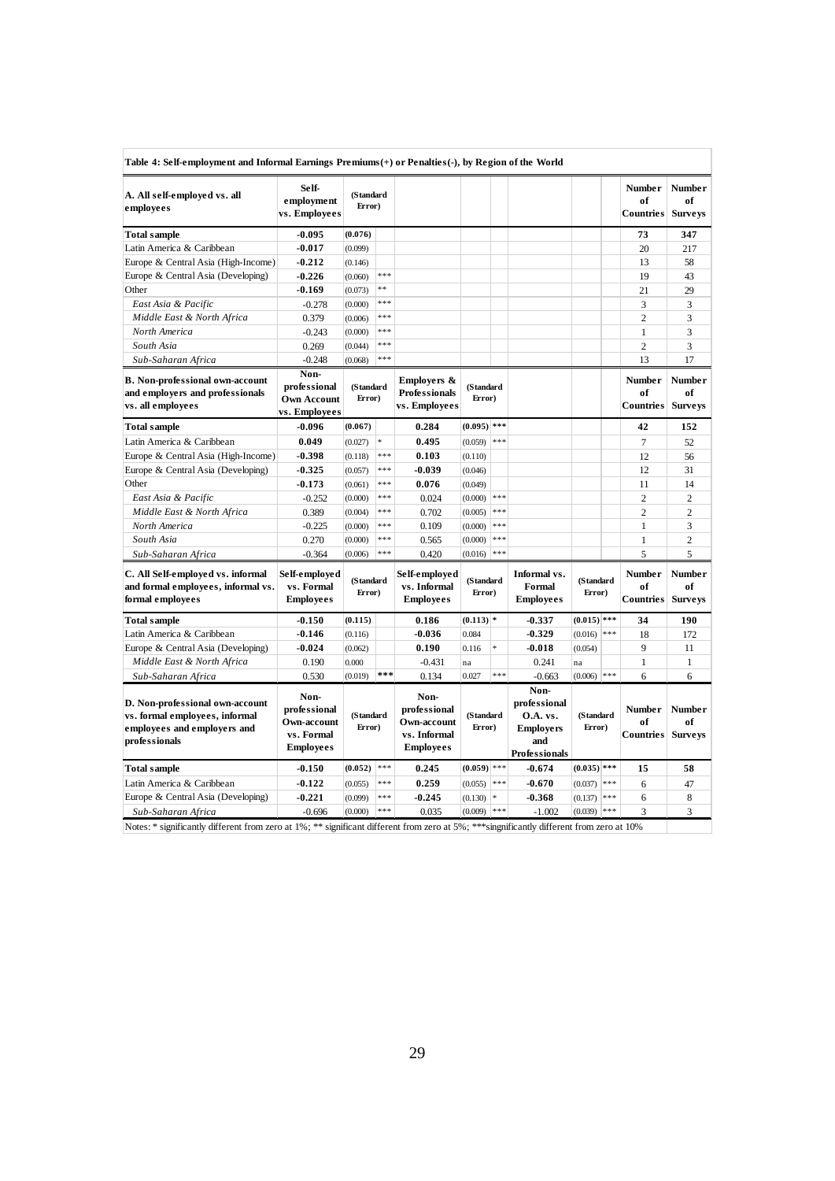**Table 4: Self-employment and Informal Earnings Premiums(+) or Penalties(-), by Region of the World**

| A. All self-employed vs. all employees | Self-employment vs. Employees | (Standard Error) | | | | | | | | Number of Countries | Number of Surveys |
|---|---|---|---|---|---|---|---|---|---|---|---|
| **Total sample** | **-0.095** | **(0.076)** | | | | | | | | **73** | **347** |
| Latin America & Caribbean | **-0.017** | (0.099) | | | | | | | | 20 | 217 |
| Europe & Central Asia (High-Income) | **-0.212** | (0.146) | | | | | | | | 13 | 58 |
| Europe & Central Asia (Developing) | **-0.226** | (0.060) | *** | | | | | | | 19 | 43 |
| Other | **-0.169** | (0.073) | ** | | | | | | | 21 | 29 |
| *East Asia & Pacific* | -0.278 | (0.000) | *** | | | | | | | 3 | 3 |
| *Middle East & North Africa* | 0.379 | (0.006) | *** | | | | | | | 2 | 3 |
| *North America* | -0.243 | (0.000) | *** | | | | | | | 1 | 3 |
| *South Asia* | 0.269 | (0.044) | *** | | | | | | | 2 | 3 |
| *Sub-Saharan Africa* | -0.248 | (0.068) | *** | | | | | | | 13 | 17 |
| **B. Non-professional own-account and employers and professionals vs. all employees** | **Non-professional Own Account vs. Employees** | **(Standard Error)** | | **Employers & Professionals vs. Employees** | **(Standard Error)** | | | | | **Number of Countries** | **Number of Surveys** |
| **Total sample** | **-0.096** | **(0.067)** | | **0.284** | **(0.095)** | *** | | | | **42** | **152** |
| Latin America & Caribbean | **0.049** | (0.027) | * | **0.495** | (0.059) | *** | | | | 7 | 52 |
| Europe & Central Asia (High-Income) | **-0.398** | (0.118) | *** | **0.103** | (0.110) | | | | | 12 | 56 |
| Europe & Central Asia (Developing) | **-0.325** | (0.057) | *** | **-0.039** | (0.046) | | | | | 12 | 31 |
| Other | **-0.173** | (0.061) | *** | **0.076** | (0.049) | | | | | 11 | 14 |
| *East Asia & Pacific* | -0.252 | (0.000) | *** | 0.024 | (0.000) | *** | | | | 2 | 2 |
| *Middle East & North Africa* | 0.389 | (0.004) | *** | 0.702 | (0.005) | *** | | | | 2 | 2 |
| *North America* | -0.225 | (0.000) | *** | 0.109 | (0.000) | *** | | | | 1 | 3 |
| *South Asia* | 0.270 | (0.000) | *** | 0.565 | (0.000) | *** | | | | 1 | 2 |
| *Sub-Saharan Africa* | -0.364 | (0.006) | *** | 0.420 | (0.016) | *** | | | | 5 | 5 |
| **C. All Self-employed vs. informal and formal employees, informal vs. formal employees** | **Self-employed vs. Formal Employees** | **(Standard Error)** | | **Self-employed vs. Informal Employees** | **(Standard Error)** | | **Informal vs. Formal Employees** | **(Standard Error)** | | **Number of Countries** | **Number of Surveys** |
| **Total sample** | **-0.150** | **(0.115)** | | **0.186** | **(0.113)** | * | **-0.337** | **(0.015)** | *** | **34** | **190** |
| Latin America & Caribbean | **-0.146** | (0.116) | | **-0.036** | 0.084 | | **-0.329** | (0.016) | *** | 18 | 172 |
| Europe & Central Asia (Developing) | **-0.024** | (0.062) | | **0.190** | 0.116 | * | **-0.018** | (0.054) | | 9 | 11 |
| *Middle East & North Africa* | 0.190 | 0.000 | | -0.431 | na | | 0.241 | na | | 1 | 1 |
| *Sub-Saharan Africa* | 0.530 | (0.019) | *** | 0.134 | 0.027 | *** | -0.663 | (0.006) | *** | 6 | 6 |
| **D. Non-professional own-account vs. formal employees, informal employees and employers and professionals** | **Non-professional Own-account vs. Formal Employees** | **(Standard Error)** | | **Non-professional Own-account vs. Informal Employees** | **(Standard Error)** | | **Non-professional O.A. vs. Employers and Professionals** | **(Standard Error)** | | **Number of Countries** | **Number of Surveys** |
| **Total sample** | **-0.150** | **(0.052)** | *** | **0.245** | **(0.059)** | *** | **-0.674** | **(0.035)** | *** | **15** | **58** |
| Latin America & Caribbean | **-0.122** | (0.055) | *** | **0.259** | (0.055) | *** | **-0.670** | (0.037) | *** | 6 | 47 |
| Europe & Central Asia (Developing) | **-0.221** | (0.099) | *** | **-0.245** | (0.130) | * | **-0.368** | (0.137) | *** | 6 | 8 |
| *Sub-Saharan Africa* | -0.696 | (0.000) | *** | 0.035 | (0.009) | *** | -1.002 | (0.039) | *** | 3 | 3 |

Notes: * significantly different from zero at 1%; ** significant different from zero at 5%; ***singnificantly different from zero at 10%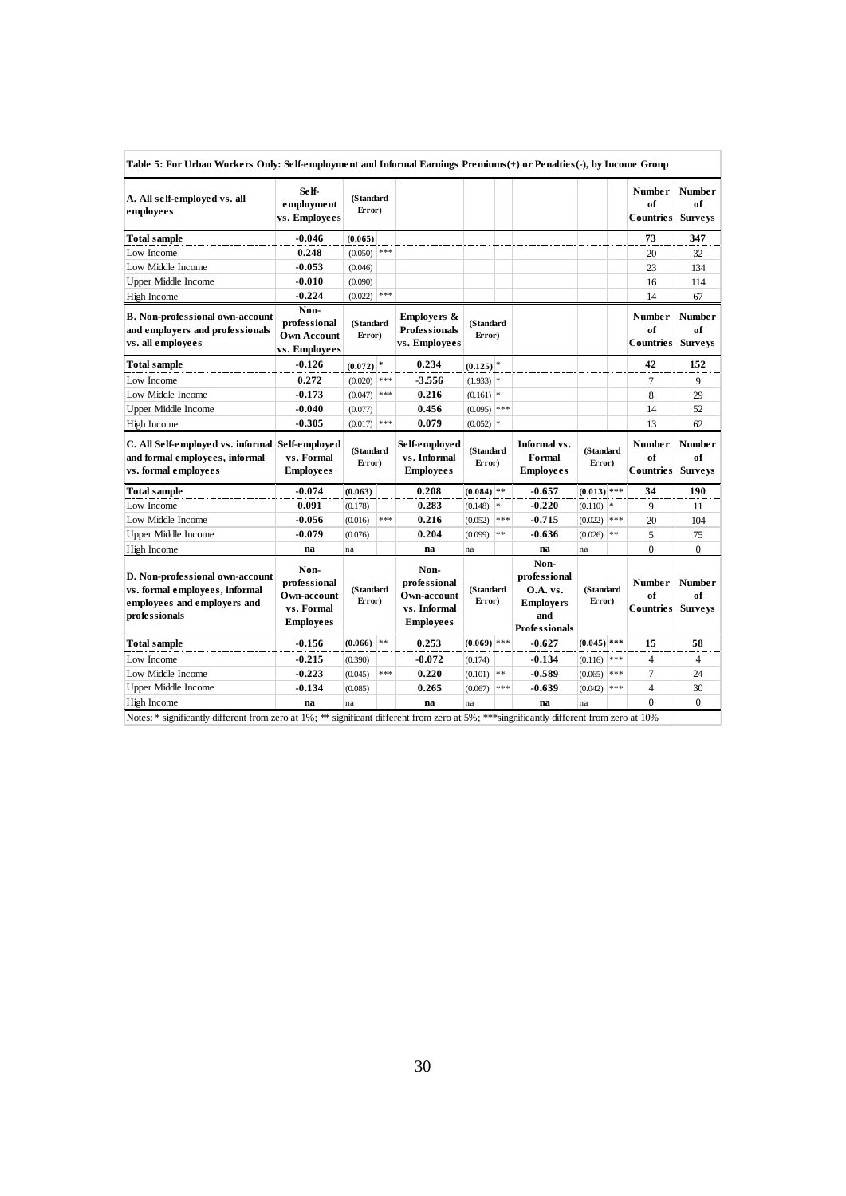**Table 5: For Urban Workers Only: Self-employment and Informal Earnings Premiums(+) or Penalties(-), by Income Group**

| A. All self-employed vs. all employees | Self-employment vs. Employees | (Standard Error) | | | | | | | | Number of Countries | Number of Surveys |
|---|---|---|---|---|---|---|---|---|---|---|---|
| **Total sample** | **-0.046** | (0.065) | | | | | | | | 73 | 347 |
| Low Income | 0.248 | (0.050) | *** | | | | | | | 20 | 32 |
| Low Middle Income | -0.053 | (0.046) | | | | | | | | 23 | 134 |
| Upper Middle Income | -0.010 | (0.090) | | | | | | | | 16 | 114 |
| High Income | -0.224 | (0.022) | *** | | | | | | | 14 | 67 |
| **B. Non-professional own-account and employers and professionals vs. all employees** | **Non-professional Own Account vs. Employees** | **(Standard Error)** | | **Employers & Professionals vs. Employees** | **(Standard Error)** | | | | | **Number of Countries** | **Number of Surveys** |
| **Total sample** | **-0.126** | (0.072) | * | **0.234** | (0.125) | * | | | | 42 | 152 |
| Low Income | 0.272 | (0.020) | *** | -3.556 | (1.933) | * | | | | 7 | 9 |
| Low Middle Income | -0.173 | (0.047) | *** | 0.216 | (0.161) | * | | | | 8 | 29 |
| Upper Middle Income | -0.040 | (0.077) | | 0.456 | (0.095) | *** | | | | 14 | 52 |
| High Income | -0.305 | (0.017) | *** | 0.079 | (0.052) | * | | | | 13 | 62 |
| **C. All Self-employed vs. informal and formal employees, informal vs. formal employees** | **Self-employed vs. Formal Employees** | **(Standard Error)** | | **Self-employed vs. Informal Employees** | **(Standard Error)** | | **Informal vs. Formal Employees** | **(Standard Error)** | | **Number of Countries** | **Number of Surveys** |
| **Total sample** | **-0.074** | (0.063) | | **0.208** | (0.084) | ** | **-0.657** | (0.013) | *** | 34 | 190 |
| Low Income | 0.091 | (0.178) | | 0.283 | (0.148) | * | -0.220 | (0.110) | * | 9 | 11 |
| Low Middle Income | -0.056 | (0.016) | *** | 0.216 | (0.052) | *** | -0.715 | (0.022) | *** | 20 | 104 |
| Upper Middle Income | -0.079 | (0.076) | | 0.204 | (0.099) | ** | -0.636 | (0.026) | ** | 5 | 75 |
| High Income | na | na | | na | na | | na | na | | 0 | 0 |
| **D. Non-professional own-account vs. formal employees, informal employees and employers and professionals** | **Non-professional Own-account vs. Formal Employees** | **(Standard Error)** | | **Non-professional Own-account vs. Informal Employees** | **(Standard Error)** | | **Non-professional O.A. vs. Employers and Professionals** | **(Standard Error)** | | **Number of Countries** | **Number of Surveys** |
| **Total sample** | **-0.156** | (0.066) | ** | **0.253** | (0.069) | *** | **-0.627** | (0.045) | *** | 15 | 58 |
| Low Income | -0.215 | (0.390) | | -0.072 | (0.174) | | -0.134 | (0.116) | *** | 4 | 4 |
| Low Middle Income | -0.223 | (0.045) | *** | 0.220 | (0.101) | ** | -0.589 | (0.065) | *** | 7 | 24 |
| Upper Middle Income | -0.134 | (0.085) | | 0.265 | (0.067) | *** | -0.639 | (0.042) | *** | 4 | 30 |
| High Income | na | na | | na | na | | na | na | | 0 | 0 |

Notes: * significantly different from zero at 1%; ** significant different from zero at 5%; ***significantly different from zero at 10%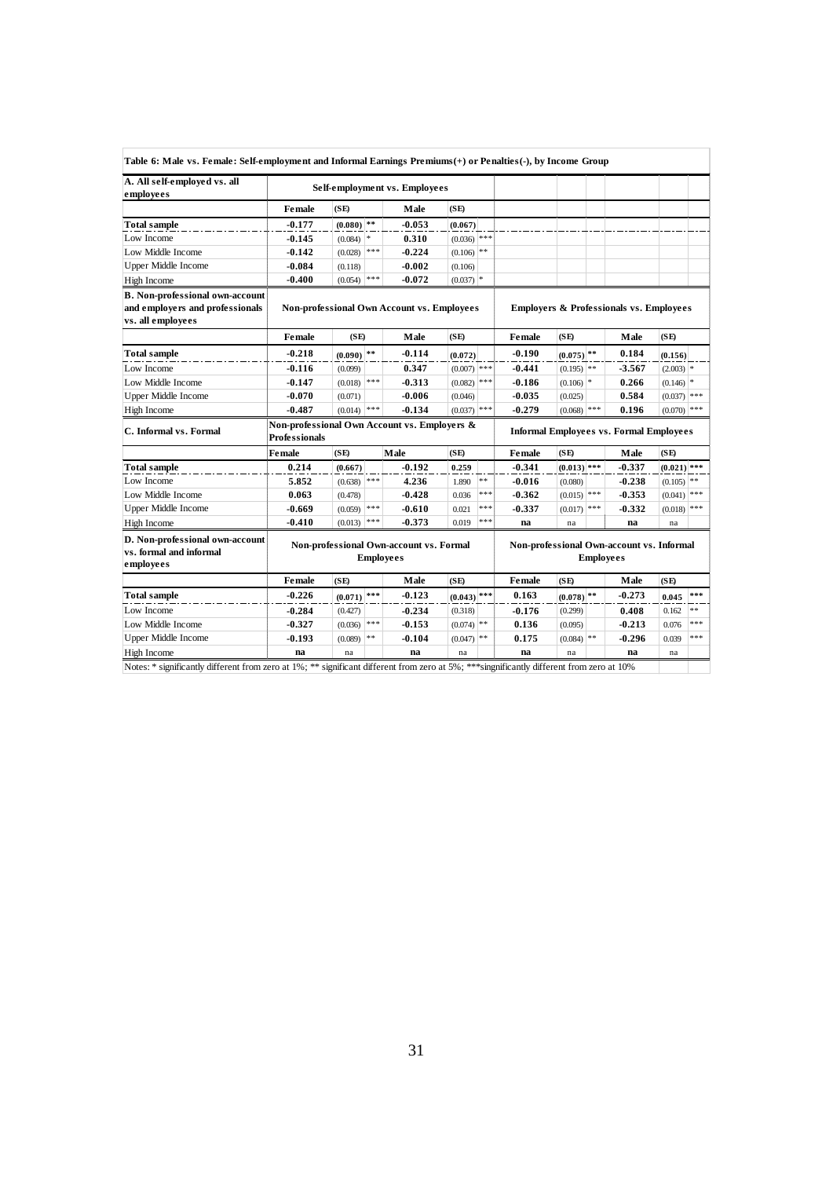**Table 6: Male vs. Female: Self-employment and Informal Earnings Premiums(+) or Penalties(-), by Income Group**

| A. All self-employed vs. all employees | Self-employment vs. Employees | | | | | | | | | | | |
|---|---|---|---|---|---|---|---|---|---|---|---|---|
| | Female | (SE) | | Male | (SE) | | | | | | | |
| Total sample | -0.177 | (0.080) | ** | -0.053 | (0.067) | | | | | | | |
| Low Income | -0.145 | (0.084) | * | 0.310 | (0.036) | *** | | | | | | |
| Low Middle Income | -0.142 | (0.028) | *** | -0.224 | (0.106) | ** | | | | | | |
| Upper Middle Income | -0.084 | (0.118) | | -0.002 | (0.106) | | | | | | | |
| High Income | -0.400 | (0.054) | *** | -0.072 | (0.037) | * | | | | | | |
| **B. Non-professional own-account and employers and professionals vs. all employees** | **Non-professional Own Account vs. Employees** | | | | | | **Employers & Professionals vs. Employees** | | | | | |
| | Female | (SE) | | Male | (SE) | | Female | (SE) | | Male | (SE) | |
| Total sample | -0.218 | (0.090) | ** | -0.114 | (0.072) | | -0.190 | (0.075) | ** | 0.184 | (0.156) | |
| Low Income | -0.116 | (0.099) | | 0.347 | (0.007) | *** | -0.441 | (0.195) | ** | -3.567 | (2.003) | * |
| Low Middle Income | -0.147 | (0.018) | *** | -0.313 | (0.082) | *** | -0.186 | (0.106) | * | 0.266 | (0.146) | * |
| Upper Middle Income | -0.070 | (0.071) | | -0.006 | (0.046) | | -0.035 | (0.025) | | 0.584 | (0.037) | *** |
| High Income | -0.487 | (0.014) | *** | -0.134 | (0.037) | *** | -0.279 | (0.068) | *** | 0.196 | (0.070) | *** |
| **C. Informal vs. Formal** | **Non-professional Own Account vs. Employers & Professionals** | | | | | | **Informal Employees vs. Formal Employees** | | | | | |
| | Female | (SE) | | Male | (SE) | | Female | (SE) | | Male | (SE) | |
| Total sample | 0.214 | (0.667) | | -0.192 | 0.259 | | -0.341 | (0.013) | *** | -0.337 | (0.021) | *** |
| Low Income | 5.852 | (0.638) | *** | 4.236 | 1.890 | ** | -0.016 | (0.080) | | -0.238 | (0.105) | ** |
| Low Middle Income | 0.063 | (0.478) | | -0.428 | 0.036 | *** | -0.362 | (0.015) | *** | -0.353 | (0.041) | *** |
| Upper Middle Income | -0.669 | (0.059) | *** | -0.610 | 0.021 | *** | -0.337 | (0.017) | *** | -0.332 | (0.018) | *** |
| High Income | -0.410 | (0.013) | *** | -0.373 | 0.019 | *** | na | na | | na | na | |
| **D. Non-professional own-account vs. formal and informal employees** | **Non-professional Own-account vs. Formal Employees** | | | | | | **Non-professional Own-account vs. Informal Employees** | | | | | |
| | Female | (SE) | | Male | (SE) | | Female | (SE) | | Male | (SE) | |
| Total sample | -0.226 | (0.071) | *** | -0.123 | (0.043) | *** | 0.163 | (0.078) | ** | -0.273 | 0.045 | *** |
| Low Income | -0.284 | (0.427) | | -0.234 | (0.318) | | -0.176 | (0.299) | | 0.408 | 0.162 | ** |
| Low Middle Income | -0.327 | (0.036) | *** | -0.153 | (0.074) | ** | 0.136 | (0.095) | | -0.213 | 0.076 | *** |
| Upper Middle Income | -0.193 | (0.089) | ** | -0.104 | (0.047) | ** | 0.175 | (0.084) | ** | -0.296 | 0.039 | *** |
| High Income | na | na | | na | na | | na | na | | na | na | |

Notes: * significantly different from zero at 1%; ** significant different from zero at 5%; ***significantly different from zero at 10%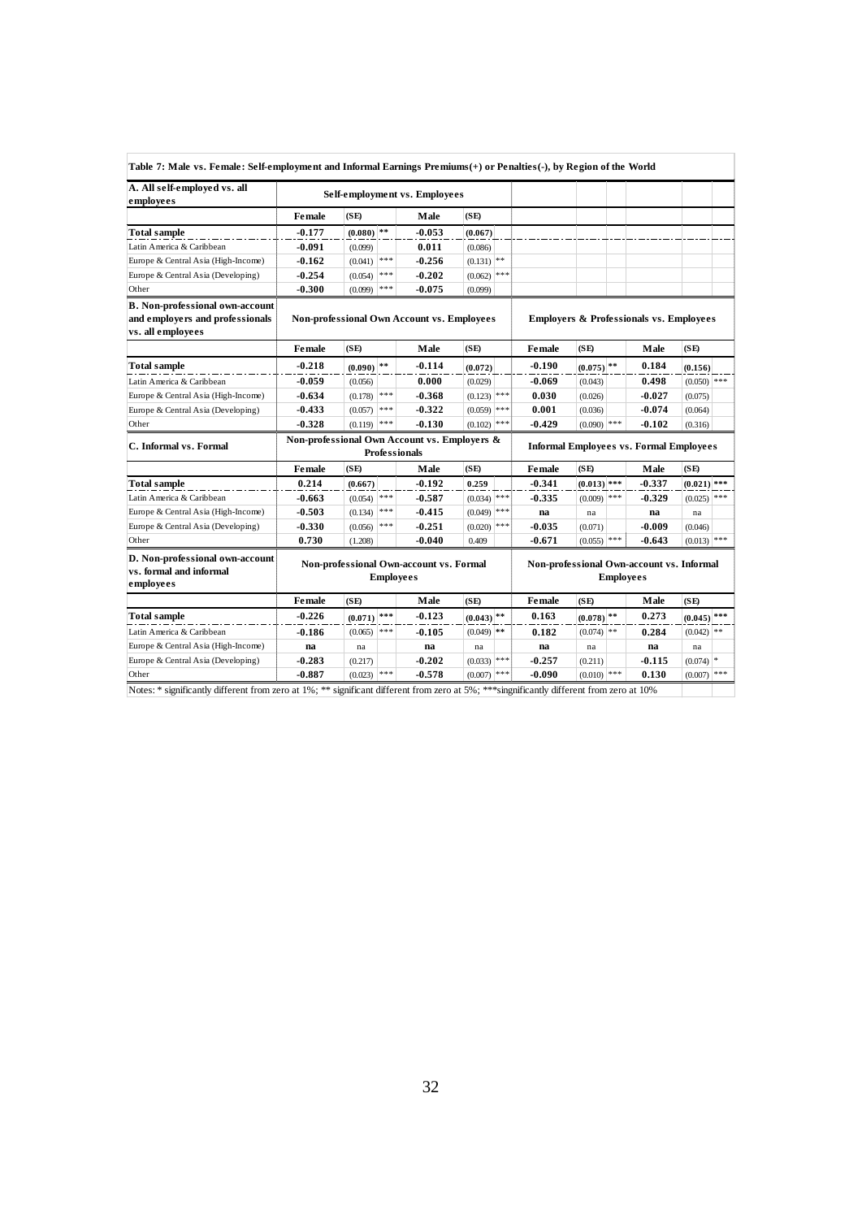**Table 7: Male vs. Female: Self-employment and Informal Earnings Premiums(+) or Penalties(-), by Region of the World**

| A. All self-employed vs. all employees | Self-employment vs. Employees | | | | | | | | | | | |
|---|---|---|---|---|---|---|---|---|---|---|---|---|
| | Female | (SE) | | Male | (SE) | | | | | | | |
| Total sample | -0.177 | (0.080) | ** | -0.053 | (0.067) | | | | | | | |
| Latin America & Caribbean | -0.091 | (0.099) | | 0.011 | (0.086) | | | | | | | |
| Europe & Central Asia (High-Income) | -0.162 | (0.041) | *** | -0.256 | (0.131) | ** | | | | | | |
| Europe & Central Asia (Developing) | -0.254 | (0.054) | *** | -0.202 | (0.062) | *** | | | | | | |
| Other | -0.300 | (0.099) | *** | -0.075 | (0.099) | | | | | | | |
| **B. Non-professional own-account and employers and professionals vs. all employees** | **Non-professional Own Account vs. Employees** | | | | | | **Employers & Professionals vs. Employees** | | | | | |
| | Female | (SE) | | Male | (SE) | | Female | (SE) | | Male | (SE) | |
| Total sample | -0.218 | (0.090) | ** | -0.114 | (0.072) | | -0.190 | (0.075) | ** | 0.184 | (0.156) | |
| Latin America & Caribbean | -0.059 | (0.056) | | 0.000 | (0.029) | | -0.069 | (0.043) | | 0.498 | (0.050) | *** |
| Europe & Central Asia (High-Income) | -0.634 | (0.178) | *** | -0.368 | (0.123) | *** | 0.030 | (0.026) | | -0.027 | (0.075) | |
| Europe & Central Asia (Developing) | -0.433 | (0.057) | *** | -0.322 | (0.059) | *** | 0.001 | (0.036) | | -0.074 | (0.064) | |
| Other | -0.328 | (0.119) | *** | -0.130 | (0.102) | *** | -0.429 | (0.090) | *** | -0.102 | (0.316) | |
| **C. Informal vs. Formal** | **Non-professional Own Account vs. Employers & Professionals** | | | | | | **Informal Employees vs. Formal Employees** | | | | | |
| | Female | (SE) | | Male | (SE) | | Female | (SE) | | Male | (SE) | |
| Total sample | 0.214 | (0.667) | | -0.192 | 0.259 | | -0.341 | (0.013) | *** | -0.337 | (0.021) | *** |
| Latin America & Caribbean | -0.663 | (0.054) | *** | -0.587 | (0.034) | *** | -0.335 | (0.009) | *** | -0.329 | (0.025) | *** |
| Europe & Central Asia (High-Income) | -0.503 | (0.134) | *** | -0.415 | (0.049) | *** | na | na | | na | na | |
| Europe & Central Asia (Developing) | -0.330 | (0.056) | *** | -0.251 | (0.020) | *** | -0.035 | (0.071) | | -0.009 | (0.046) | |
| Other | 0.730 | (1.208) | | -0.040 | 0.409 | | -0.671 | (0.055) | *** | -0.643 | (0.013) | *** |
| **D. Non-professional own-account vs. formal and informal employees** | **Non-professional Own-account vs. Formal Employees** | | | | | | **Non-professional Own-account vs. Informal Employees** | | | | | |
| | Female | (SE) | | Male | (SE) | | Female | (SE) | | Male | (SE) | |
| Total sample | -0.226 | (0.071) | *** | -0.123 | (0.043) | ** | 0.163 | (0.078) | ** | 0.273 | (0.045) | *** |
| Latin America & Caribbean | -0.186 | (0.065) | *** | -0.105 | (0.049) | ** | 0.182 | (0.074) | ** | 0.284 | (0.042) | ** |
| Europe & Central Asia (High-Income) | na | na | | na | na | | na | na | | na | na | |
| Europe & Central Asia (Developing) | -0.283 | (0.217) | | -0.202 | (0.033) | *** | -0.257 | (0.211) | | -0.115 | (0.074) | * |
| Other | -0.887 | (0.023) | *** | -0.578 | (0.007) | *** | -0.090 | (0.010) | *** | 0.130 | (0.007) | *** |

Notes: * significantly different from zero at 1%; ** significant different from zero at 5%; ***signifiantly different from zero at 10%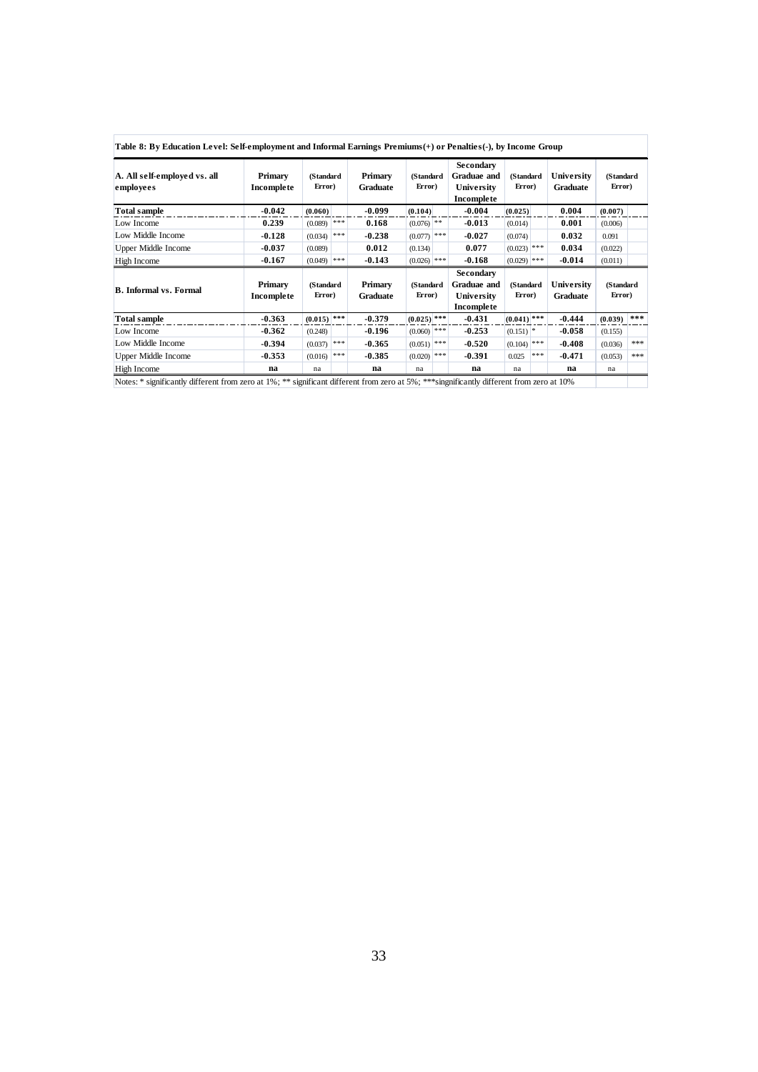**Table 8: By Education Level: Self-employment and Informal Earnings Premiums(+) or Penalties(-), by Income Group**

| A. All self-employed vs. all employees | Primary Incomplete | (Standard Error) | | Primary Graduate | (Standard Error) | | Secondary Graduae and University Incomplete | (Standard Error) | | University Graduate | (Standard Error) | |
|---|---|---|---|---|---|---|---|---|---|---|---|---|
| **Total sample** | **-0.042** | **(0.060)** | | **-0.099** | **(0.104)** | | **-0.004** | **(0.025)** | | **0.004** | **(0.007)** | |
| Low Income | **0.239** | (0.089) | *** | **0.168** | (0.076) | ** | **-0.013** | (0.014) | | **0.001** | (0.006) | |
| Low Middle Income | **-0.128** | (0.034) | *** | **-0.238** | (0.077) | *** | **-0.027** | (0.074) | | **0.032** | 0.091 | |
| Upper Middle Income | **-0.037** | (0.089) | | **0.012** | (0.134) | | **0.077** | (0.023) | *** | **0.034** | (0.022) | |
| High Income | **-0.167** | (0.049) | *** | **-0.143** | (0.026) | *** | **-0.168** | (0.029) | *** | **-0.014** | (0.011) | |
| **B. Informal vs. Formal** | **Primary Incomplete** | **(Standard Error)** | | **Primary Graduate** | **(Standard Error)** | | **Secondary Graduae and University Incomplete** | **(Standard Error)** | | **University Graduate** | **(Standard Error)** | |
| **Total sample** | **-0.363** | **(0.015)** | *** | **-0.379** | **(0.025)** | *** | **-0.431** | **(0.041)** | *** | **-0.444** | **(0.039)** | *** |
| Low Income | **-0.362** | (0.248) | | **-0.196** | (0.060) | *** | **-0.253** | (0.151) | * | **-0.058** | (0.155) | |
| Low Middle Income | **-0.394** | (0.037) | *** | **-0.365** | (0.051) | *** | **-0.520** | (0.104) | *** | **-0.408** | (0.036) | *** |
| Upper Middle Income | **-0.353** | (0.016) | *** | **-0.385** | (0.020) | *** | **-0.391** | 0.025 | *** | **-0.471** | (0.053) | *** |
| High Income | **na** | na | | **na** | na | | **na** | na | | **na** | na | |

Notes: * significantly different from zero at 1%; ** significant different from zero at 5%; ***significantly different from zero at 10%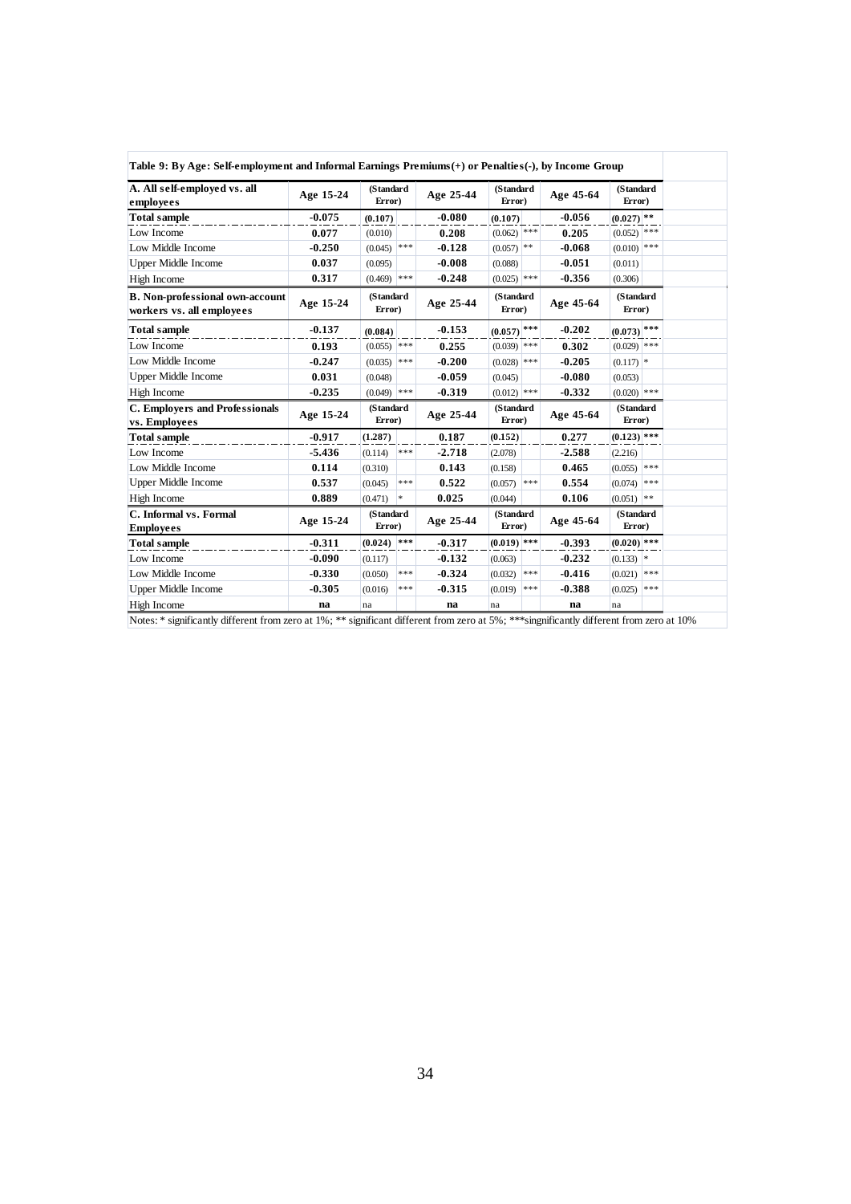**Table 9: By Age: Self-employment and Informal Earnings Premiums(+) or Penalties(-), by Income Group**

| A. All self-employed vs. all employees | Age 15-24 | (Standard Error) | | Age 25-44 | (Standard Error) | | Age 45-64 | (Standard Error) | |
|---|---|---|---|---|---|---|---|---|---|
| **Total sample** | **-0.075** | **(0.107)** | | **-0.080** | **(0.107)** | | **-0.056** | **(0.027)** | ** |
| Low Income | **0.077** | (0.010) | | **0.208** | (0.062) | *** | **0.205** | (0.052) | *** |
| Low Middle Income | **-0.250** | (0.045) | *** | **-0.128** | (0.057) | ** | **-0.068** | (0.010) | *** |
| Upper Middle Income | **0.037** | (0.095) | | **-0.008** | (0.088) | | **-0.051** | (0.011) | |
| High Income | **0.317** | (0.469) | *** | **-0.248** | (0.025) | *** | **-0.356** | (0.306) | |
| **B. Non-professional own-account workers vs. all employees** | **Age 15-24** | **(Standard Error)** | | **Age 25-44** | **(Standard Error)** | | **Age 45-64** | **(Standard Error)** | |
| **Total sample** | **-0.137** | **(0.084)** | | **-0.153** | **(0.057)** | *** | **-0.202** | **(0.073)** | *** |
| Low Income | **0.193** | (0.055) | *** | **0.255** | (0.039) | *** | **0.302** | (0.029) | *** |
| Low Middle Income | **-0.247** | (0.035) | *** | **-0.200** | (0.028) | *** | **-0.205** | (0.117) | * |
| Upper Middle Income | **0.031** | (0.048) | | **-0.059** | (0.045) | | **-0.080** | (0.053) | |
| High Income | **-0.235** | (0.049) | *** | **-0.319** | (0.012) | *** | **-0.332** | (0.020) | *** |
| **C. Employers and Professionals vs. Employees** | **Age 15-24** | **(Standard Error)** | | **Age 25-44** | **(Standard Error)** | | **Age 45-64** | **(Standard Error)** | |
| **Total sample** | **-0.917** | **(1.287)** | | **0.187** | **(0.152)** | | **0.277** | **(0.123)** | *** |
| Low Income | **-5.436** | (0.114) | *** | **-2.718** | (2.078) | | **-2.588** | (2.216) | |
| Low Middle Income | **0.114** | (0.310) | | **0.143** | (0.158) | | **0.465** | (0.055) | *** |
| Upper Middle Income | **0.537** | (0.045) | *** | **0.522** | (0.057) | *** | **0.554** | (0.074) | *** |
| High Income | **0.889** | (0.471) | * | **0.025** | (0.044) | | **0.106** | (0.051) | ** |
| **C. Informal vs. Formal Employees** | **Age 15-24** | **(Standard Error)** | | **Age 25-44** | **(Standard Error)** | | **Age 45-64** | **(Standard Error)** | |
| **Total sample** | **-0.311** | **(0.024)** | *** | **-0.317** | **(0.019)** | *** | **-0.393** | **(0.020)** | *** |
| Low Income | **-0.090** | (0.117) | | **-0.132** | (0.063) | | **-0.232** | (0.133) | * |
| Low Middle Income | **-0.330** | (0.050) | *** | **-0.324** | (0.032) | *** | **-0.416** | (0.021) | *** |
| Upper Middle Income | **-0.305** | (0.016) | *** | **-0.315** | (0.019) | *** | **-0.388** | (0.025) | *** |
| High Income | **na** | na | | **na** | na | | **na** | na | |

Notes: * significantly different from zero at 1%; ** significant different from zero at 5%; ***significantly different from zero at 10%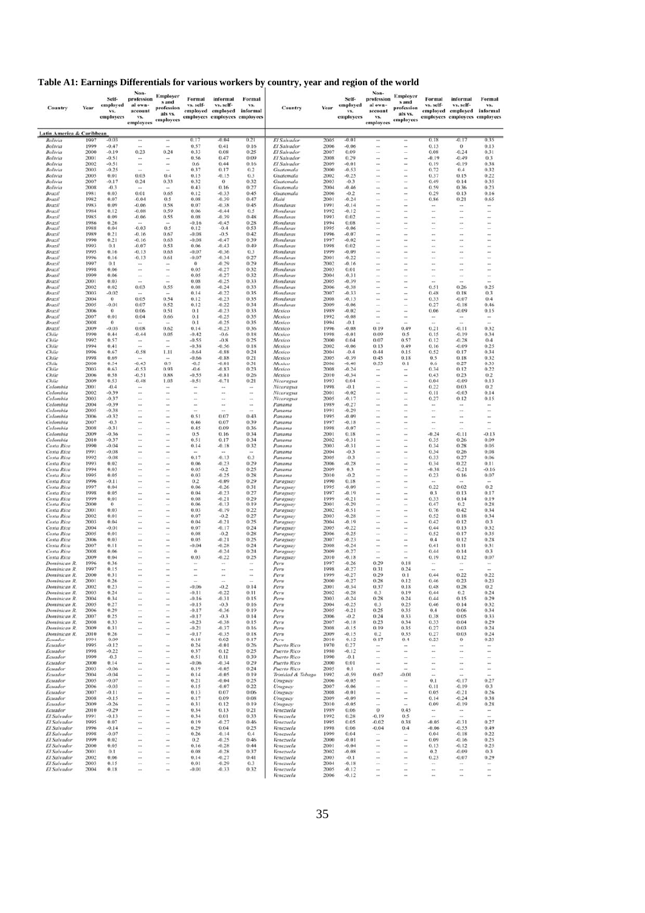**Table A1: Earnings Differentials for various workers by country, year and region of the world**

| Country | Year | Self-employed vs. employees | Non-professional own-account vs. employees | Employers and professionals vs. employees | Formal vs. self-employed | Informal vs. self-employed | Formal vs. informal employees |
|---|---|---|---|---|---|---|---|
| **Latin America & Caribbean** | | | | | | | |
| Bolivia | 1997 | -0.03 | -- | -- | 0.17 | -0.04 | 0.21 |
| Bolivia | 1999 | -0.47 | -- | -- | 0.57 | 0.41 | 0.16 |
| Bolivia | 2000 | -0.19 | 0.23 | 0.24 | 0.33 | 0.08 | 0.25 |
| Bolivia | 2001 | -0.51 | -- | -- | 0.56 | 0.47 | 0.09 |
| Bolivia | 2002 | -0.51 | -- | -- | 0.6 | 0.44 | 0.16 |
| Bolivia | 2003 | -0.25 | -- | -- | 0.37 | 0.17 | 0.2 |
| Bolivia | 2005 | 0.01 | 0.03 | 0.4 | 0.15 | -0.15 | 0.3 |
| Bolivia | 2007 | -0.17 | 0.24 | 0.33 | 0.32 | 0 | 0.32 |
| Bolivia | 2008 | -0.3 | -- | -- | 0.43 | 0.16 | 0.27 |
| Brazil | 1981 | 0.03 | 0.01 | 0.65 | 0.12 | -0.33 | 0.45 |
| Brazil | 1982 | 0.07 | -0.04 | 0.5 | 0.08 | -0.39 | 0.47 |
| Brazil | 1983 | 0.09 | -0.06 | 0.58 | 0.07 | -0.38 | 0.45 |
| Brazil | 1984 | 0.12 | -0.08 | 0.59 | 0.06 | -0.44 | 0.5 |
| Brazil | 1985 | 0.09 | -0.06 | 0.55 | 0.08 | -0.39 | 0.48 |
| Brazil | 1986 | 0.26 | -- | -- | -0.16 | -0.45 | 0.28 |
| Brazil | 1988 | 0.04 | -0.03 | 0.5 | 0.12 | -0.4 | 0.53 |
| Brazil | 1989 | 0.21 | -0.16 | 0.67 | -0.08 | -0.5 | 0.42 |
| Brazil | 1990 | 0.21 | -0.16 | 0.63 | -0.08 | -0.47 | 0.39 |
| Brazil | 1993 | 0.1 | -0.07 | 0.53 | 0.06 | -0.43 | 0.49 |
| Brazil | 1995 | 0.16 | -0.13 | 0.63 | -0.07 | -0.36 | 0.3 |
| Brazil | 1996 | 0.16 | -0.13 | 0.61 | -0.07 | -0.34 | 0.27 |
| Brazil | 1997 | 0.1 | -- | -- | 0 | -0.29 | 0.29 |
| Brazil | 1998 | 0.06 | -- | -- | 0.05 | -0.27 | 0.32 |
| Brazil | 1999 | 0.06 | -- | -- | 0.05 | -0.27 | 0.32 |
| Brazil | 2001 | 0.03 | -- | -- | 0.08 | -0.25 | 0.33 |
| Brazil | 2002 | 0.02 | 0.03 | 0.55 | 0.08 | -0.24 | 0.33 |
| Brazil | 2003 | -0.02 | -- | -- | 0.14 | -0.22 | 0.35 |
| Brazil | 2004 | 0 | 0.05 | 0.54 | 0.12 | -0.23 | 0.35 |
| Brazil | 2005 | -0.01 | 0.07 | 0.52 | 0.12 | -0.22 | 0.34 |
| Brazil | 2006 | 0 | 0.06 | 0.51 | 0.1 | -0.23 | 0.33 |
| Brazil | 2007 | 0.01 | 0.04 | 0.66 | 0.1 | -0.25 | 0.35 |
| Brazil | 2008 | 0 | -- | -- | 0.1 | -0.25 | 0.35 |
| Brazil | 2009 | -0.03 | 0.08 | 0.62 | 0.14 | -0.23 | 0.36 |
| Chile | 1990 | 0.44 | -0.44 | 0.05 | -0.42 | -0.6 | 0.18 |
| Chile | 1992 | 0.57 | -- | -- | -0.55 | -0.8 | 0.25 |
| Chile | 1994 | 0.41 | -- | -- | -0.38 | -0.56 | 0.18 |
| Chile | 1996 | 0.67 | -0.58 | 1.11 | -0.64 | -0.88 | 0.24 |
| Chile | 1998 | 0.69 | -- | -- | -0.66 | -0.88 | 0.21 |
| Chile | 2000 | 0.54 | -0.43 | 0.9 | -0.5 | -0.81 | 0.31 |
| Chile | 2003 | 0.63 | -0.53 | 0.93 | -0.6 | -0.83 | 0.23 |
| Chile | 2006 | 0.58 | -0.51 | 0.88 | -0.55 | -0.81 | 0.26 |
| Chile | 2009 | 0.53 | -0.48 | 1.03 | -0.51 | -0.71 | 0.21 |
| Colombia | 2001 | -0.4 | -- | -- | -- | -- | -- |
| Colombia | 2002 | -0.39 | -- | -- | -- | -- | -- |
| Colombia | 2003 | -0.37 | -- | -- | -- | -- | -- |
| Colombia | 2004 | -0.39 | -- | -- | -- | -- | -- |
| Colombia | 2005 | -0.38 | -- | -- | -- | -- | -- |
| Colombia | 2006 | -0.32 | -- | -- | 0.51 | 0.07 | 0.43 |
| Colombia | 2007 | -0.3 | -- | -- | 0.46 | 0.07 | 0.39 |
| Colombia | 2008 | -0.31 | -- | -- | 0.45 | 0.09 | 0.36 |
| Colombia | 2009 | -0.36 | -- | -- | 0.5 | 0.16 | 0.34 |
| Colombia | 2010 | -0.37 | -- | -- | 0.51 | 0.17 | 0.34 |
| Costa Rica | 1990 | -0.04 | -- | -- | 0.14 | -0.18 | 0.32 |
| Costa Rica | 1991 | -0.08 | -- | -- | -- | -- | -- |
| Costa Rica | 1992 | -0.08 | -- | -- | 0.17 | -0.13 | 0.3 |
| Costa Rica | 1993 | 0.02 | -- | -- | 0.06 | -0.23 | 0.29 |
| Costa Rica | 1994 | 0.03 | -- | -- | 0.05 | -0.2 | 0.25 |
| Costa Rica | 1995 | 0.05 | -- | -- | 0.03 | -0.25 | 0.28 |
| Costa Rica | 1996 | -0.11 | -- | -- | 0.2 | -0.09 | 0.29 |
| Costa Rica | 1997 | 0.04 | -- | -- | 0.06 | -0.26 | 0.31 |
| Costa Rica | 1998 | 0.05 | -- | -- | 0.04 | -0.23 | 0.27 |
| Costa Rica | 1999 | 0.01 | -- | -- | 0.08 | -0.21 | 0.29 |
| Costa Rica | 2000 | 0 | -- | -- | 0.06 | -0.13 | 0.19 |
| Costa Rica | 2001 | 0.03 | -- | -- | 0.03 | -0.19 | 0.22 |
| Costa Rica | 2002 | 0.01 | -- | -- | 0.07 | -0.2 | 0.27 |
| Costa Rica | 2003 | 0.04 | -- | -- | 0.04 | -0.21 | 0.25 |
| Costa Rica | 2004 | -0.01 | -- | -- | 0.07 | -0.17 | 0.24 |
| Costa Rica | 2005 | 0.01 | -- | -- | 0.08 | -0.2 | 0.28 |
| Costa Rica | 2006 | 0.03 | -- | -- | 0.05 | -0.21 | 0.25 |
| Costa Rica | 2007 | 0.11 | -- | -- | -0.04 | -0.28 | 0.24 |
| Costa Rica | 2008 | 0.06 | -- | -- | 0 | -0.24 | 0.24 |
| Costa Rica | 2009 | 0.04 | -- | -- | 0.03 | -0.22 | 0.25 |
| Dominican R. | 1996 | 0.36 | -- | -- | -- | -- | -- |
| Dominican R. | 1997 | 0.15 | -- | -- | -- | -- | -- |
| Dominican R. | 2000 | 0.31 | -- | -- | -- | -- | -- |
| Dominican R. | 2001 | 0.26 | -- | -- | -- | -- | -- |
| Dominican R. | 2002 | 0.23 | -- | -- | -0.06 | -0.2 | 0.14 |
| Dominican R. | 2003 | 0.24 | -- | -- | -0.11 | -0.22 | 0.11 |
| Dominican R. | 2004 | 0.34 | -- | -- | -0.16 | -0.31 | 0.15 |
| Dominican R. | 2005 | 0.27 | -- | -- | -0.13 | -0.3 | 0.16 |
| Dominican R. | 2006 | 0.29 | -- | -- | -0.17 | -0.36 | 0.19 |
| Dominican R. | 2007 | 0.25 | -- | -- | -0.17 | -0.3 | 0.14 |
| Dominican R. | 2008 | 0.33 | -- | -- | -0.23 | -0.38 | 0.15 |
| Dominican R. | 2009 | 0.31 | -- | -- | -0.21 | -0.37 | 0.16 |
| Dominican R. | 2010 | 0.26 | -- | -- | -0.17 | -0.35 | 0.18 |
| Ecuador | 1994 | 0.09 | -- | -- | 0.18 | 0.02 | 0.17 |
| Ecuador | 1995 | -0.12 | -- | -- | 0.24 | -0.01 | 0.26 |
| Ecuador | 1998 | -0.22 | -- | -- | 0.37 | 0.12 | 0.25 |
| Ecuador | 1999 | -0.3 | -- | -- | 0.51 | 0.11 | 0.39 |
| Ecuador | 2000 | 0.14 | -- | -- | -0.06 | -0.34 | 0.29 |
| Ecuador | 2003 | -0.06 | -- | -- | 0.19 | -0.05 | 0.24 |
| Ecuador | 2004 | -0.04 | -- | -- | 0.14 | -0.05 | 0.19 |
| Ecuador | 2005 | -0.07 | -- | -- | 0.21 | -0.04 | 0.25 |
| Ecuador | 2006 | -0.03 | -- | -- | 0.15 | -0.07 | 0.22 |
| Ecuador | 2007 | -0.11 | -- | -- | 0.13 | 0.07 | 0.06 |
| Ecuador | 2008 | -0.15 | -- | -- | 0.17 | 0.09 | 0.08 |
| Ecuador | 2009 | -0.26 | -- | -- | 0.31 | 0.12 | 0.19 |
| Ecuador | 2010 | -0.29 | -- | -- | 0.34 | 0.13 | 0.21 |
| El Salvador | 1991 | -0.13 | -- | -- | 0.34 | 0.01 | 0.33 |
| El Salvador | 1995 | 0.07 | -- | -- | 0.19 | -0.27 | 0.46 |
| El Salvador | 1996 | -0.14 | -- | -- | 0.29 | 0.04 | 0.25 |
| El Salvador | 1998 | -0.07 | -- | -- | 0.26 | -0.14 | 0.4 |
| El Salvador | 1999 | 0.02 | -- | -- | 0.2 | -0.25 | 0.46 |
| El Salvador | 2000 | 0.05 | -- | -- | 0.16 | -0.28 | 0.44 |
| El Salvador | 2001 | 0.1 | -- | -- | 0.08 | -0.28 | 0.37 |
| El Salvador | 2002 | 0.06 | -- | -- | 0.14 | -0.27 | 0.41 |
| El Salvador | 2003 | 0.15 | -- | -- | 0.01 | -0.29 | 0.3 |
| El Salvador | 2004 | 0.18 | -- | -- | -0.01 | -0.33 | 0.32 |
| El Salvador | 2005 | -0.01 | -- | -- | 0.18 | -0.17 | 0.35 |
| El Salvador | 2006 | -0.06 | -- | -- | 0.13 | 0 | 0.13 |
| El Salvador | 2007 | 0.09 | -- | -- | 0.08 | -0.24 | 0.31 |
| El Salvador | 2008 | 0.29 | -- | -- | -0.19 | -0.49 | 0.3 |
| El Salvador | 2009 | -0.01 | -- | -- | 0.19 | -0.19 | 0.38 |
| Guatemala | 2000 | -0.53 | -- | -- | 0.72 | 0.4 | 0.32 |
| Guatemala | 2002 | -0.25 | -- | -- | 0.37 | 0.15 | 0.22 |
| Guatemala | 2003 | -0.3 | -- | -- | 0.49 | 0.14 | 0.35 |
| Guatemala | 2004 | -0.46 | -- | -- | 0.59 | 0.36 | 0.23 |
| Guatemala | 2006 | -0.2 | -- | -- | 0.29 | 0.13 | 0.16 |
| Haiti | 2001 | -0.24 | -- | -- | 0.86 | 0.21 | 0.65 |
| Honduras | 1991 | -0.14 | -- | -- | -- | -- | -- |
| Honduras | 1992 | -0.12 | -- | -- | -- | -- | -- |
| Honduras | 1993 | 0.02 | -- | -- | -- | -- | -- |
| Honduras | 1994 | 0.08 | -- | -- | -- | -- | -- |
| Honduras | 1995 | -0.06 | -- | -- | -- | -- | -- |
| Honduras | 1996 | -0.07 | -- | -- | -- | -- | -- |
| Honduras | 1997 | -0.02 | -- | -- | -- | -- | -- |
| Honduras | 1998 | 0.02 | -- | -- | -- | -- | -- |
| Honduras | 1999 | -0.09 | -- | -- | -- | -- | -- |
| Honduras | 2001 | -0.22 | -- | -- | -- | -- | -- |
| Honduras | 2002 | -0.16 | -- | -- | -- | -- | -- |
| Honduras | 2003 | 0.01 | -- | -- | -- | -- | -- |
| Honduras | 2004 | -0.31 | -- | -- | -- | -- | -- |
| Honduras | 2005 | -0.39 | -- | -- | -- | -- | -- |
| Honduras | 2006 | -0.38 | -- | -- | 0.51 | 0.26 | 0.25 |
| Honduras | 2007 | -0.33 | -- | -- | 0.48 | 0.18 | 0.3 |
| Honduras | 2008 | -0.13 | -- | -- | 0.33 | -0.07 | 0.4 |
| Honduras | 2009 | -0.06 | -- | -- | 0.27 | -0.18 | 0.46 |
| Mexico | 1989 | -0.02 | -- | -- | 0.06 | -0.09 | 0.15 |
| Mexico | 1992 | -0.08 | -- | -- | -- | -- | -- |
| Mexico | 1994 | -0.1 | -- | -- | -- | -- | -- |
| Mexico | 1996 | -0.08 | 0.19 | 0.49 | 0.21 | -0.11 | 0.32 |
| Mexico | 1998 | -0.01 | 0.09 | 0.5 | 0.15 | -0.19 | 0.34 |
| Mexico | 2000 | 0.04 | 0.07 | 0.57 | 0.12 | -0.28 | 0.4 |
| Mexico | 2002 | -0.06 | 0.13 | 0.49 | 0.16 | -0.09 | 0.25 |
| Mexico | 2004 | -0.4 | 0.44 | 0.15 | 0.52 | 0.17 | 0.34 |
| Mexico | 2005 | -0.39 | 0.45 | 0.18 | 0.5 | 0.18 | 0.32 |
| Mexico | 2006 | -0.46 | 0.53 | 0.1 | 0.6 | 0.27 | 0.33 |
| Mexico | 2008 | -0.24 | -- | -- | 0.34 | 0.12 | 0.22 |
| Mexico | 2010 | -0.34 | -- | -- | 0.43 | 0.23 | 0.2 |
| Nicaragua | 1993 | 0.04 | -- | -- | 0.04 | -0.09 | 0.13 |
| Nicaragua | 1998 | -0.1 | -- | -- | 0.22 | 0.03 | 0.2 |
| Nicaragua | 2001 | -0.02 | -- | -- | 0.11 | -0.03 | 0.14 |
| Nicaragua | 2005 | -0.17 | -- | -- | 0.27 | 0.12 | 0.15 |
| Panama | 1989 | -0.27 | -- | -- | -- | -- | -- |
| Panama | 1991 | -0.29 | -- | -- | -- | -- | -- |
| Panama | 1995 | -0.09 | -- | -- | -- | -- | -- |
| Panama | 1997 | -0.18 | -- | -- | -- | -- | -- |
| Panama | 1998 | -0.07 | -- | -- | -- | -- | -- |
| Panama | 2001 | 0.18 | -- | -- | -0.24 | -0.11 | -0.13 |
| Panama | 2002 | -0.31 | -- | -- | 0.35 | 0.26 | 0.09 |
| Panama | 2003 | -0.31 | -- | -- | 0.34 | 0.28 | 0.05 |
| Panama | 2004 | -0.3 | -- | -- | 0.34 | 0.26 | 0.08 |
| Panama | 2005 | -0.3 | -- | -- | 0.33 | 0.27 | 0.06 |
| Panama | 2006 | -0.28 | -- | -- | 0.34 | 0.22 | 0.11 |
| Panama | 2009 | 0.3 | -- | -- | -0.38 | -0.21 | -0.16 |
| Panama | 2010 | -0.2 | -- | -- | 0.23 | 0.16 | 0.07 |
| Paraguay | 1990 | 0.18 | -- | -- | -- | -- | -- |
| Paraguay | 1995 | -0.09 | -- | -- | 0.22 | 0.02 | 0.2 |
| Paraguay | 1997 | -0.19 | -- | -- | 0.3 | 0.13 | 0.17 |
| Paraguay | 1999 | -0.21 | -- | -- | 0.33 | 0.14 | 0.19 |
| Paraguay | 2001 | -0.29 | -- | -- | 0.47 | 0.2 | 0.28 |
| Paraguay | 2002 | -0.51 | -- | -- | 0.76 | 0.42 | 0.34 |
| Paraguay | 2003 | -0.28 | -- | -- | 0.52 | 0.18 | 0.34 |
| Paraguay | 2004 | -0.19 | -- | -- | 0.42 | 0.12 | 0.3 |
| Paraguay | 2005 | -0.22 | -- | -- | 0.44 | 0.13 | 0.32 |
| Paraguay | 2006 | -0.25 | -- | -- | 0.52 | 0.17 | 0.35 |
| Paraguay | 2007 | -0.23 | -- | -- | 0.4 | 0.12 | 0.28 |
| Paraguay | 2008 | -0.24 | -- | -- | 0.41 | 0.11 | 0.31 |
| Paraguay | 2009 | -0.27 | -- | -- | 0.44 | 0.14 | 0.3 |
| Paraguay | 2010 | -0.18 | -- | -- | 0.19 | 0.12 | 0.07 |
| Peru | 1997 | -0.26 | 0.29 | 0.18 | -- | -- | -- |
| Peru | 1998 | -0.27 | 0.31 | 0.24 | -- | -- | -- |
| Peru | 1999 | -0.27 | 0.29 | 0.1 | 0.44 | 0.22 | 0.22 |
| Peru | 2000 | -0.27 | 0.28 | 0.12 | 0.46 | 0.23 | 0.23 |
| Peru | 2001 | -0.34 | 0.37 | 0.18 | 0.48 | 0.28 | 0.2 |
| Peru | 2002 | -0.28 | 0.3 | 0.19 | 0.44 | 0.2 | 0.24 |
| Peru | 2003 | -0.24 | 0.28 | 0.24 | 0.44 | 0.15 | 0.29 |
| Peru | 2004 | -0.25 | 0.3 | 0.25 | 0.46 | 0.14 | 0.32 |
| Peru | 2005 | -0.21 | 0.25 | 0.35 | 0.4 | 0.06 | 0.34 |
| Peru | 2006 | -0.2 | 0.24 | 0.33 | 0.38 | 0.05 | 0.33 |
| Peru | 2007 | -0.18 | 0.23 | 0.34 | 0.33 | 0.04 | 0.29 |
| Peru | 2008 | -0.15 | 0.19 | 0.35 | 0.27 | 0.03 | 0.24 |
| Peru | 2009 | -0.15 | 0.2 | 0.35 | 0.27 | 0.03 | 0.24 |
| Peru | 2010 | -0.12 | 0.17 | 0.4 | 0.23 | 0 | 0.23 |
| Puerto Rico | 1970 | 0.27 | -- | -- | -- | -- | -- |
| Puerto Rico | 1980 | -0.12 | -- | -- | -- | -- | -- |
| Puerto Rico | 1990 | -0.1 | -- | -- | -- | -- | -- |
| Puerto Rico | 2000 | 0.01 | -- | -- | -- | -- | -- |
| Puerto Rico | 2005 | 0.1 | -- | -- | -- | -- | -- |
| Trinidad & Tobago | 1992 | -0.59 | 0.67 | -0.01 | -- | -- | -- |
| Uruguay | 2005 | -0.05 | -- | -- | 0.1 | -0.17 | 0.27 |
| Uruguay | 2006 | -0.06 | -- | -- | 0.11 | -0.19 | 0.3 |
| Uruguay | 2008 | -0.01 | -- | -- | 0.05 | -0.21 | 0.26 |
| Uruguay | 2009 | -0.09 | -- | -- | 0.14 | -0.24 | 0.38 |
| Uruguay | 2010 | -0.05 | -- | -- | 0.09 | -0.19 | 0.28 |
| Venezuela | 1989 | 0.06 | 0 | 0.45 | -- | -- | -- |
| Venezuela | 1992 | 0.28 | -0.19 | 0.5 | -- | -- | -- |
| Venezuela | 1995 | 0.05 | -0.02 | 0.38 | -0.05 | -0.31 | 0.27 |
| Venezuela | 1998 | 0.06 | -0.04 | 0.4 | -0.06 | -0.55 | 0.49 |
| Venezuela | 1999 | 0.04 | -- | -- | 0.04 | -0.18 | 0.22 |
| Venezuela | 2000 | -0.01 | -- | -- | 0.09 | -0.16 | 0.25 |
| Venezuela | 2001 | -0.04 | -- | -- | 0.13 | -0.12 | 0.25 |
| Venezuela | 2002 | -0.08 | -- | -- | 0.2 | -0.09 | 0.3 |
| Venezuela | 2003 | -0.1 | -- | -- | 0.23 | -0.07 | 0.29 |
| Venezuela | 2004 | -0.18 | -- | -- | -- | -- | -- |
| Venezuela | 2005 | -0.12 | -- | -- | -- | -- | -- |
| Venezuela | 2006 | -0.12 | -- | -- | -- | -- | -- |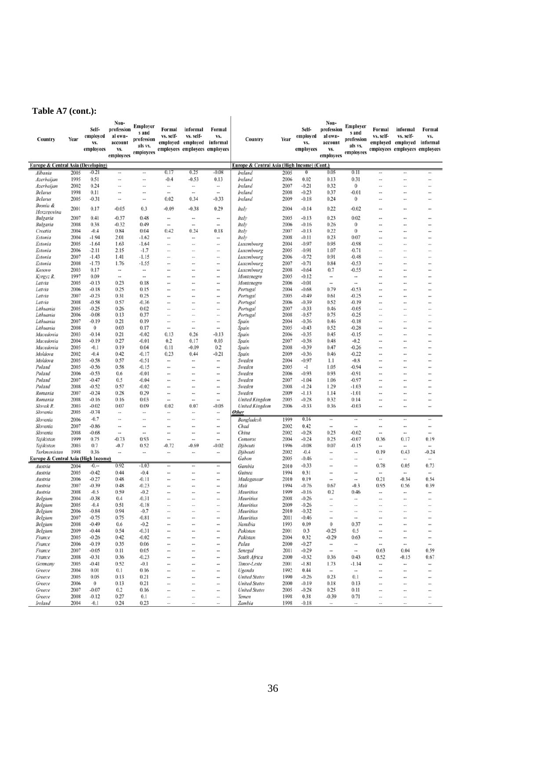**Table A7 (cont.):**

| Country | Year | Self-employed vs. employees | Non-professional own-account vs. employees | Employers and professionals vs. employees | Formal vs. self-employed employees | informal vs. self-employed employees | Formal vs. informal employees |
|---|---|---|---|---|---|---|---|
| **Europe & Central Asia (Developing)** | | | | | | | |
| *Albania* | 2005 | -0.21 | -- | -- | 0.17 | 0.25 | -0.08 |
| *Azerbaijan* | 1995 | 0.51 | -- | -- | -0.4 | -0.53 | 0.13 |
| *Azerbaijan* | 2002 | 0.24 | -- | -- | -- | -- | -- |
| *Belarus* | 1998 | 0.11 | -- | -- | -- | -- | -- |
| *Belarus* | 2005 | -0.31 | -- | -- | 0.02 | 0.34 | -0.33 |
| *Bosnia & Herzegovina* | 2001 | 0.17 | -0.05 | 0.3 | -0.09 | -0.38 | 0.29 |
| *Bulgaria* | 2007 | 0.41 | -0.37 | 0.48 | -- | -- | -- |
| *Bulgaria* | 2008 | 0.38 | -0.32 | 0.49 | -- | -- | -- |
| *Croatia* | 2004 | -0.4 | 0.84 | 0.04 | 0.42 | 0.24 | 0.18 |
| *Estonia* | 2004 | -1.94 | 2.01 | -1.62 | -- | -- | -- |
| *Estonia* | 2005 | -1.64 | 1.63 | -1.64 | -- | -- | -- |
| *Estonia* | 2006 | -2.11 | 2.15 | -1.7 | -- | -- | -- |
| *Estonia* | 2007 | -1.43 | 1.41 | -1.15 | -- | -- | -- |
| *Estonia* | 2008 | -1.73 | 1.76 | -1.55 | -- | -- | -- |
| *Kosovo* | 2003 | 0.17 | -- | -- | -- | -- | -- |
| *Kyrgyz R.* | 1997 | 0.09 | -- | -- | -- | -- | -- |
| *Latvia* | 2005 | -0.13 | 0.23 | 0.18 | -- | -- | -- |
| *Latvia* | 2006 | -0.18 | 0.25 | 0.15 | -- | -- | -- |
| *Latvia* | 2007 | -0.23 | 0.31 | 0.25 | -- | -- | -- |
| *Latvia* | 2008 | -0.58 | 0.57 | -0.36 | -- | -- | -- |
| *Lithuania* | 2005 | -0.25 | 0.26 | 0.02 | -- | -- | -- |
| *Lithuania* | 2006 | -0.08 | 0.13 | 0.37 | -- | -- | -- |
| *Lithuania* | 2007 | -0.19 | 0.21 | 0.19 | -- | -- | -- |
| *Lithuania* | 2008 | 0 | 0.03 | 0.17 | -- | -- | -- |
| *Macedonia* | 2003 | -0.14 | 0.21 | -0.02 | 0.13 | 0.26 | -0.13 |
| *Macedonia* | 2004 | -0.19 | 0.27 | -0.01 | 0.2 | 0.17 | 0.03 |
| *Macedonia* | 2005 | -0.1 | 0.19 | 0.04 | 0.11 | -0.09 | 0.2 |
| *Moldova* | 2002 | -0.4 | 0.42 | -0.17 | 0.23 | 0.44 | -0.21 |
| *Moldova* | 2005 | -0.58 | 0.57 | -0.51 | -- | -- | -- |
| *Poland* | 2005 | -0.56 | 0.58 | -0.15 | -- | -- | -- |
| *Poland* | 2006 | -0.53 | 0.6 | -0.01 | -- | -- | -- |
| *Poland* | 2007 | -0.47 | 0.5 | -0.04 | -- | -- | -- |
| *Poland* | 2008 | -0.52 | 0.57 | -0.02 | -- | -- | -- |
| *Romania* | 2007 | -0.24 | 0.28 | 0.29 | -- | -- | -- |
| *Romania* | 2008 | -0.16 | 0.16 | 0.03 | -- | -- | -- |
| *Slovak R.* | 2003 | -0.02 | 0.07 | 0.09 | 0.02 | 0.07 | -0.05 |
| *Slovenia* | 2005 | -0.74 | -- | -- | -- | -- | -- |
| *Slovenia* | 2006 | -0.7 | -- | -- | -- | -- | -- |
| *Slovenia* | 2007 | -0.86 | -- | -- | -- | -- | -- |
| *Slovenia* | 2008 | -0.68 | -- | -- | -- | -- | -- |
| *Tajikistan* | 1999 | 0.75 | -0.73 | 0.93 | -- | -- | -- |
| *Tajikistan* | 2003 | 0.7 | -0.7 | 0.52 | -0.72 | -0.69 | -0.02 |
| *Turkmenistan* | 1998 | 0.36 | -- | -- | -- | -- | -- |
| **Europe & Central Asia (High Income)** | | | | | | | |
| *Austria* | 2004 | -0.-- | 0.92 | -1.03 | -- | -- | -- |
| *Austria* | 2005 | -0.42 | 0.44 | -0.4 | -- | -- | -- |
| *Austria* | 2006 | -0.27 | 0.48 | -0.11 | -- | -- | -- |
| *Austria* | 2007 | -0.39 | 0.48 | -0.23 | -- | -- | -- |
| *Austria* | 2008 | -0.5 | 0.59 | -0.2 | -- | -- | -- |
| *Belgium* | 2004 | -0.38 | 0.4 | -0.31 | -- | -- | -- |
| *Belgium* | 2005 | -0.4 | 0.51 | -0.18 | -- | -- | -- |
| *Belgium* | 2006 | -0.84 | 0.94 | -0.7 | -- | -- | -- |
| *Belgium* | 2007 | -0.75 | 0.75 | -0.81 | -- | -- | -- |
| *Belgium* | 2008 | -0.49 | 0.6 | -0.2 | -- | -- | -- |
| *Belgium* | 2009 | -0.44 | 0.54 | -0.31 | -- | -- | -- |
| *France* | 2005 | -0.26 | 0.42 | -0.02 | -- | -- | -- |
| *France* | 2006 | -0.19 | 0.35 | 0.06 | -- | -- | -- |
| *France* | 2007 | -0.05 | 0.11 | 0.05 | -- | -- | -- |
| *France* | 2008 | -0.31 | 0.36 | -0.23 | -- | -- | -- |
| *Germany* | 2005 | -0.41 | 0.52 | -0.1 | -- | -- | -- |
| *Greece* | 2004 | 0.01 | 0.1 | 0.16 | -- | -- | -- |
| *Greece* | 2005 | 0.05 | 0.13 | 0.21 | -- | -- | -- |
| *Greece* | 2006 | 0 | 0.13 | 0.21 | -- | -- | -- |
| *Greece* | 2007 | -0.07 | 0.2 | 0.16 | -- | -- | -- |
| *Greece* | 2008 | -0.12 | 0.27 | 0.1 | -- | -- | -- |
| *Ireland* | 2004 | -0.1 | 0.24 | 0.23 | -- | -- | -- |
| **Europe & Central Asia (High Income) (Cont.)** | | | | | | | |
| *Ireland* | 2005 | 0 | 0.05 | 0.11 | -- | -- | -- |
| *Ireland* | 2006 | 0.02 | 0.13 | 0.31 | -- | -- | -- |
| *Ireland* | 2007 | -0.21 | 0.32 | 0 | -- | -- | -- |
| *Ireland* | 2008 | -0.23 | 0.37 | -0.01 | -- | -- | -- |
| *Ireland* | 2009 | -0.18 | 0.24 | 0 | -- | -- | -- |
| *Italy* | 2004 | -0.14 | 0.22 | -0.02 | -- | -- | -- |
| *Italy* | 2005 | -0.13 | 0.23 | 0.02 | -- | -- | -- |
| *Italy* | 2006 | -0.16 | 0.26 | 0 | -- | -- | -- |
| *Italy* | 2007 | -0.13 | 0.22 | 0 | -- | -- | -- |
| *Italy* | 2008 | -0.11 | 0.23 | 0.07 | -- | -- | -- |
| *Luxembourg* | 2004 | -0.97 | 0.95 | -0.98 | -- | -- | -- |
| *Luxembourg* | 2005 | -0.91 | 1.07 | -0.71 | -- | -- | -- |
| *Luxembourg* | 2006 | -0.72 | 0.91 | -0.48 | -- | -- | -- |
| *Luxembourg* | 2007 | -0.71 | 0.84 | -0.53 | -- | -- | -- |
| *Luxembourg* | 2008 | -0.64 | 0.7 | -0.55 | -- | -- | -- |
| *Montenegro* | 2005 | -0.12 | -- | -- | -- | -- | -- |
| *Montenegro* | 2006 | -0.01 | -- | -- | -- | -- | -- |
| *Portugal* | 2004 | -0.68 | 0.79 | -0.53 | -- | -- | -- |
| *Portugal* | 2005 | -0.49 | 0.61 | -0.25 | -- | -- | -- |
| *Portugal* | 2006 | -0.39 | 0.52 | -0.19 | -- | -- | -- |
| *Portugal* | 2007 | -0.33 | 0.46 | -0.05 | -- | -- | -- |
| *Portugal* | 2008 | -0.57 | 0.75 | -0.25 | -- | -- | -- |
| *Spain* | 2004 | -0.36 | 0.46 | -0.18 | -- | -- | -- |
| *Spain* | 2005 | -0.43 | 0.52 | -0.28 | -- | -- | -- |
| *Spain* | 2006 | -0.35 | 0.45 | -0.15 | -- | -- | -- |
| *Spain* | 2007 | -0.38 | 0.48 | -0.2 | -- | -- | -- |
| *Spain* | 2008 | -0.39 | 0.47 | -0.26 | -- | -- | -- |
| *Spain* | 2009 | -0.36 | 0.46 | -0.22 | -- | -- | -- |
| *Sweden* | 2004 | -0.97 | 1.1 | -0.8 | -- | -- | -- |
| *Sweden* | 2005 | -1 | 1.05 | -0.94 | -- | -- | -- |
| *Sweden* | 2006 | -0.93 | 0.93 | -0.91 | -- | -- | -- |
| *Sweden* | 2007 | -1.04 | 1.06 | -0.97 | -- | -- | -- |
| *Sweden* | 2008 | -1.24 | 1.29 | -1.03 | -- | -- | -- |
| *Sweden* | 2009 | -1.13 | 1.14 | -1.01 | -- | -- | -- |
| *United Kingdom* | 2005 | -0.28 | 0.32 | 0.14 | -- | -- | -- |
| *United Kingdom* | 2006 | -0.33 | 0.36 | -0.03 | -- | -- | -- |
| **Other** | | | | | | | |
| *Bangladesh* | 1999 | 0.16 | -- | -- | -- | -- | -- |
| *Chad* | 2002 | 0.42 | -- | -- | -- | -- | -- |
| *China* | 2002 | -0.28 | 0.25 | -0.02 | -- | -- | -- |
| *Comoros* | 2004 | -0.24 | 0.25 | -0.07 | 0.36 | 0.17 | 0.19 |
| *Djibouti* | 1996 | -0.08 | 0.07 | -0.15 | -- | -- | -- |
| *Djibouti* | 2002 | -0.4 | -- | -- | 0.19 | 0.43 | -0.24 |
| *Gabon* | 2005 | -0.46 | -- | -- | -- | -- | -- |
| *Gambia* | 2010 | -0.33 | -- | -- | 0.78 | 0.05 | 0.73 |
| *Guinea* | 1994 | 0.31 | -- | -- | -- | -- | -- |
| *Madagascar* | 2010 | 0.19 | -- | -- | 0.21 | -0.34 | 0.54 |
| *Mali* | 1994 | -0.76 | 0.67 | -0.3 | 0.95 | 0.56 | 0.39 |
| *Mauritius* | 1999 | -0.16 | 0.2 | 0.46 | -- | -- | -- |
| *Mauritius* | 2008 | -0.26 | -- | -- | -- | -- | -- |
| *Mauritius* | 2009 | -0.26 | -- | -- | -- | -- | -- |
| *Mauritius* | 2010 | -0.32 | -- | -- | -- | -- | -- |
| *Mauritius* | 2011 | -0.46 | -- | -- | -- | -- | -- |
| *Namibia* | 1993 | 0.09 | 0 | 0.37 | -- | -- | -- |
| *Pakistan* | 2001 | 0.3 | -0.25 | 0.5 | -- | -- | -- |
| *Pakistan* | 2004 | 0.32 | -0.29 | 0.63 | -- | -- | -- |
| *Palau* | 2000 | -0.27 | -- | -- | -- | -- | -- |
| *Senegal* | 2011 | -0.29 | -- | -- | 0.63 | 0.04 | 0.59 |
| *South Africa* | 2000 | -0.32 | 0.36 | 0.43 | 0.52 | -0.15 | 0.67 |
| *Timor-Leste* | 2001 | -1.81 | 1.73 | -1.14 | -- | -- | -- |
| *Uganda* | 1992 | 0.44 | -- | -- | -- | -- | -- |
| *United States* | 1990 | -0.26 | 0.23 | 0.1 | -- | -- | -- |
| *United States* | 2000 | -0.19 | 0.18 | 0.13 | -- | -- | -- |
| *United States* | 2005 | -0.28 | 0.25 | 0.11 | -- | -- | -- |
| *Yemen* | 1998 | 0.38 | -0.39 | 0.71 | -- | -- | -- |
| *Zambia* | 1998 | -0.18 | -- | -- | -- | -- | -- |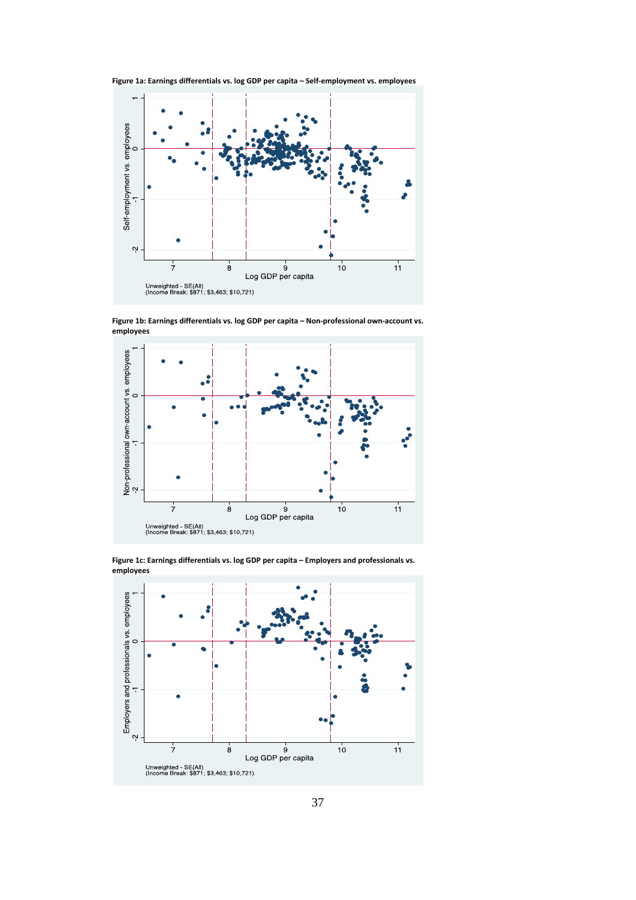**Figure 1a: Earnings differentials vs. log GDP per capita – Self-employment vs. employees**

Self-employment vs. employees

1
0
-1
-2

7
8
9
10
11

Log GDP per capita

Unweighted - SE(All)
(Income Break: $871; $3,463; $10,721)

**Figure 1b: Earnings differentials vs. log GDP per capita – Non-professional own-account vs. employees**

Non-professional own-account vs. employees

1
0
-1
-2

7
8
9
10
11

Log GDP per capita

Unweighted - SE(All)
(Income Break: $871; $3,463; $10,721)

**Figure 1c: Earnings differentials vs. log GDP per capita – Employers and professionals vs. employees**

Employers and professionals vs. employees

1
0
-1
-2

7
8
9
10
11

Log GDP per capita

Unweighted - SE(All)
(Income Break: $871; $3,463; $10,721)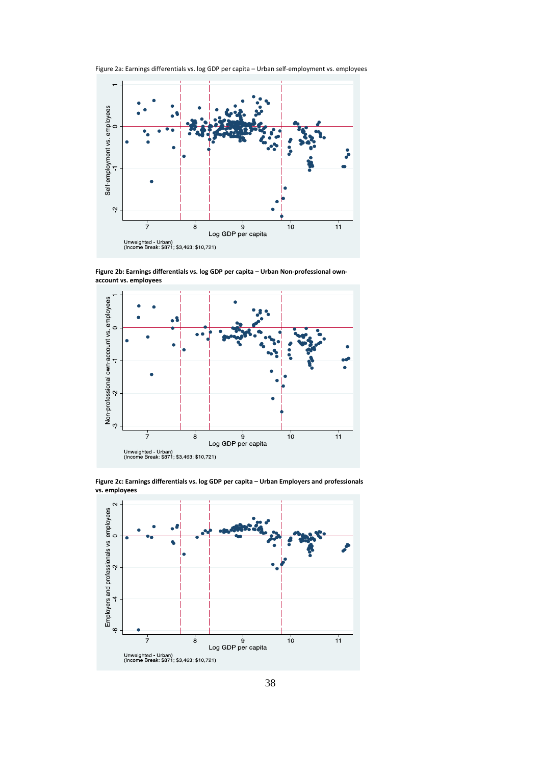Figure 2a: Earnings differentials vs. log GDP per capita – Urban self-employment vs. employees

Self-employment vs. employees

1
0
-1
-2

7
8
9
10
11

Log GDP per capita

Unweighted - Urban)
(Income Break: $871; $3,463; $10,721)

**Figure 2b: Earnings differentials vs. log GDP per capita – Urban Non-professional own-account vs. employees**

Non-professional own-account vs. employees

1
0
-1
-2
-3

7
8
9
10
11

Log GDP per capita

Unweighted - Urban)
(Income Break: $871; $3,463; $10,721)

**Figure 2c: Earnings differentials vs. log GDP per capita – Urban Employers and professionals vs. employees**

Employers and professionals vs. employees

2
0
-2
-4
-6

7
8
9
10
11

Log GDP per capita

Unweighted - Urban)
(Income Break: $871; $3,463; $10,721)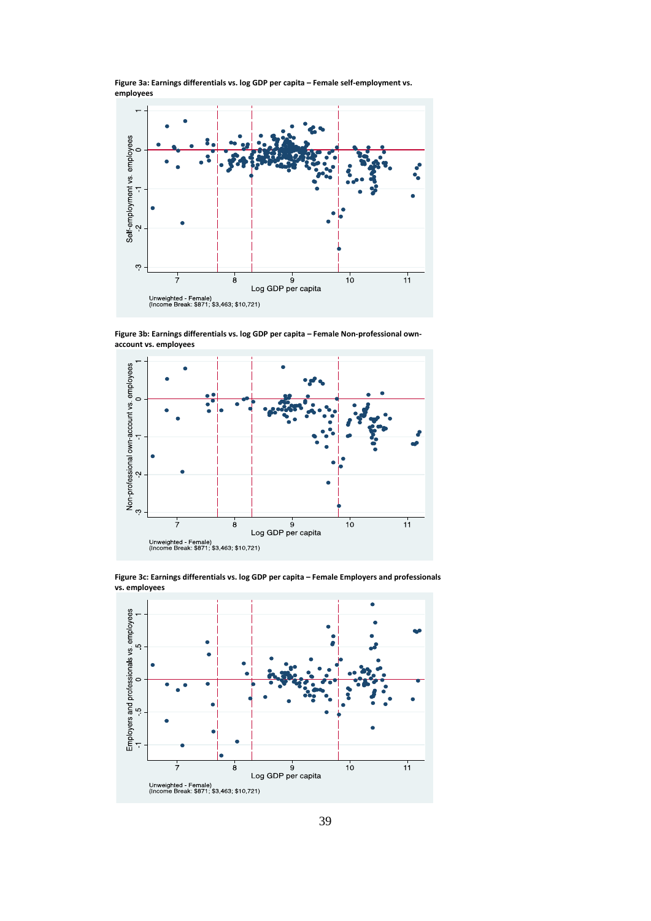**Figure 3a: Earnings differentials vs. log GDP per capita – Female self-employment vs. employees**

Self-employment vs. employees

-3
-2
-1
0
1

7
8
9
10
11

Log GDP per capita

Unweighted - Female)
(Income Break: $871; $3,463; $10,721)

**Figure 3b: Earnings differentials vs. log GDP per capita – Female Non-professional own-account vs. employees**

Non-professional own-account vs. employees

-3
-2
-1
0
1

7
8
9
10
11

Log GDP per capita

Unweighted - Female)
(Income Break: $871; $3,463; $10,721)

**Figure 3c: Earnings differentials vs. log GDP per capita – Female Employers and professionals vs. employees**

Employers and professionals vs. employees

-1
-.5
0
.5
1

7
8
9
10
11

Log GDP per capita

Unweighted - Female)
(Income Break: $871; $3,463; $10,721)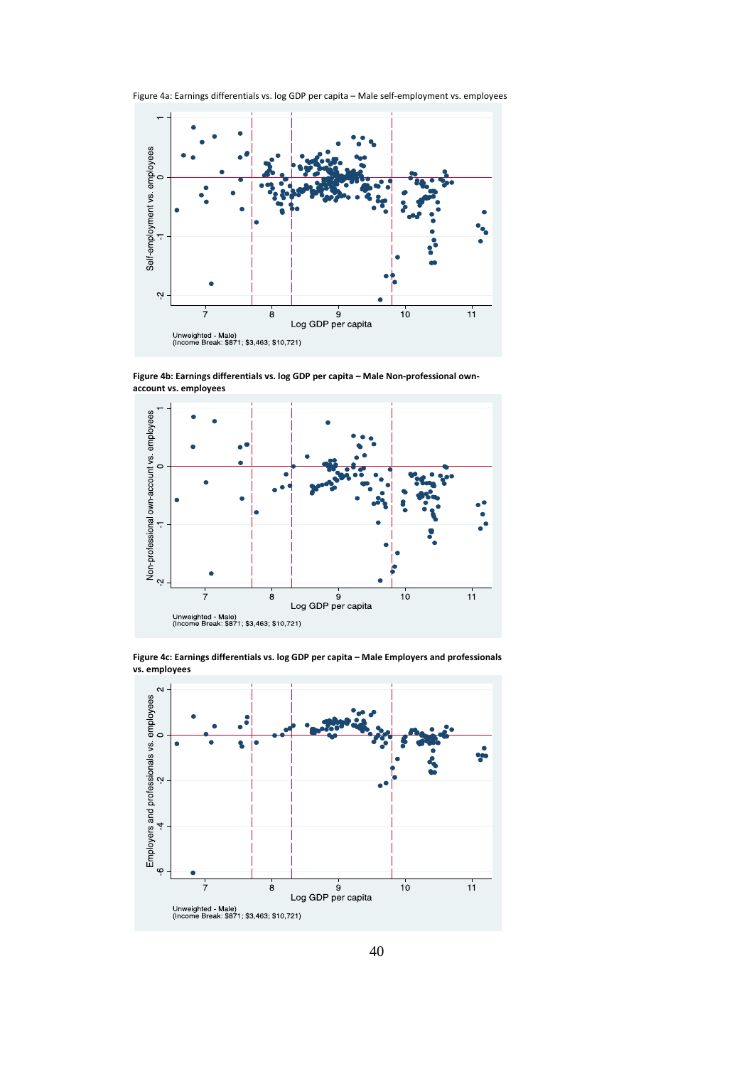Figure 4a: Earnings differentials vs. log GDP per capita – Male self-employment vs. employees

Self-employment vs. employees

1
0
-1
-2

7 8 9 10 11

Log GDP per capita

Unweighted - Male)
(Income Break: $871; $3,463; $10,721)

**Figure 4b: Earnings differentials vs. log GDP per capita – Male Non-professional own-account vs. employees**

Non-professional own-account vs. employees

1
0
-1
-2

7 8 9 10 11

Log GDP per capita

Unweighted - Male)
(Income Break: $871; $3,463; $10,721)

**Figure 4c: Earnings differentials vs. log GDP per capita – Male Employers and professionals vs. employees**

Employers and professionals vs. employees

2
0
-2
-4
-6

7 8 9 10 11

Log GDP per capita

Unweighted - Male)
(Income Break: $871; $3,463; $10,721)